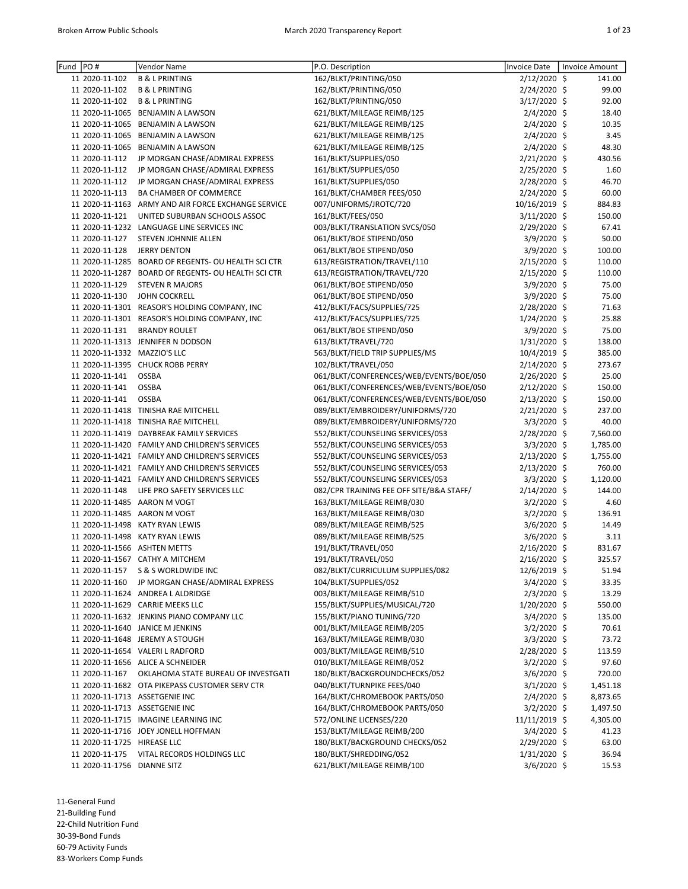| Fund | PO # | Vendor Name | P.O. Description | Invoice Date | Invoice Amount |
|---|---|---|---|---|---|
| 11 | 2020-11-102 | B & L PRINTING | 162/BLKT/PRINTING/050 | 2/12/2020 | $ 141.00 |
| 11 | 2020-11-102 | B & L PRINTING | 162/BLKT/PRINTING/050 | 2/24/2020 | $ 99.00 |
| 11 | 2020-11-102 | B & L PRINTING | 162/BLKT/PRINTING/050 | 3/17/2020 | $ 92.00 |
| 11 | 2020-11-1065 | BENJAMIN A LAWSON | 621/BLKT/MILEAGE REIMB/125 | 2/4/2020 | $ 18.40 |
| 11 | 2020-11-1065 | BENJAMIN A LAWSON | 621/BLKT/MILEAGE REIMB/125 | 2/4/2020 | $ 10.35 |
| 11 | 2020-11-1065 | BENJAMIN A LAWSON | 621/BLKT/MILEAGE REIMB/125 | 2/4/2020 | $ 3.45 |
| 11 | 2020-11-1065 | BENJAMIN A LAWSON | 621/BLKT/MILEAGE REIMB/125 | 2/4/2020 | $ 48.30 |
| 11 | 2020-11-112 | JP MORGAN CHASE/ADMIRAL EXPRESS | 161/BLKT/SUPPLIES/050 | 2/21/2020 | $ 430.56 |
| 11 | 2020-11-112 | JP MORGAN CHASE/ADMIRAL EXPRESS | 161/BLKT/SUPPLIES/050 | 2/25/2020 | $ 1.60 |
| 11 | 2020-11-112 | JP MORGAN CHASE/ADMIRAL EXPRESS | 161/BLKT/SUPPLIES/050 | 2/28/2020 | $ 46.70 |
| 11 | 2020-11-113 | BA CHAMBER OF COMMERCE | 161/BLKT/CHAMBER FEES/050 | 2/24/2020 | $ 60.00 |
| 11 | 2020-11-1163 | ARMY AND AIR FORCE EXCHANGE SERVICE | 007/UNIFORMS/JROTC/720 | 10/16/2019 | $ 884.83 |
| 11 | 2020-11-121 | UNITED SUBURBAN SCHOOLS ASSOC | 161/BLKT/FEES/050 | 3/11/2020 | $ 150.00 |
| 11 | 2020-11-1232 | LANGUAGE LINE SERVICES INC | 003/BLKT/TRANSLATION SVCS/050 | 2/29/2020 | $ 67.41 |
| 11 | 2020-11-127 | STEVEN JOHNNIE ALLEN | 061/BLKT/BOE STIPEND/050 | 3/9/2020 | $ 50.00 |
| 11 | 2020-11-128 | JERRY DENTON | 061/BLKT/BOE STIPEND/050 | 3/9/2020 | $ 100.00 |
| 11 | 2020-11-1285 | BOARD OF REGENTS- OU HEALTH SCI CTR | 613/REGISTRATION/TRAVEL/110 | 2/15/2020 | $ 110.00 |
| 11 | 2020-11-1287 | BOARD OF REGENTS- OU HEALTH SCI CTR | 613/REGISTRATION/TRAVEL/720 | 2/15/2020 | $ 110.00 |
| 11 | 2020-11-129 | STEVEN R MAJORS | 061/BLKT/BOE STIPEND/050 | 3/9/2020 | $ 75.00 |
| 11 | 2020-11-130 | JOHN COCKRELL | 061/BLKT/BOE STIPEND/050 | 3/9/2020 | $ 75.00 |
| 11 | 2020-11-1301 | REASOR'S HOLDING COMPANY, INC | 412/BLKT/FACS/SUPPLIES/725 | 2/28/2020 | $ 71.63 |
| 11 | 2020-11-1301 | REASOR'S HOLDING COMPANY, INC | 412/BLKT/FACS/SUPPLIES/725 | 1/24/2020 | $ 25.88 |
| 11 | 2020-11-131 | BRANDY ROULET | 061/BLKT/BOE STIPEND/050 | 3/9/2020 | $ 75.00 |
| 11 | 2020-11-1313 | JENNIFER N DODSON | 613/BLKT/TRAVEL/720 | 1/31/2020 | $ 138.00 |
| 11 | 2020-11-1332 | MAZZIO'S LLC | 563/BLKT/FIELD TRIP SUPPLIES/MS | 10/4/2019 | $ 385.00 |
| 11 | 2020-11-1395 | CHUCK ROBB PERRY | 102/BLKT/TRAVEL/050 | 2/14/2020 | $ 273.67 |
| 11 | 2020-11-141 | OSSBA | 061/BLKT/CONFERENCES/WEB/EVENTS/BOE/050 | 2/26/2020 | $ 25.00 |
| 11 | 2020-11-141 | OSSBA | 061/BLKT/CONFERENCES/WEB/EVENTS/BOE/050 | 2/12/2020 | $ 150.00 |
| 11 | 2020-11-141 | OSSBA | 061/BLKT/CONFERENCES/WEB/EVENTS/BOE/050 | 2/13/2020 | $ 150.00 |
| 11 | 2020-11-1418 | TINISHA RAE MITCHELL | 089/BLKT/EMBROIDERY/UNIFORMS/720 | 2/21/2020 | $ 237.00 |
| 11 | 2020-11-1418 | TINISHA RAE MITCHELL | 089/BLKT/EMBROIDERY/UNIFORMS/720 | 3/3/2020 | $ 40.00 |
| 11 | 2020-11-1419 | DAYBREAK FAMILY SERVICES | 552/BLKT/COUNSELING SERVICES/053 | 2/28/2020 | $ 7,560.00 |
| 11 | 2020-11-1420 | FAMILY AND CHILDREN'S SERVICES | 552/BLKT/COUNSELING SERVICES/053 | 3/3/2020 | $ 1,785.00 |
| 11 | 2020-11-1421 | FAMILY AND CHILDREN'S SERVICES | 552/BLKT/COUNSELING SERVICES/053 | 2/13/2020 | $ 1,755.00 |
| 11 | 2020-11-1421 | FAMILY AND CHILDREN'S SERVICES | 552/BLKT/COUNSELING SERVICES/053 | 2/13/2020 | $ 760.00 |
| 11 | 2020-11-1421 | FAMILY AND CHILDREN'S SERVICES | 552/BLKT/COUNSELING SERVICES/053 | 3/3/2020 | $ 1,120.00 |
| 11 | 2020-11-148 | LIFE PRO SAFETY SERVICES LLC | 082/CPR TRAINING FEE OFF SITE/B&A STAFF/ | 2/14/2020 | $ 144.00 |
| 11 | 2020-11-1485 | AARON M VOGT | 163/BLKT/MILEAGE REIMB/030 | 3/2/2020 | $ 4.60 |
| 11 | 2020-11-1485 | AARON M VOGT | 163/BLKT/MILEAGE REIMB/030 | 3/2/2020 | $ 136.91 |
| 11 | 2020-11-1498 | KATY RYAN LEWIS | 089/BLKT/MILEAGE REIMB/525 | 3/6/2020 | $ 14.49 |
| 11 | 2020-11-1498 | KATY RYAN LEWIS | 089/BLKT/MILEAGE REIMB/525 | 3/6/2020 | $ 3.11 |
| 11 | 2020-11-1566 | ASHTEN METTS | 191/BLKT/TRAVEL/050 | 2/16/2020 | $ 831.67 |
| 11 | 2020-11-1567 | CATHY A MITCHEM | 191/BLKT/TRAVEL/050 | 2/16/2020 | $ 325.57 |
| 11 | 2020-11-157 | S & S WORLDWIDE INC | 082/BLKT/CURRICULUM SUPPLIES/082 | 12/6/2019 | $ 51.94 |
| 11 | 2020-11-160 | JP MORGAN CHASE/ADMIRAL EXPRESS | 104/BLKT/SUPPLIES/052 | 3/4/2020 | $ 33.35 |
| 11 | 2020-11-1624 | ANDREA L ALDRIDGE | 003/BLKT/MILEAGE REIMB/510 | 2/3/2020 | $ 13.29 |
| 11 | 2020-11-1629 | CARRIE MEEKS LLC | 155/BLKT/SUPPLIES/MUSICAL/720 | 1/20/2020 | $ 550.00 |
| 11 | 2020-11-1632 | JENKINS PIANO COMPANY LLC | 155/BLKT/PIANO TUNING/720 | 3/4/2020 | $ 135.00 |
| 11 | 2020-11-1640 | JANICE M JENKINS | 001/BLKT/MILEAGE REIMB/205 | 3/2/2020 | $ 70.61 |
| 11 | 2020-11-1648 | JEREMY A STOUGH | 163/BLKT/MILEAGE REIMB/030 | 3/3/2020 | $ 73.72 |
| 11 | 2020-11-1654 | VALERI L RADFORD | 003/BLKT/MILEAGE REIMB/510 | 2/28/2020 | $ 113.59 |
| 11 | 2020-11-1656 | ALICE A SCHNEIDER | 010/BLKT/MILEAGE REIMB/052 | 3/2/2020 | $ 97.60 |
| 11 | 2020-11-167 | OKLAHOMA STATE BUREAU OF INVESTGATI | 180/BLKT/BACKGROUNDCHECKS/052 | 3/6/2020 | $ 720.00 |
| 11 | 2020-11-1682 | OTA PIKEPASS CUSTOMER SERV CTR | 040/BLKT/TURNPIKE FEES/040 | 3/1/2020 | $ 1,451.18 |
| 11 | 2020-11-1713 | ASSETGENIE INC | 164/BLKT/CHROMEBOOK PARTS/050 | 2/4/2020 | $ 8,873.65 |
| 11 | 2020-11-1713 | ASSETGENIE INC | 164/BLKT/CHROMEBOOK PARTS/050 | 3/2/2020 | $ 1,497.50 |
| 11 | 2020-11-1715 | IMAGINE LEARNING INC | 572/ONLINE LICENSES/220 | 11/11/2019 | $ 4,305.00 |
| 11 | 2020-11-1716 | JOEY JONELL HOFFMAN | 153/BLKT/MILEAGE REIMB/200 | 3/4/2020 | $ 41.23 |
| 11 | 2020-11-1725 | HIREASE LLC | 180/BLKT/BACKGROUND CHECKS/052 | 2/29/2020 | $ 63.00 |
| 11 | 2020-11-175 | VITAL RECORDS HOLDINGS LLC | 180/BLKT/SHREDDING/052 | 1/31/2020 | $ 36.94 |
| 11 | 2020-11-1756 | DIANNE SITZ | 621/BLKT/MILEAGE REIMB/100 | 3/6/2020 | $ 15.53 |

11-General Fund
21-Building Fund
22-Child Nutrition Fund
30-39-Bond Funds
60-79 Activity Funds
83-Workers Comp Funds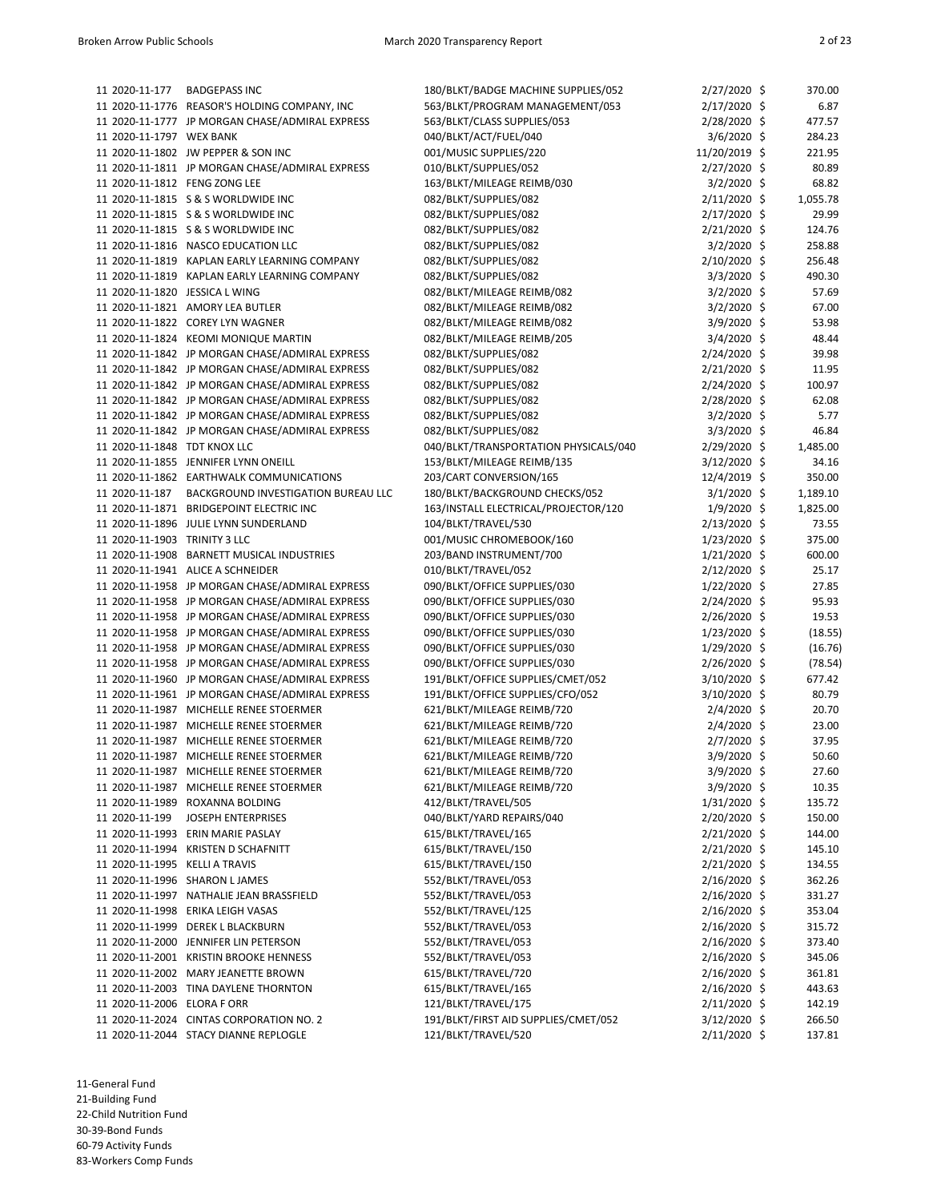| | | | | | |
|---|---|---|---|---|---|
| 11 | 2020-11-177 | BADGEPASS INC | 180/BLKT/BADGE MACHINE SUPPLIES/052 | 2/27/2020 | $ 370.00 |
| 11 | 2020-11-1776 | REASOR'S HOLDING COMPANY, INC | 563/BLKT/PROGRAM MANAGEMENT/053 | 2/17/2020 | $ 6.87 |
| 11 | 2020-11-1777 | JP MORGAN CHASE/ADMIRAL EXPRESS | 563/BLKT/CLASS SUPPLIES/053 | 2/28/2020 | $ 477.57 |
| 11 | 2020-11-1797 | WEX BANK | 040/BLKT/ACT/FUEL/040 | 3/6/2020 | $ 284.23 |
| 11 | 2020-11-1802 | JW PEPPER & SON INC | 001/MUSIC SUPPLIES/220 | 11/20/2019 | $ 221.95 |
| 11 | 2020-11-1811 | JP MORGAN CHASE/ADMIRAL EXPRESS | 010/BLKT/SUPPLIES/052 | 2/27/2020 | $ 80.89 |
| 11 | 2020-11-1812 | FENG ZONG LEE | 163/BLKT/MILEAGE REIMB/030 | 3/2/2020 | $ 68.82 |
| 11 | 2020-11-1815 | S & S WORLDWIDE INC | 082/BLKT/SUPPLIES/082 | 2/11/2020 | $ 1,055.78 |
| 11 | 2020-11-1815 | S & S WORLDWIDE INC | 082/BLKT/SUPPLIES/082 | 2/17/2020 | $ 29.99 |
| 11 | 2020-11-1815 | S & S WORLDWIDE INC | 082/BLKT/SUPPLIES/082 | 2/21/2020 | $ 124.76 |
| 11 | 2020-11-1816 | NASCO EDUCATION LLC | 082/BLKT/SUPPLIES/082 | 3/2/2020 | $ 258.88 |
| 11 | 2020-11-1819 | KAPLAN EARLY LEARNING COMPANY | 082/BLKT/SUPPLIES/082 | 2/10/2020 | $ 256.48 |
| 11 | 2020-11-1819 | KAPLAN EARLY LEARNING COMPANY | 082/BLKT/SUPPLIES/082 | 3/3/2020 | $ 490.30 |
| 11 | 2020-11-1820 | JESSICA L WING | 082/BLKT/MILEAGE REIMB/082 | 3/2/2020 | $ 57.69 |
| 11 | 2020-11-1821 | AMORY LEA BUTLER | 082/BLKT/MILEAGE REIMB/082 | 3/2/2020 | $ 67.00 |
| 11 | 2020-11-1822 | COREY LYN WAGNER | 082/BLKT/MILEAGE REIMB/082 | 3/9/2020 | $ 53.98 |
| 11 | 2020-11-1824 | KEOMI MONIQUE MARTIN | 082/BLKT/MILEAGE REIMB/205 | 3/4/2020 | $ 48.44 |
| 11 | 2020-11-1842 | JP MORGAN CHASE/ADMIRAL EXPRESS | 082/BLKT/SUPPLIES/082 | 2/24/2020 | $ 39.98 |
| 11 | 2020-11-1842 | JP MORGAN CHASE/ADMIRAL EXPRESS | 082/BLKT/SUPPLIES/082 | 2/21/2020 | $ 11.95 |
| 11 | 2020-11-1842 | JP MORGAN CHASE/ADMIRAL EXPRESS | 082/BLKT/SUPPLIES/082 | 2/24/2020 | $ 100.97 |
| 11 | 2020-11-1842 | JP MORGAN CHASE/ADMIRAL EXPRESS | 082/BLKT/SUPPLIES/082 | 2/28/2020 | $ 62.08 |
| 11 | 2020-11-1842 | JP MORGAN CHASE/ADMIRAL EXPRESS | 082/BLKT/SUPPLIES/082 | 3/2/2020 | $ 5.77 |
| 11 | 2020-11-1842 | JP MORGAN CHASE/ADMIRAL EXPRESS | 082/BLKT/SUPPLIES/082 | 3/3/2020 | $ 46.84 |
| 11 | 2020-11-1848 | TDT KNOX LLC | 040/BLKT/TRANSPORTATION PHYSICALS/040 | 2/29/2020 | $ 1,485.00 |
| 11 | 2020-11-1855 | JENNIFER LYNN ONEILL | 153/BLKT/MILEAGE REIMB/135 | 3/12/2020 | $ 34.16 |
| 11 | 2020-11-1862 | EARTHWALK COMMUNICATIONS | 203/CART CONVERSION/165 | 12/4/2019 | $ 350.00 |
| 11 | 2020-11-187 | BACKGROUND INVESTIGATION BUREAU LLC | 180/BLKT/BACKGROUND CHECKS/052 | 3/1/2020 | $ 1,189.10 |
| 11 | 2020-11-1871 | BRIDGEPOINT ELECTRIC INC | 163/INSTALL ELECTRICAL/PROJECTOR/120 | 1/9/2020 | $ 1,825.00 |
| 11 | 2020-11-1896 | JULIE LYNN SUNDERLAND | 104/BLKT/TRAVEL/530 | 2/13/2020 | $ 73.55 |
| 11 | 2020-11-1903 | TRINITY 3 LLC | 001/MUSIC CHROMEBOOK/160 | 1/23/2020 | $ 375.00 |
| 11 | 2020-11-1908 | BARNETT MUSICAL INDUSTRIES | 203/BAND INSTRUMENT/700 | 1/21/2020 | $ 600.00 |
| 11 | 2020-11-1941 | ALICE A SCHNEIDER | 010/BLKT/TRAVEL/052 | 2/12/2020 | $ 25.17 |
| 11 | 2020-11-1958 | JP MORGAN CHASE/ADMIRAL EXPRESS | 090/BLKT/OFFICE SUPPLIES/030 | 1/22/2020 | $ 27.85 |
| 11 | 2020-11-1958 | JP MORGAN CHASE/ADMIRAL EXPRESS | 090/BLKT/OFFICE SUPPLIES/030 | 2/24/2020 | $ 95.93 |
| 11 | 2020-11-1958 | JP MORGAN CHASE/ADMIRAL EXPRESS | 090/BLKT/OFFICE SUPPLIES/030 | 2/26/2020 | $ 19.53 |
| 11 | 2020-11-1958 | JP MORGAN CHASE/ADMIRAL EXPRESS | 090/BLKT/OFFICE SUPPLIES/030 | 1/23/2020 | $ (18.55) |
| 11 | 2020-11-1958 | JP MORGAN CHASE/ADMIRAL EXPRESS | 090/BLKT/OFFICE SUPPLIES/030 | 1/29/2020 | $ (16.76) |
| 11 | 2020-11-1958 | JP MORGAN CHASE/ADMIRAL EXPRESS | 090/BLKT/OFFICE SUPPLIES/030 | 2/26/2020 | $ (78.54) |
| 11 | 2020-11-1960 | JP MORGAN CHASE/ADMIRAL EXPRESS | 191/BLKT/OFFICE SUPPLIES/CMET/052 | 3/10/2020 | $ 677.42 |
| 11 | 2020-11-1961 | JP MORGAN CHASE/ADMIRAL EXPRESS | 191/BLKT/OFFICE SUPPLIES/CFO/052 | 3/10/2020 | $ 80.79 |
| 11 | 2020-11-1987 | MICHELLE RENEE STOERMER | 621/BLKT/MILEAGE REIMB/720 | 2/4/2020 | $ 20.70 |
| 11 | 2020-11-1987 | MICHELLE RENEE STOERMER | 621/BLKT/MILEAGE REIMB/720 | 2/4/2020 | $ 23.00 |
| 11 | 2020-11-1987 | MICHELLE RENEE STOERMER | 621/BLKT/MILEAGE REIMB/720 | 2/7/2020 | $ 37.95 |
| 11 | 2020-11-1987 | MICHELLE RENEE STOERMER | 621/BLKT/MILEAGE REIMB/720 | 3/9/2020 | $ 50.60 |
| 11 | 2020-11-1987 | MICHELLE RENEE STOERMER | 621/BLKT/MILEAGE REIMB/720 | 3/9/2020 | $ 27.60 |
| 11 | 2020-11-1987 | MICHELLE RENEE STOERMER | 621/BLKT/MILEAGE REIMB/720 | 3/9/2020 | $ 10.35 |
| 11 | 2020-11-1989 | ROXANNA BOLDING | 412/BLKT/TRAVEL/505 | 1/31/2020 | $ 135.72 |
| 11 | 2020-11-199 | JOSEPH ENTERPRISES | 040/BLKT/YARD REPAIRS/040 | 2/20/2020 | $ 150.00 |
| 11 | 2020-11-1993 | ERIN MARIE PASLAY | 615/BLKT/TRAVEL/165 | 2/21/2020 | $ 144.00 |
| 11 | 2020-11-1994 | KRISTEN D SCHAFNITT | 615/BLKT/TRAVEL/150 | 2/21/2020 | $ 145.10 |
| 11 | 2020-11-1995 | KELLI A TRAVIS | 615/BLKT/TRAVEL/150 | 2/21/2020 | $ 134.55 |
| 11 | 2020-11-1996 | SHARON L JAMES | 552/BLKT/TRAVEL/053 | 2/16/2020 | $ 362.26 |
| 11 | 2020-11-1997 | NATHALIE JEAN BRASSFIELD | 552/BLKT/TRAVEL/053 | 2/16/2020 | $ 331.27 |
| 11 | 2020-11-1998 | ERIKA LEIGH VASAS | 552/BLKT/TRAVEL/125 | 2/16/2020 | $ 353.04 |
| 11 | 2020-11-1999 | DEREK L BLACKBURN | 552/BLKT/TRAVEL/053 | 2/16/2020 | $ 315.72 |
| 11 | 2020-11-2000 | JENNIFER LIN PETERSON | 552/BLKT/TRAVEL/053 | 2/16/2020 | $ 373.40 |
| 11 | 2020-11-2001 | KRISTIN BROOKE HENNESS | 552/BLKT/TRAVEL/053 | 2/16/2020 | $ 345.06 |
| 11 | 2020-11-2002 | MARY JEANETTE BROWN | 615/BLKT/TRAVEL/720 | 2/16/2020 | $ 361.81 |
| 11 | 2020-11-2003 | TINA DAYLENE THORNTON | 615/BLKT/TRAVEL/165 | 2/16/2020 | $ 443.63 |
| 11 | 2020-11-2006 | ELORA F ORR | 121/BLKT/TRAVEL/175 | 2/11/2020 | $ 142.19 |
| 11 | 2020-11-2024 | CINTAS CORPORATION NO. 2 | 191/BLKT/FIRST AID SUPPLIES/CMET/052 | 3/12/2020 | $ 266.50 |
| 11 | 2020-11-2044 | STACY DIANNE REPLOGLE | 121/BLKT/TRAVEL/520 | 2/11/2020 | $ 137.81 |

11-General Fund
21-Building Fund
22-Child Nutrition Fund
30-39-Bond Funds
60-79 Activity Funds
83-Workers Comp Funds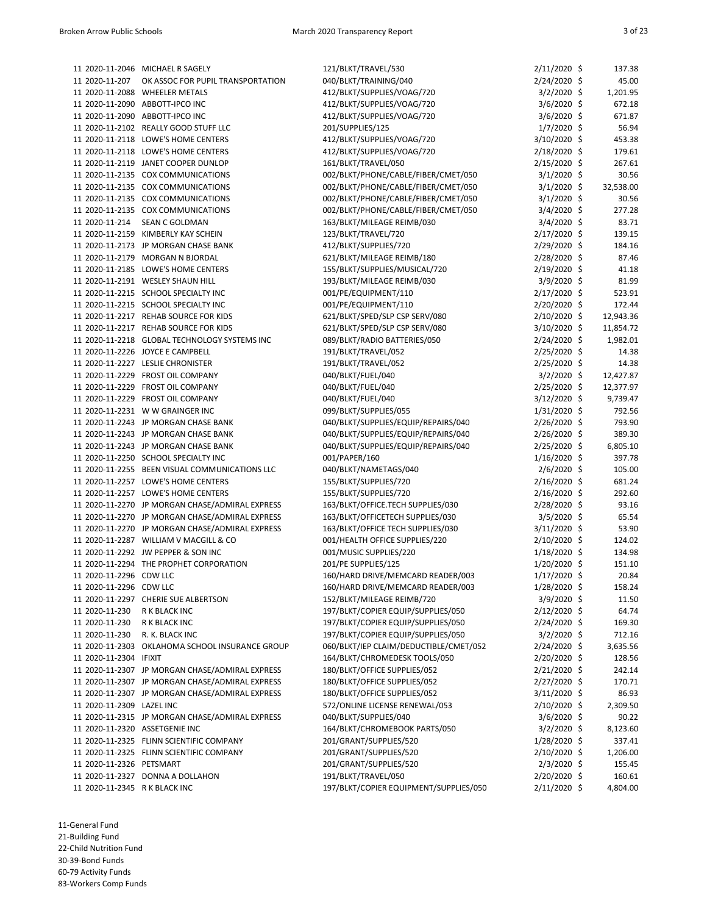| Fund | PO Number | Vendor | Account Description | Date | Amount |
|---|---|---|---|---|---|
| 11 | 2020-11-2046 | MICHAEL R SAGELY | 121/BLKT/TRAVEL/530 | 2/11/2020 | $ 137.38 |
| 11 | 2020-11-207 | OK ASSOC FOR PUPIL TRANSPORTATION | 040/BLKT/TRAINING/040 | 2/24/2020 | $ 45.00 |
| 11 | 2020-11-2088 | WHEELER METALS | 412/BLKT/SUPPLIES/VOAG/720 | 3/2/2020 | $ 1,201.95 |
| 11 | 2020-11-2090 | ABBOTT-IPCO INC | 412/BLKT/SUPPLIES/VOAG/720 | 3/6/2020 | $ 672.18 |
| 11 | 2020-11-2090 | ABBOTT-IPCO INC | 412/BLKT/SUPPLIES/VOAG/720 | 3/6/2020 | $ 671.87 |
| 11 | 2020-11-2102 | REALLY GOOD STUFF LLC | 201/SUPPLIES/125 | 1/7/2020 | $ 56.94 |
| 11 | 2020-11-2118 | LOWE'S HOME CENTERS | 412/BLKT/SUPPLIES/VOAG/720 | 3/10/2020 | $ 453.38 |
| 11 | 2020-11-2118 | LOWE'S HOME CENTERS | 412/BLKT/SUPPLIES/VOAG/720 | 2/18/2020 | $ 179.61 |
| 11 | 2020-11-2119 | JANET COOPER DUNLOP | 161/BLKT/TRAVEL/050 | 2/15/2020 | $ 267.61 |
| 11 | 2020-11-2135 | COX COMMUNICATIONS | 002/BLKT/PHONE/CABLE/FIBER/CMET/050 | 3/1/2020 | $ 30.56 |
| 11 | 2020-11-2135 | COX COMMUNICATIONS | 002/BLKT/PHONE/CABLE/FIBER/CMET/050 | 3/1/2020 | $ 32,538.00 |
| 11 | 2020-11-2135 | COX COMMUNICATIONS | 002/BLKT/PHONE/CABLE/FIBER/CMET/050 | 3/1/2020 | $ 30.56 |
| 11 | 2020-11-2135 | COX COMMUNICATIONS | 002/BLKT/PHONE/CABLE/FIBER/CMET/050 | 3/4/2020 | $ 277.28 |
| 11 | 2020-11-214 | SEAN C GOLDMAN | 163/BLKT/MILEAGE REIMB/030 | 3/4/2020 | $ 83.71 |
| 11 | 2020-11-2159 | KIMBERLY KAY SCHEIN | 123/BLKT/TRAVEL/720 | 2/17/2020 | $ 139.15 |
| 11 | 2020-11-2173 | JP MORGAN CHASE BANK | 412/BLKT/SUPPLIES/720 | 2/29/2020 | $ 184.16 |
| 11 | 2020-11-2179 | MORGAN N BJORDAL | 621/BLKT/MILEAGE REIMB/180 | 2/28/2020 | $ 87.46 |
| 11 | 2020-11-2185 | LOWE'S HOME CENTERS | 155/BLKT/SUPPLIES/MUSICAL/720 | 2/19/2020 | $ 41.18 |
| 11 | 2020-11-2191 | WESLEY SHAUN HILL | 193/BLKT/MILEAGE REIMB/030 | 3/9/2020 | $ 81.99 |
| 11 | 2020-11-2215 | SCHOOL SPECIALTY INC | 001/PE/EQUIPMENT/110 | 2/17/2020 | $ 523.91 |
| 11 | 2020-11-2215 | SCHOOL SPECIALTY INC | 001/PE/EQUIPMENT/110 | 2/20/2020 | $ 172.44 |
| 11 | 2020-11-2217 | REHAB SOURCE FOR KIDS | 621/BLKT/SPED/SLP CSP SERV/080 | 2/10/2020 | $ 12,943.36 |
| 11 | 2020-11-2217 | REHAB SOURCE FOR KIDS | 621/BLKT/SPED/SLP CSP SERV/080 | 3/10/2020 | $ 11,854.72 |
| 11 | 2020-11-2218 | GLOBAL TECHNOLOGY SYSTEMS INC | 089/BLKT/RADIO BATTERIES/050 | 2/24/2020 | $ 1,982.01 |
| 11 | 2020-11-2226 | JOYCE E CAMPBELL | 191/BLKT/TRAVEL/052 | 2/25/2020 | $ 14.38 |
| 11 | 2020-11-2227 | LESLIE CHRONISTER | 191/BLKT/TRAVEL/052 | 2/25/2020 | $ 14.38 |
| 11 | 2020-11-2229 | FROST OIL COMPANY | 040/BLKT/FUEL/040 | 3/2/2020 | $ 12,427.87 |
| 11 | 2020-11-2229 | FROST OIL COMPANY | 040/BLKT/FUEL/040 | 2/25/2020 | $ 12,377.97 |
| 11 | 2020-11-2229 | FROST OIL COMPANY | 040/BLKT/FUEL/040 | 3/12/2020 | $ 9,739.47 |
| 11 | 2020-11-2231 | W W GRAINGER INC | 099/BLKT/SUPPLIES/055 | 1/31/2020 | $ 792.56 |
| 11 | 2020-11-2243 | JP MORGAN CHASE BANK | 040/BLKT/SUPPLIES/EQUIP/REPAIRS/040 | 2/26/2020 | $ 793.90 |
| 11 | 2020-11-2243 | JP MORGAN CHASE BANK | 040/BLKT/SUPPLIES/EQUIP/REPAIRS/040 | 2/26/2020 | $ 389.30 |
| 11 | 2020-11-2243 | JP MORGAN CHASE BANK | 040/BLKT/SUPPLIES/EQUIP/REPAIRS/040 | 2/25/2020 | $ 6,805.10 |
| 11 | 2020-11-2250 | SCHOOL SPECIALTY INC | 001/PAPER/160 | 1/16/2020 | $ 397.78 |
| 11 | 2020-11-2255 | BEEN VISUAL COMMUNICATIONS LLC | 040/BLKT/NAMETAGS/040 | 2/6/2020 | $ 105.00 |
| 11 | 2020-11-2257 | LOWE'S HOME CENTERS | 155/BLKT/SUPPLIES/720 | 2/16/2020 | $ 681.24 |
| 11 | 2020-11-2257 | LOWE'S HOME CENTERS | 155/BLKT/SUPPLIES/720 | 2/16/2020 | $ 292.60 |
| 11 | 2020-11-2270 | JP MORGAN CHASE/ADMIRAL EXPRESS | 163/BLKT/OFFICE.TECH SUPPLIES/030 | 2/28/2020 | $ 93.16 |
| 11 | 2020-11-2270 | JP MORGAN CHASE/ADMIRAL EXPRESS | 163/BLKT/OFFICETECH SUPPLIES/030 | 3/5/2020 | $ 65.54 |
| 11 | 2020-11-2270 | JP MORGAN CHASE/ADMIRAL EXPRESS | 163/BLKT/OFFICE TECH SUPPLIES/030 | 3/11/2020 | $ 53.90 |
| 11 | 2020-11-2287 | WILLIAM V MACGILL & CO | 001/HEALTH OFFICE SUPPLIES/220 | 2/10/2020 | $ 124.02 |
| 11 | 2020-11-2292 | JW PEPPER & SON INC | 001/MUSIC SUPPLIES/220 | 1/18/2020 | $ 134.98 |
| 11 | 2020-11-2294 | THE PROPHET CORPORATION | 201/PE SUPPLIES/125 | 1/20/2020 | $ 151.10 |
| 11 | 2020-11-2296 | CDW LLC | 160/HARD DRIVE/MEMCARD READER/003 | 1/17/2020 | $ 20.84 |
| 11 | 2020-11-2296 | CDW LLC | 160/HARD DRIVE/MEMCARD READER/003 | 1/28/2020 | $ 158.24 |
| 11 | 2020-11-2297 | CHERIE SUE ALBERTSON | 152/BLKT/MILEAGE REIMB/720 | 3/9/2020 | $ 11.50 |
| 11 | 2020-11-230 | R K BLACK INC | 197/BLKT/COPIER EQUIP/SUPPLIES/050 | 2/12/2020 | $ 64.74 |
| 11 | 2020-11-230 | R K BLACK INC | 197/BLKT/COPIER EQUIP/SUPPLIES/050 | 2/24/2020 | $ 169.30 |
| 11 | 2020-11-230 | R. K. BLACK INC | 197/BLKT/COPIER EQUIP/SUPPLIES/050 | 3/2/2020 | $ 712.16 |
| 11 | 2020-11-2303 | OKLAHOMA SCHOOL INSURANCE GROUP | 060/BLKT/IEP CLAIM/DEDUCTIBLE/CMET/052 | 2/24/2020 | $ 3,635.56 |
| 11 | 2020-11-2304 | IFIXIT | 164/BLKT/CHROMEDESK TOOLS/050 | 2/20/2020 | $ 128.56 |
| 11 | 2020-11-2307 | JP MORGAN CHASE/ADMIRAL EXPRESS | 180/BLKT/OFFICE SUPPLIES/052 | 2/21/2020 | $ 242.14 |
| 11 | 2020-11-2307 | JP MORGAN CHASE/ADMIRAL EXPRESS | 180/BLKT/OFFICE SUPPLIES/052 | 2/27/2020 | $ 170.71 |
| 11 | 2020-11-2307 | JP MORGAN CHASE/ADMIRAL EXPRESS | 180/BLKT/OFFICE SUPPLIES/052 | 3/11/2020 | $ 86.93 |
| 11 | 2020-11-2309 | LAZEL INC | 572/ONLINE LICENSE RENEWAL/053 | 2/10/2020 | $ 2,309.50 |
| 11 | 2020-11-2315 | JP MORGAN CHASE/ADMIRAL EXPRESS | 040/BLKT/SUPPLIES/040 | 3/6/2020 | $ 90.22 |
| 11 | 2020-11-2320 | ASSETGENIE INC | 164/BLKT/CHROMEBOOK PARTS/050 | 3/2/2020 | $ 8,123.60 |
| 11 | 2020-11-2325 | FLINN SCIENTIFIC COMPANY | 201/GRANT/SUPPLIES/520 | 1/28/2020 | $ 337.41 |
| 11 | 2020-11-2325 | FLINN SCIENTIFIC COMPANY | 201/GRANT/SUPPLIES/520 | 2/10/2020 | $ 1,206.00 |
| 11 | 2020-11-2326 | PETSMART | 201/GRANT/SUPPLIES/520 | 2/3/2020 | $ 155.45 |
| 11 | 2020-11-2327 | DONNA A DOLLAHON | 191/BLKT/TRAVEL/050 | 2/20/2020 | $ 160.61 |
| 11 | 2020-11-2345 | R K BLACK INC | 197/BLKT/COPIER EQUIPMENT/SUPPLIES/050 | 2/11/2020 | $ 4,804.00 |

11-General Fund
21-Building Fund
22-Child Nutrition Fund
30-39-Bond Funds
60-79 Activity Funds
83-Workers Comp Funds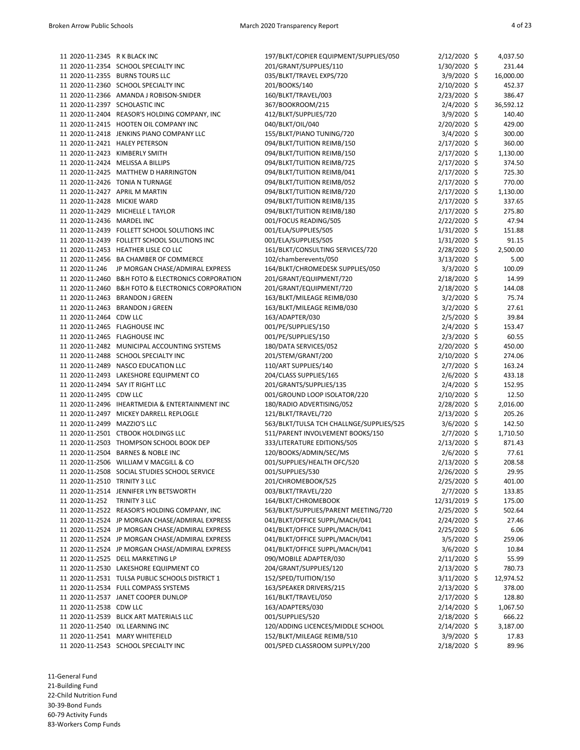| Fund | PO Number | Vendor | Description | Date | Amount |
|---|---|---|---|---|---|
| 11 | 2020-11-2345 | R K BLACK INC | 197/BLKT/COPIER EQUIPMENT/SUPPLIES/050 | 2/12/2020 | $ 4,037.50 |
| 11 | 2020-11-2354 | SCHOOL SPECIALTY INC | 201/GRANT/SUPPLIES/110 | 1/30/2020 | $ 231.44 |
| 11 | 2020-11-2355 | BURNS TOURS LLC | 035/BLKT/TRAVEL EXPS/720 | 3/9/2020 | $ 16,000.00 |
| 11 | 2020-11-2360 | SCHOOL SPECIALTY INC | 201/BOOKS/140 | 2/10/2020 | $ 452.37 |
| 11 | 2020-11-2366 | AMANDA J ROBISON-SNIDER | 160/BLKT/TRAVEL/003 | 2/23/2020 | $ 386.47 |
| 11 | 2020-11-2397 | SCHOLASTIC INC | 367/BOOKROOM/215 | 2/4/2020 | $ 36,592.12 |
| 11 | 2020-11-2404 | REASOR'S HOLDING COMPANY, INC | 412/BLKT/SUPPLIES/720 | 3/9/2020 | $ 140.40 |
| 11 | 2020-11-2415 | HOOTEN OIL COMPANY INC | 040/BLKT/OIL/040 | 2/20/2020 | $ 429.00 |
| 11 | 2020-11-2418 | JENKINS PIANO COMPANY LLC | 155/BLKT/PIANO TUNING/720 | 3/4/2020 | $ 300.00 |
| 11 | 2020-11-2421 | HALEY PETERSON | 094/BLKT/TUITION REIMB/150 | 2/17/2020 | $ 360.00 |
| 11 | 2020-11-2423 | KIMBERLY SMITH | 094/BLKT/TUITION REIMB/150 | 2/17/2020 | $ 1,130.00 |
| 11 | 2020-11-2424 | MELISSA A BILLIPS | 094/BLKT/TUITION REIMB/725 | 2/17/2020 | $ 374.50 |
| 11 | 2020-11-2425 | MATTHEW D HARRINGTON | 094/BLKT/TUITION REIMB/041 | 2/17/2020 | $ 725.30 |
| 11 | 2020-11-2426 | TONIA N TURNAGE | 094/BLKT/TUITION REIMB/052 | 2/17/2020 | $ 770.00 |
| 11 | 2020-11-2427 | APRIL M MARTIN | 094/BLKT/TUITION REIMB/720 | 2/17/2020 | $ 1,130.00 |
| 11 | 2020-11-2428 | MICKIE WARD | 094/BLKT/TUITION REIMB/135 | 2/17/2020 | $ 337.65 |
| 11 | 2020-11-2429 | MICHELLE L TAYLOR | 094/BLKT/TUITION REIMB/180 | 2/17/2020 | $ 275.80 |
| 11 | 2020-11-2436 | MARDEL INC | 001/FOCUS READING/505 | 2/22/2020 | $ 47.94 |
| 11 | 2020-11-2439 | FOLLETT SCHOOL SOLUTIONS INC | 001/ELA/SUPPLIES/505 | 1/31/2020 | $ 151.88 |
| 11 | 2020-11-2439 | FOLLETT SCHOOL SOLUTIONS INC | 001/ELA/SUPPLIES/505 | 1/31/2020 | $ 91.15 |
| 11 | 2020-11-2453 | HEATHER LISLE CO LLC | 161/BLKT/CONSULTING SERVICES/720 | 2/28/2020 | $ 2,500.00 |
| 11 | 2020-11-2456 | BA CHAMBER OF COMMERCE | 102/chamberevents/050 | 3/13/2020 | $ 5.00 |
| 11 | 2020-11-246 | JP MORGAN CHASE/ADMIRAL EXPRESS | 164/BLKT/CHROMEDESK SUPPLIES/050 | 3/3/2020 | $ 100.09 |
| 11 | 2020-11-2460 | B&H FOTO & ELECTRONICS CORPORATION | 201/GRANT/EQUIPMENT/720 | 2/18/2020 | $ 14.99 |
| 11 | 2020-11-2460 | B&H FOTO & ELECTRONICS CORPORATION | 201/GRANT/EQUIPMENT/720 | 2/18/2020 | $ 144.08 |
| 11 | 2020-11-2463 | BRANDON J GREEN | 163/BLKT/MILEAGE REIMB/030 | 3/2/2020 | $ 75.74 |
| 11 | 2020-11-2463 | BRANDON J GREEN | 163/BLKT/MILEAGE REIMB/030 | 3/2/2020 | $ 27.61 |
| 11 | 2020-11-2464 | CDW LLC | 163/ADAPTER/030 | 2/5/2020 | $ 39.84 |
| 11 | 2020-11-2465 | FLAGHOUSE INC | 001/PE/SUPPLIES/150 | 2/4/2020 | $ 153.47 |
| 11 | 2020-11-2465 | FLAGHOUSE INC | 001/PE/SUPPLIES/150 | 2/3/2020 | $ 60.55 |
| 11 | 2020-11-2482 | MUNICIPAL ACCOUNTING SYSTEMS | 180/DATA SERVICES/052 | 2/20/2020 | $ 450.00 |
| 11 | 2020-11-2488 | SCHOOL SPECIALTY INC | 201/STEM/GRANT/200 | 2/10/2020 | $ 274.06 |
| 11 | 2020-11-2489 | NASCO EDUCATION LLC | 110/ART SUPPLIES/140 | 2/7/2020 | $ 163.24 |
| 11 | 2020-11-2493 | LAKESHORE EQUIPMENT CO | 204/CLASS SUPPLIES/165 | 2/6/2020 | $ 433.18 |
| 11 | 2020-11-2494 | SAY IT RIGHT LLC | 201/GRANTS/SUPPLIES/135 | 2/4/2020 | $ 152.95 |
| 11 | 2020-11-2495 | CDW LLC | 001/GROUND LOOP ISOLATOR/220 | 2/10/2020 | $ 12.50 |
| 11 | 2020-11-2496 | IHEARTMEDIA & ENTERTAINMENT INC | 180/RADIO ADVERTISING/052 | 2/28/2020 | $ 2,016.00 |
| 11 | 2020-11-2497 | MICKEY DARRELL REPLOGLE | 121/BLKT/TRAVEL/720 | 2/13/2020 | $ 205.26 |
| 11 | 2020-11-2499 | MAZZIO'S LLC | 563/BLKT/TULSA TCH CHALLNGE/SUPPLIES/525 | 3/6/2020 | $ 142.50 |
| 11 | 2020-11-2501 | CTBOOK HOLDINGS LLC | 511/PARENT INVOLVEMENT BOOKS/150 | 2/7/2020 | $ 1,710.50 |
| 11 | 2020-11-2503 | THOMPSON SCHOOL BOOK DEP | 333/LITERATURE EDITIONS/505 | 2/13/2020 | $ 871.43 |
| 11 | 2020-11-2504 | BARNES & NOBLE INC | 120/BOOKS/ADMIN/SEC/MS | 2/6/2020 | $ 77.61 |
| 11 | 2020-11-2506 | WILLIAM V MACGILL & CO | 001/SUPPLIES/HEALTH OFC/520 | 2/13/2020 | $ 208.58 |
| 11 | 2020-11-2508 | SOCIAL STUDIES SCHOOL SERVICE | 001/SUPPLIES/530 | 2/26/2020 | $ 29.95 |
| 11 | 2020-11-2510 | TRINITY 3 LLC | 201/CHROMEBOOK/525 | 2/25/2020 | $ 401.00 |
| 11 | 2020-11-2514 | JENNIFER LYN BETSWORTH | 003/BLKT/TRAVEL/220 | 2/7/2020 | $ 133.85 |
| 11 | 2020-11-252 | TRINITY 3 LLC | 164/BLKT/CHROMEBOOK | 12/31/2019 | $ 175.00 |
| 11 | 2020-11-2522 | REASOR'S HOLDING COMPANY, INC | 563/BLKT/SUPPLIES/PARENT MEETING/720 | 2/25/2020 | $ 502.64 |
| 11 | 2020-11-2524 | JP MORGAN CHASE/ADMIRAL EXPRESS | 041/BLKT/OFFICE SUPPL/MACH/041 | 2/24/2020 | $ 27.46 |
| 11 | 2020-11-2524 | JP MORGAN CHASE/ADMIRAL EXPRESS | 041/BLKT/OFFICE SUPPL/MACH/041 | 2/25/2020 | $ 6.06 |
| 11 | 2020-11-2524 | JP MORGAN CHASE/ADMIRAL EXPRESS | 041/BLKT/OFFICE SUPPL/MACH/041 | 3/5/2020 | $ 259.06 |
| 11 | 2020-11-2524 | JP MORGAN CHASE/ADMIRAL EXPRESS | 041/BLKT/OFFICE SUPPL/MACH/041 | 3/6/2020 | $ 10.84 |
| 11 | 2020-11-2525 | DELL MARKETING LP | 090/MOBILE ADAPTER/030 | 2/11/2020 | $ 55.99 |
| 11 | 2020-11-2530 | LAKESHORE EQUIPMENT CO | 204/GRANT/SUPPLIES/120 | 2/13/2020 | $ 780.73 |
| 11 | 2020-11-2531 | TULSA PUBLIC SCHOOLS DISTRICT 1 | 152/SPED/TUITION/150 | 3/11/2020 | $ 12,974.52 |
| 11 | 2020-11-2534 | FULL COMPASS SYSTEMS | 163/SPEAKER DRIVERS/215 | 2/13/2020 | $ 378.00 |
| 11 | 2020-11-2537 | JANET COOPER DUNLOP | 161/BLKT/TRAVEL/050 | 2/17/2020 | $ 128.80 |
| 11 | 2020-11-2538 | CDW LLC | 163/ADAPTERS/030 | 2/14/2020 | $ 1,067.50 |
| 11 | 2020-11-2539 | BLICK ART MATERIALS LLC | 001/SUPPLIES/520 | 2/18/2020 | $ 666.22 |
| 11 | 2020-11-2540 | IXL LEARNING INC | 120/ADDING LICENCES/MIDDLE SCHOOL | 2/14/2020 | $ 3,187.00 |
| 11 | 2020-11-2541 | MARY WHITEFIELD | 152/BLKT/MILEAGE REIMB/510 | 3/9/2020 | $ 17.83 |
| 11 | 2020-11-2543 | SCHOOL SPECIALTY INC | 001/SPED CLASSROOM SUPPLY/200 | 2/18/2020 | $ 89.96 |

11-General Fund
21-Building Fund
22-Child Nutrition Fund
30-39-Bond Funds
60-79 Activity Funds
83-Workers Comp Funds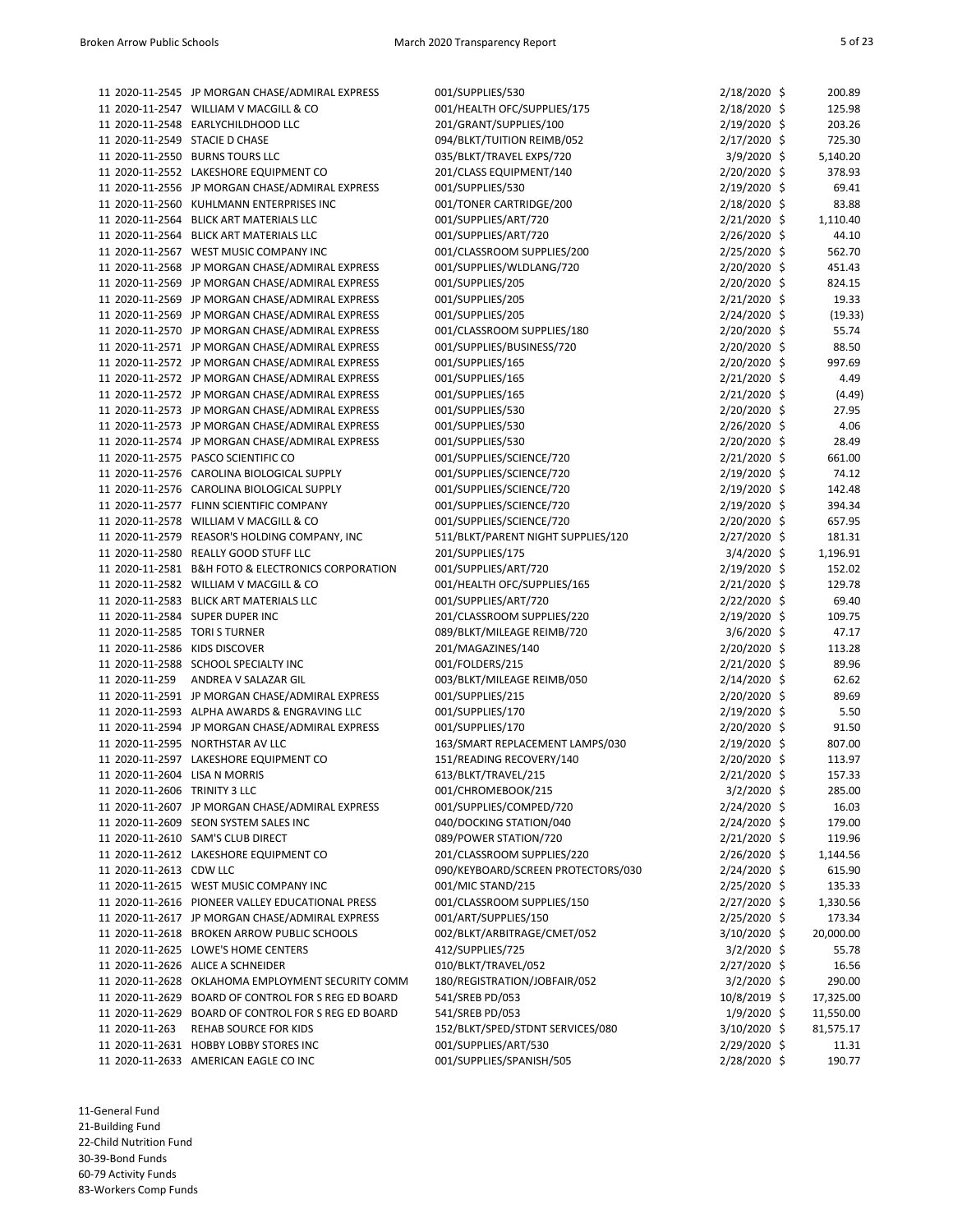| Fund | PO Number | Vendor | Description | Date | Amount |
|---|---|---|---|---|---|
| 11 | 2020-11-2545 | JP MORGAN CHASE/ADMIRAL EXPRESS | 001/SUPPLIES/530 | 2/18/2020 | $ 200.89 |
| 11 | 2020-11-2547 | WILLIAM V MACGILL & CO | 001/HEALTH OFC/SUPPLIES/175 | 2/18/2020 | $ 125.98 |
| 11 | 2020-11-2548 | EARLYCHILDHOOD LLC | 201/GRANT/SUPPLIES/100 | 2/19/2020 | $ 203.26 |
| 11 | 2020-11-2549 | STACIE D CHASE | 094/BLKT/TUITION REIMB/052 | 2/17/2020 | $ 725.30 |
| 11 | 2020-11-2550 | BURNS TOURS LLC | 035/BLKT/TRAVEL EXPS/720 | 3/9/2020 | $ 5,140.20 |
| 11 | 2020-11-2552 | LAKESHORE EQUIPMENT CO | 201/CLASS EQUIPMENT/140 | 2/20/2020 | $ 378.93 |
| 11 | 2020-11-2556 | JP MORGAN CHASE/ADMIRAL EXPRESS | 001/SUPPLIES/530 | 2/19/2020 | $ 69.41 |
| 11 | 2020-11-2560 | KUHLMANN ENTERPRISES INC | 001/TONER CARTRIDGE/200 | 2/18/2020 | $ 83.88 |
| 11 | 2020-11-2564 | BLICK ART MATERIALS LLC | 001/SUPPLIES/ART/720 | 2/21/2020 | $ 1,110.40 |
| 11 | 2020-11-2564 | BLICK ART MATERIALS LLC | 001/SUPPLIES/ART/720 | 2/26/2020 | $ 44.10 |
| 11 | 2020-11-2567 | WEST MUSIC COMPANY INC | 001/CLASSROOM SUPPLIES/200 | 2/25/2020 | $ 562.70 |
| 11 | 2020-11-2568 | JP MORGAN CHASE/ADMIRAL EXPRESS | 001/SUPPLIES/WLDLANG/720 | 2/20/2020 | $ 451.43 |
| 11 | 2020-11-2569 | JP MORGAN CHASE/ADMIRAL EXPRESS | 001/SUPPLIES/205 | 2/20/2020 | $ 824.15 |
| 11 | 2020-11-2569 | JP MORGAN CHASE/ADMIRAL EXPRESS | 001/SUPPLIES/205 | 2/21/2020 | $ 19.33 |
| 11 | 2020-11-2569 | JP MORGAN CHASE/ADMIRAL EXPRESS | 001/SUPPLIES/205 | 2/24/2020 | $ (19.33) |
| 11 | 2020-11-2570 | JP MORGAN CHASE/ADMIRAL EXPRESS | 001/CLASSROOM SUPPLIES/180 | 2/20/2020 | $ 55.74 |
| 11 | 2020-11-2571 | JP MORGAN CHASE/ADMIRAL EXPRESS | 001/SUPPLIES/BUSINESS/720 | 2/20/2020 | $ 88.50 |
| 11 | 2020-11-2572 | JP MORGAN CHASE/ADMIRAL EXPRESS | 001/SUPPLIES/165 | 2/20/2020 | $ 997.69 |
| 11 | 2020-11-2572 | JP MORGAN CHASE/ADMIRAL EXPRESS | 001/SUPPLIES/165 | 2/21/2020 | $ 4.49 |
| 11 | 2020-11-2572 | JP MORGAN CHASE/ADMIRAL EXPRESS | 001/SUPPLIES/165 | 2/21/2020 | $ (4.49) |
| 11 | 2020-11-2573 | JP MORGAN CHASE/ADMIRAL EXPRESS | 001/SUPPLIES/530 | 2/20/2020 | $ 27.95 |
| 11 | 2020-11-2573 | JP MORGAN CHASE/ADMIRAL EXPRESS | 001/SUPPLIES/530 | 2/26/2020 | $ 4.06 |
| 11 | 2020-11-2574 | JP MORGAN CHASE/ADMIRAL EXPRESS | 001/SUPPLIES/530 | 2/20/2020 | $ 28.49 |
| 11 | 2020-11-2575 | PASCO SCIENTIFIC CO | 001/SUPPLIES/SCIENCE/720 | 2/21/2020 | $ 661.00 |
| 11 | 2020-11-2576 | CAROLINA BIOLOGICAL SUPPLY | 001/SUPPLIES/SCIENCE/720 | 2/19/2020 | $ 74.12 |
| 11 | 2020-11-2576 | CAROLINA BIOLOGICAL SUPPLY | 001/SUPPLIES/SCIENCE/720 | 2/19/2020 | $ 142.48 |
| 11 | 2020-11-2577 | FLINN SCIENTIFIC COMPANY | 001/SUPPLIES/SCIENCE/720 | 2/19/2020 | $ 394.34 |
| 11 | 2020-11-2578 | WILLIAM V MACGILL & CO | 001/SUPPLIES/SCIENCE/720 | 2/20/2020 | $ 657.95 |
| 11 | 2020-11-2579 | REASOR'S HOLDING COMPANY, INC | 511/BLKT/PARENT NIGHT SUPPLIES/120 | 2/27/2020 | $ 181.31 |
| 11 | 2020-11-2580 | REALLY GOOD STUFF LLC | 201/SUPPLIES/175 | 3/4/2020 | $ 1,196.91 |
| 11 | 2020-11-2581 | B&H FOTO & ELECTRONICS CORPORATION | 001/SUPPLIES/ART/720 | 2/19/2020 | $ 152.02 |
| 11 | 2020-11-2582 | WILLIAM V MACGILL & CO | 001/HEALTH OFC/SUPPLIES/165 | 2/21/2020 | $ 129.78 |
| 11 | 2020-11-2583 | BLICK ART MATERIALS LLC | 001/SUPPLIES/ART/720 | 2/22/2020 | $ 69.40 |
| 11 | 2020-11-2584 | SUPER DUPER INC | 201/CLASSROOM SUPPLIES/220 | 2/19/2020 | $ 109.75 |
| 11 | 2020-11-2585 | TORI S TURNER | 089/BLKT/MILEAGE REIMB/720 | 3/6/2020 | $ 47.17 |
| 11 | 2020-11-2586 | KIDS DISCOVER | 201/MAGAZINES/140 | 2/20/2020 | $ 113.28 |
| 11 | 2020-11-2588 | SCHOOL SPECIALTY INC | 001/FOLDERS/215 | 2/21/2020 | $ 89.96 |
| 11 | 2020-11-259 | ANDREA V SALAZAR GIL | 003/BLKT/MILEAGE REIMB/050 | 2/14/2020 | $ 62.62 |
| 11 | 2020-11-2591 | JP MORGAN CHASE/ADMIRAL EXPRESS | 001/SUPPLIES/215 | 2/20/2020 | $ 89.69 |
| 11 | 2020-11-2593 | ALPHA AWARDS & ENGRAVING LLC | 001/SUPPLIES/170 | 2/19/2020 | $ 5.50 |
| 11 | 2020-11-2594 | JP MORGAN CHASE/ADMIRAL EXPRESS | 001/SUPPLIES/170 | 2/20/2020 | $ 91.50 |
| 11 | 2020-11-2595 | NORTHSTAR AV LLC | 163/SMART REPLACEMENT LAMPS/030 | 2/19/2020 | $ 807.00 |
| 11 | 2020-11-2597 | LAKESHORE EQUIPMENT CO | 151/READING RECOVERY/140 | 2/20/2020 | $ 113.97 |
| 11 | 2020-11-2604 | LISA N MORRIS | 613/BLKT/TRAVEL/215 | 2/21/2020 | $ 157.33 |
| 11 | 2020-11-2606 | TRINITY 3 LLC | 001/CHROMEBOOK/215 | 3/2/2020 | $ 285.00 |
| 11 | 2020-11-2607 | JP MORGAN CHASE/ADMIRAL EXPRESS | 001/SUPPLIES/COMPED/720 | 2/24/2020 | $ 16.03 |
| 11 | 2020-11-2609 | SEON SYSTEM SALES INC | 040/DOCKING STATION/040 | 2/24/2020 | $ 179.00 |
| 11 | 2020-11-2610 | SAM'S CLUB DIRECT | 089/POWER STATION/720 | 2/21/2020 | $ 119.96 |
| 11 | 2020-11-2612 | LAKESHORE EQUIPMENT CO | 201/CLASSROOM SUPPLIES/220 | 2/26/2020 | $ 1,144.56 |
| 11 | 2020-11-2613 | CDW LLC | 090/KEYBOARD/SCREEN PROTECTORS/030 | 2/24/2020 | $ 615.90 |
| 11 | 2020-11-2615 | WEST MUSIC COMPANY INC | 001/MIC STAND/215 | 2/25/2020 | $ 135.33 |
| 11 | 2020-11-2616 | PIONEER VALLEY EDUCATIONAL PRESS | 001/CLASSROOM SUPPLIES/150 | 2/27/2020 | $ 1,330.56 |
| 11 | 2020-11-2617 | JP MORGAN CHASE/ADMIRAL EXPRESS | 001/ART/SUPPLIES/150 | 2/25/2020 | $ 173.34 |
| 11 | 2020-11-2618 | BROKEN ARROW PUBLIC SCHOOLS | 002/BLKT/ARBITRAGE/CMET/052 | 3/10/2020 | $ 20,000.00 |
| 11 | 2020-11-2625 | LOWE'S HOME CENTERS | 412/SUPPLIES/725 | 3/2/2020 | $ 55.78 |
| 11 | 2020-11-2626 | ALICE A SCHNEIDER | 010/BLKT/TRAVEL/052 | 2/27/2020 | $ 16.56 |
| 11 | 2020-11-2628 | OKLAHOMA EMPLOYMENT SECURITY COMM | 180/REGISTRATION/JOBFAIR/052 | 3/2/2020 | $ 290.00 |
| 11 | 2020-11-2629 | BOARD OF CONTROL FOR S REG ED BOARD | 541/SREB PD/053 | 10/8/2019 | $ 17,325.00 |
| 11 | 2020-11-2629 | BOARD OF CONTROL FOR S REG ED BOARD | 541/SREB PD/053 | 1/9/2020 | $ 11,550.00 |
| 11 | 2020-11-263 | REHAB SOURCE FOR KIDS | 152/BLKT/SPED/STDNT SERVICES/080 | 3/10/2020 | $ 81,575.17 |
| 11 | 2020-11-2631 | HOBBY LOBBY STORES INC | 001/SUPPLIES/ART/530 | 2/29/2020 | $ 11.31 |
| 11 | 2020-11-2633 | AMERICAN EAGLE CO INC | 001/SUPPLIES/SPANISH/505 | 2/28/2020 | $ 190.77 |

11-General Fund
21-Building Fund
22-Child Nutrition Fund
30-39-Bond Funds
60-79 Activity Funds
83-Workers Comp Funds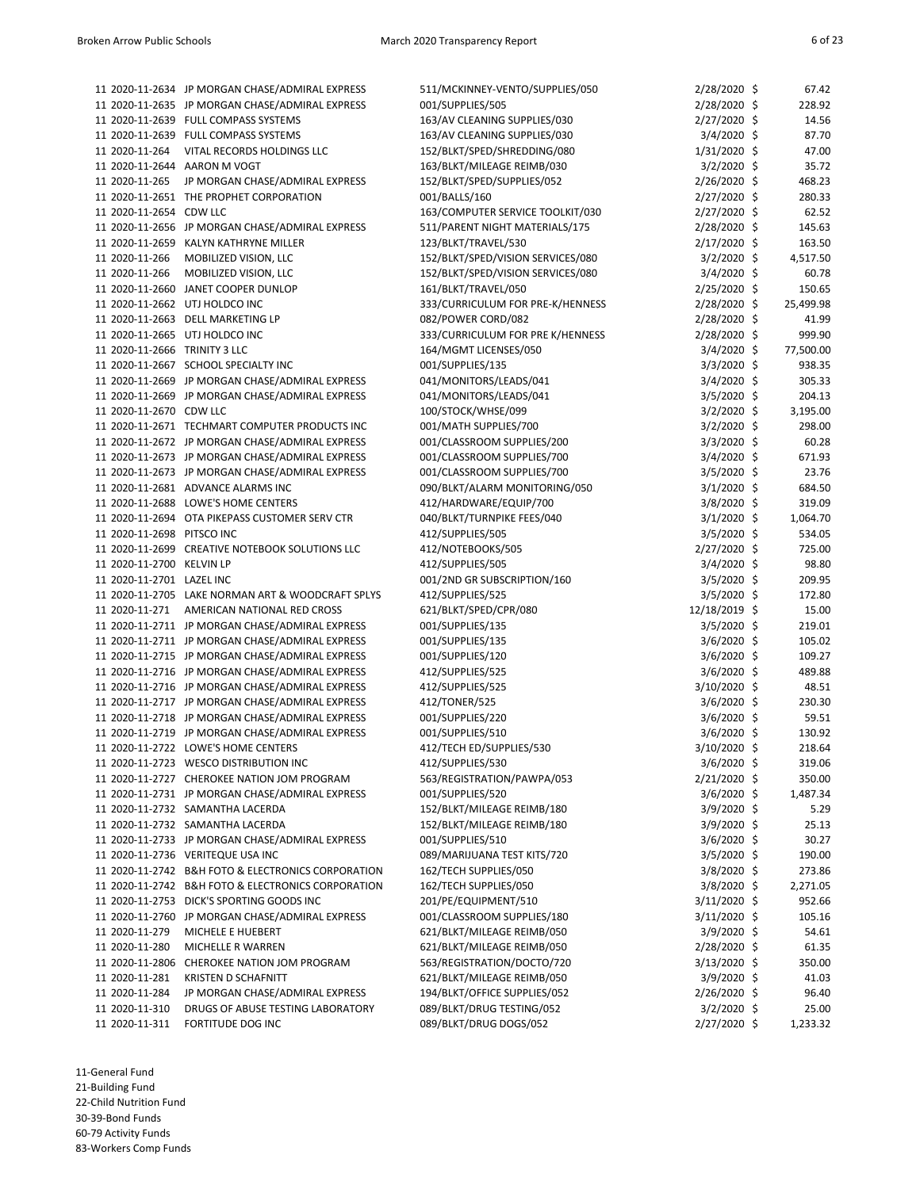| Fund | PO Number | Vendor | Description | Date | Amount |
|---|---|---|---|---|---|
| 11 | 2020-11-2634 | JP MORGAN CHASE/ADMIRAL EXPRESS | 511/MCKINNEY-VENTO/SUPPLIES/050 | 2/28/2020 | $ 67.42 |
| 11 | 2020-11-2635 | JP MORGAN CHASE/ADMIRAL EXPRESS | 001/SUPPLIES/505 | 2/28/2020 | $ 228.92 |
| 11 | 2020-11-2639 | FULL COMPASS SYSTEMS | 163/AV CLEANING SUPPLIES/030 | 2/27/2020 | $ 14.56 |
| 11 | 2020-11-2639 | FULL COMPASS SYSTEMS | 163/AV CLEANING SUPPLIES/030 | 3/4/2020 | $ 87.70 |
| 11 | 2020-11-264 | VITAL RECORDS HOLDINGS LLC | 152/BLKT/SPED/SHREDDING/080 | 1/31/2020 | $ 47.00 |
| 11 | 2020-11-2644 | AARON M VOGT | 163/BLKT/MILEAGE REIMB/030 | 3/2/2020 | $ 35.72 |
| 11 | 2020-11-265 | JP MORGAN CHASE/ADMIRAL EXPRESS | 152/BLKT/SPED/SUPPLIES/052 | 2/26/2020 | $ 468.23 |
| 11 | 2020-11-2651 | THE PROPHET CORPORATION | 001/BALLS/160 | 2/27/2020 | $ 280.33 |
| 11 | 2020-11-2654 | CDW LLC | 163/COMPUTER SERVICE TOOLKIT/030 | 2/27/2020 | $ 62.52 |
| 11 | 2020-11-2656 | JP MORGAN CHASE/ADMIRAL EXPRESS | 511/PARENT NIGHT MATERIALS/175 | 2/28/2020 | $ 145.63 |
| 11 | 2020-11-2659 | KALYN KATHRYNE MILLER | 123/BLKT/TRAVEL/530 | 2/17/2020 | $ 163.50 |
| 11 | 2020-11-266 | MOBILIZED VISION, LLC | 152/BLKT/SPED/VISION SERVICES/080 | 3/2/2020 | $ 4,517.50 |
| 11 | 2020-11-266 | MOBILIZED VISION, LLC | 152/BLKT/SPED/VISION SERVICES/080 | 3/4/2020 | $ 60.78 |
| 11 | 2020-11-2660 | JANET COOPER DUNLOP | 161/BLKT/TRAVEL/050 | 2/25/2020 | $ 150.65 |
| 11 | 2020-11-2662 | UTJ HOLDCO INC | 333/CURRICULUM FOR PRE-K/HENNESS | 2/28/2020 | $ 25,499.98 |
| 11 | 2020-11-2663 | DELL MARKETING LP | 082/POWER CORD/082 | 2/28/2020 | $ 41.99 |
| 11 | 2020-11-2665 | UTJ HOLDCO INC | 333/CURRICULUM FOR PRE K/HENNESS | 2/28/2020 | $ 999.90 |
| 11 | 2020-11-2666 | TRINITY 3 LLC | 164/MGMT LICENSES/050 | 3/4/2020 | $ 77,500.00 |
| 11 | 2020-11-2667 | SCHOOL SPECIALTY INC | 001/SUPPLIES/135 | 3/3/2020 | $ 938.35 |
| 11 | 2020-11-2669 | JP MORGAN CHASE/ADMIRAL EXPRESS | 041/MONITORS/LEADS/041 | 3/4/2020 | $ 305.33 |
| 11 | 2020-11-2669 | JP MORGAN CHASE/ADMIRAL EXPRESS | 041/MONITORS/LEADS/041 | 3/5/2020 | $ 204.13 |
| 11 | 2020-11-2670 | CDW LLC | 100/STOCK/WHSE/099 | 3/2/2020 | $ 3,195.00 |
| 11 | 2020-11-2671 | TECHMART COMPUTER PRODUCTS INC | 001/MATH SUPPLIES/700 | 3/2/2020 | $ 298.00 |
| 11 | 2020-11-2672 | JP MORGAN CHASE/ADMIRAL EXPRESS | 001/CLASSROOM SUPPLIES/200 | 3/3/2020 | $ 60.28 |
| 11 | 2020-11-2673 | JP MORGAN CHASE/ADMIRAL EXPRESS | 001/CLASSROOM SUPPLIES/700 | 3/4/2020 | $ 671.93 |
| 11 | 2020-11-2673 | JP MORGAN CHASE/ADMIRAL EXPRESS | 001/CLASSROOM SUPPLIES/700 | 3/5/2020 | $ 23.76 |
| 11 | 2020-11-2681 | ADVANCE ALARMS INC | 090/BLKT/ALARM MONITORING/050 | 3/1/2020 | $ 684.50 |
| 11 | 2020-11-2688 | LOWE'S HOME CENTERS | 412/HARDWARE/EQUIP/700 | 3/8/2020 | $ 319.09 |
| 11 | 2020-11-2694 | OTA PIKEPASS CUSTOMER SERV CTR | 040/BLKT/TURNPIKE FEES/040 | 3/1/2020 | $ 1,064.70 |
| 11 | 2020-11-2698 | PITSCO INC | 412/SUPPLIES/505 | 3/5/2020 | $ 534.05 |
| 11 | 2020-11-2699 | CREATIVE NOTEBOOK SOLUTIONS LLC | 412/NOTEBOOKS/505 | 2/27/2020 | $ 725.00 |
| 11 | 2020-11-2700 | KELVIN LP | 412/SUPPLIES/505 | 3/4/2020 | $ 98.80 |
| 11 | 2020-11-2701 | LAZEL INC | 001/2ND GR SUBSCRIPTION/160 | 3/5/2020 | $ 209.95 |
| 11 | 2020-11-2705 | LAKE NORMAN ART & WOODCRAFT SPLYS | 412/SUPPLIES/525 | 3/5/2020 | $ 172.80 |
| 11 | 2020-11-271 | AMERICAN NATIONAL RED CROSS | 621/BLKT/SPED/CPR/080 | 12/18/2019 | $ 15.00 |
| 11 | 2020-11-2711 | JP MORGAN CHASE/ADMIRAL EXPRESS | 001/SUPPLIES/135 | 3/5/2020 | $ 219.01 |
| 11 | 2020-11-2711 | JP MORGAN CHASE/ADMIRAL EXPRESS | 001/SUPPLIES/135 | 3/6/2020 | $ 105.02 |
| 11 | 2020-11-2715 | JP MORGAN CHASE/ADMIRAL EXPRESS | 001/SUPPLIES/120 | 3/6/2020 | $ 109.27 |
| 11 | 2020-11-2716 | JP MORGAN CHASE/ADMIRAL EXPRESS | 412/SUPPLIES/525 | 3/6/2020 | $ 489.88 |
| 11 | 2020-11-2716 | JP MORGAN CHASE/ADMIRAL EXPRESS | 412/SUPPLIES/525 | 3/10/2020 | $ 48.51 |
| 11 | 2020-11-2717 | JP MORGAN CHASE/ADMIRAL EXPRESS | 412/TONER/525 | 3/6/2020 | $ 230.30 |
| 11 | 2020-11-2718 | JP MORGAN CHASE/ADMIRAL EXPRESS | 001/SUPPLIES/220 | 3/6/2020 | $ 59.51 |
| 11 | 2020-11-2719 | JP MORGAN CHASE/ADMIRAL EXPRESS | 001/SUPPLIES/510 | 3/6/2020 | $ 130.92 |
| 11 | 2020-11-2722 | LOWE'S HOME CENTERS | 412/TECH ED/SUPPLIES/530 | 3/10/2020 | $ 218.64 |
| 11 | 2020-11-2723 | WESCO DISTRIBUTION INC | 412/SUPPLIES/530 | 3/6/2020 | $ 319.06 |
| 11 | 2020-11-2727 | CHEROKEE NATION JOM PROGRAM | 563/REGISTRATION/PAWPA/053 | 2/21/2020 | $ 350.00 |
| 11 | 2020-11-2731 | JP MORGAN CHASE/ADMIRAL EXPRESS | 001/SUPPLIES/520 | 3/6/2020 | $ 1,487.34 |
| 11 | 2020-11-2732 | SAMANTHA LACERDA | 152/BLKT/MILEAGE REIMB/180 | 3/9/2020 | $ 5.29 |
| 11 | 2020-11-2732 | SAMANTHA LACERDA | 152/BLKT/MILEAGE REIMB/180 | 3/9/2020 | $ 25.13 |
| 11 | 2020-11-2733 | JP MORGAN CHASE/ADMIRAL EXPRESS | 001/SUPPLIES/510 | 3/6/2020 | $ 30.27 |
| 11 | 2020-11-2736 | VERITEQUE USA INC | 089/MARIJUANA TEST KITS/720 | 3/5/2020 | $ 190.00 |
| 11 | 2020-11-2742 | B&H FOTO & ELECTRONICS CORPORATION | 162/TECH SUPPLIES/050 | 3/8/2020 | $ 273.86 |
| 11 | 2020-11-2742 | B&H FOTO & ELECTRONICS CORPORATION | 162/TECH SUPPLIES/050 | 3/8/2020 | $ 2,271.05 |
| 11 | 2020-11-2753 | DICK'S SPORTING GOODS INC | 201/PE/EQUIPMENT/510 | 3/11/2020 | $ 952.66 |
| 11 | 2020-11-2760 | JP MORGAN CHASE/ADMIRAL EXPRESS | 001/CLASSROOM SUPPLIES/180 | 3/11/2020 | $ 105.16 |
| 11 | 2020-11-279 | MICHELE E HUEBERT | 621/BLKT/MILEAGE REIMB/050 | 3/9/2020 | $ 54.61 |
| 11 | 2020-11-280 | MICHELLE R WARREN | 621/BLKT/MILEAGE REIMB/050 | 2/28/2020 | $ 61.35 |
| 11 | 2020-11-2806 | CHEROKEE NATION JOM PROGRAM | 563/REGISTRATION/DOCTO/720 | 3/13/2020 | $ 350.00 |
| 11 | 2020-11-281 | KRISTEN D SCHAFNITT | 621/BLKT/MILEAGE REIMB/050 | 3/9/2020 | $ 41.03 |
| 11 | 2020-11-284 | JP MORGAN CHASE/ADMIRAL EXPRESS | 194/BLKT/OFFICE SUPPLIES/052 | 2/26/2020 | $ 96.40 |
| 11 | 2020-11-310 | DRUGS OF ABUSE TESTING LABORATORY | 089/BLKT/DRUG TESTING/052 | 3/2/2020 | $ 25.00 |
| 11 | 2020-11-311 | FORTITUDE DOG INC | 089/BLKT/DRUG DOGS/052 | 2/27/2020 | $ 1,233.32 |

11-General Fund
21-Building Fund
22-Child Nutrition Fund
30-39-Bond Funds
60-79 Activity Funds
83-Workers Comp Funds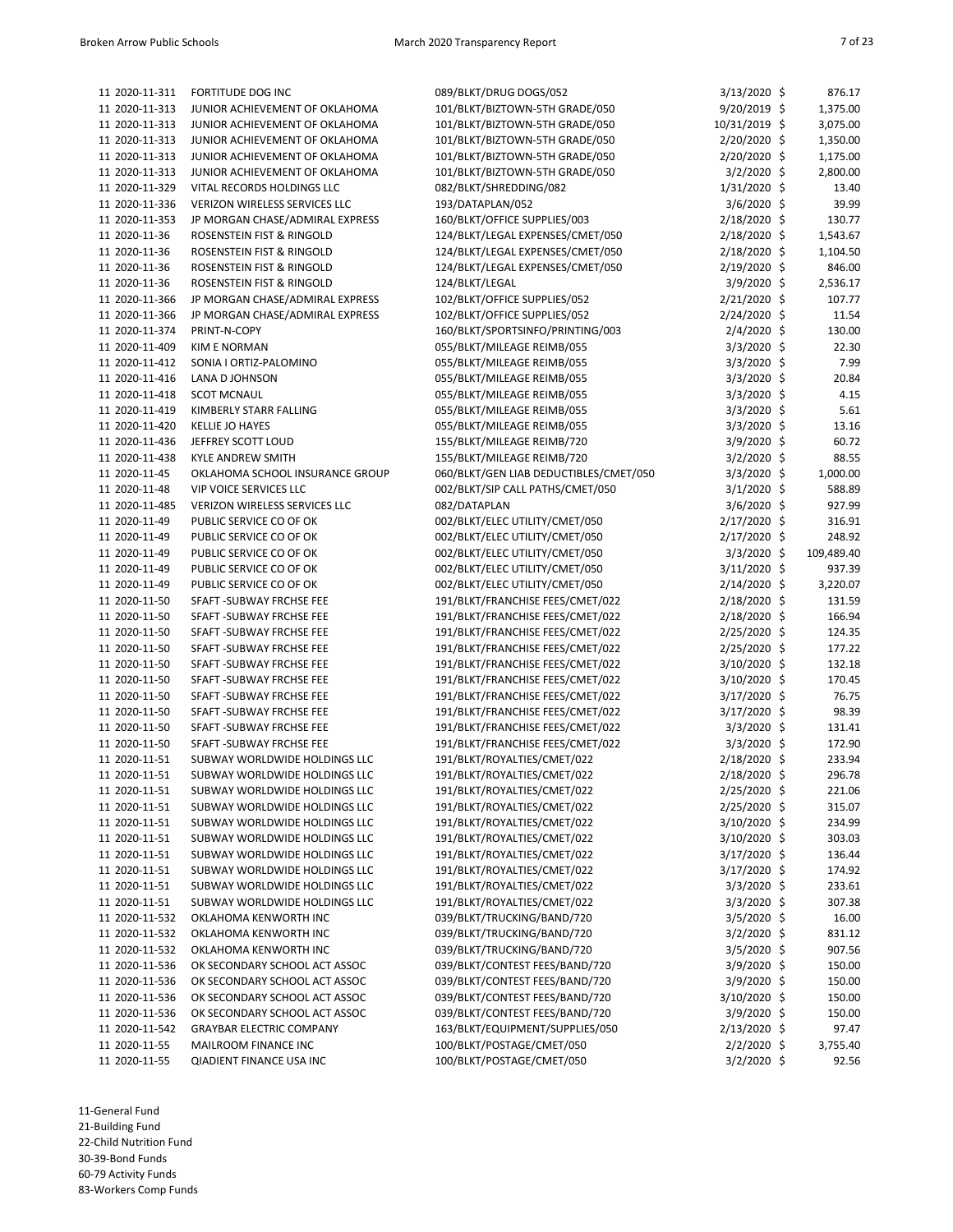| | | | | |
|---|---|---|---|---|
| 11 2020-11-311 | FORTITUDE DOG INC | 089/BLKT/DRUG DOGS/052 | 3/13/2020 | $ 876.17 |
| 11 2020-11-313 | JUNIOR ACHIEVEMENT OF OKLAHOMA | 101/BLKT/BIZTOWN-5TH GRADE/050 | 9/20/2019 | $ 1,375.00 |
| 11 2020-11-313 | JUNIOR ACHIEVEMENT OF OKLAHOMA | 101/BLKT/BIZTOWN-5TH GRADE/050 | 10/31/2019 | $ 3,075.00 |
| 11 2020-11-313 | JUNIOR ACHIEVEMENT OF OKLAHOMA | 101/BLKT/BIZTOWN-5TH GRADE/050 | 2/20/2020 | $ 1,350.00 |
| 11 2020-11-313 | JUNIOR ACHIEVEMENT OF OKLAHOMA | 101/BLKT/BIZTOWN-5TH GRADE/050 | 2/20/2020 | $ 1,175.00 |
| 11 2020-11-313 | JUNIOR ACHIEVEMENT OF OKLAHOMA | 101/BLKT/BIZTOWN-5TH GRADE/050 | 3/2/2020 | $ 2,800.00 |
| 11 2020-11-329 | VITAL RECORDS HOLDINGS LLC | 082/BLKT/SHREDDING/082 | 1/31/2020 | $ 13.40 |
| 11 2020-11-336 | VERIZON WIRELESS SERVICES LLC | 193/DATAPLAN/052 | 3/6/2020 | $ 39.99 |
| 11 2020-11-353 | JP MORGAN CHASE/ADMIRAL EXPRESS | 160/BLKT/OFFICE SUPPLIES/003 | 2/18/2020 | $ 130.77 |
| 11 2020-11-36 | ROSENSTEIN FIST & RINGOLD | 124/BLKT/LEGAL EXPENSES/CMET/050 | 2/18/2020 | $ 1,543.67 |
| 11 2020-11-36 | ROSENSTEIN FIST & RINGOLD | 124/BLKT/LEGAL EXPENSES/CMET/050 | 2/18/2020 | $ 1,104.50 |
| 11 2020-11-36 | ROSENSTEIN FIST & RINGOLD | 124/BLKT/LEGAL EXPENSES/CMET/050 | 2/19/2020 | $ 846.00 |
| 11 2020-11-36 | ROSENSTEIN FIST & RINGOLD | 124/BLKT/LEGAL | 3/9/2020 | $ 2,536.17 |
| 11 2020-11-366 | JP MORGAN CHASE/ADMIRAL EXPRESS | 102/BLKT/OFFICE SUPPLIES/052 | 2/21/2020 | $ 107.77 |
| 11 2020-11-366 | JP MORGAN CHASE/ADMIRAL EXPRESS | 102/BLKT/OFFICE SUPPLIES/052 | 2/24/2020 | $ 11.54 |
| 11 2020-11-374 | PRINT-N-COPY | 160/BLKT/SPORTSINFO/PRINTING/003 | 2/4/2020 | $ 130.00 |
| 11 2020-11-409 | KIM E NORMAN | 055/BLKT/MILEAGE REIMB/055 | 3/3/2020 | $ 22.30 |
| 11 2020-11-412 | SONIA I ORTIZ-PALOMINO | 055/BLKT/MILEAGE REIMB/055 | 3/3/2020 | $ 7.99 |
| 11 2020-11-416 | LANA D JOHNSON | 055/BLKT/MILEAGE REIMB/055 | 3/3/2020 | $ 20.84 |
| 11 2020-11-418 | SCOT MCNAUL | 055/BLKT/MILEAGE REIMB/055 | 3/3/2020 | $ 4.15 |
| 11 2020-11-419 | KIMBERLY STARR FALLING | 055/BLKT/MILEAGE REIMB/055 | 3/3/2020 | $ 5.61 |
| 11 2020-11-420 | KELLIE JO HAYES | 055/BLKT/MILEAGE REIMB/055 | 3/3/2020 | $ 13.16 |
| 11 2020-11-436 | JEFFREY SCOTT LOUD | 155/BLKT/MILEAGE REIMB/720 | 3/9/2020 | $ 60.72 |
| 11 2020-11-438 | KYLE ANDREW SMITH | 155/BLKT/MILEAGE REIMB/720 | 3/2/2020 | $ 88.55 |
| 11 2020-11-45 | OKLAHOMA SCHOOL INSURANCE GROUP | 060/BLKT/GEN LIAB DEDUCTIBLES/CMET/050 | 3/3/2020 | $ 1,000.00 |
| 11 2020-11-48 | VIP VOICE SERVICES LLC | 002/BLKT/SIP CALL PATHS/CMET/050 | 3/1/2020 | $ 588.89 |
| 11 2020-11-485 | VERIZON WIRELESS SERVICES LLC | 082/DATAPLAN | 3/6/2020 | $ 927.99 |
| 11 2020-11-49 | PUBLIC SERVICE CO OF OK | 002/BLKT/ELEC UTILITY/CMET/050 | 2/17/2020 | $ 316.91 |
| 11 2020-11-49 | PUBLIC SERVICE CO OF OK | 002/BLKT/ELEC UTILITY/CMET/050 | 2/17/2020 | $ 248.92 |
| 11 2020-11-49 | PUBLIC SERVICE CO OF OK | 002/BLKT/ELEC UTILITY/CMET/050 | 3/3/2020 | $ 109,489.40 |
| 11 2020-11-49 | PUBLIC SERVICE CO OF OK | 002/BLKT/ELEC UTILITY/CMET/050 | 3/11/2020 | $ 937.39 |
| 11 2020-11-49 | PUBLIC SERVICE CO OF OK | 002/BLKT/ELEC UTILITY/CMET/050 | 2/14/2020 | $ 3,220.07 |
| 11 2020-11-50 | SFAFT -SUBWAY FRCHSE FEE | 191/BLKT/FRANCHISE FEES/CMET/022 | 2/18/2020 | $ 131.59 |
| 11 2020-11-50 | SFAFT -SUBWAY FRCHSE FEE | 191/BLKT/FRANCHISE FEES/CMET/022 | 2/18/2020 | $ 166.94 |
| 11 2020-11-50 | SFAFT -SUBWAY FRCHSE FEE | 191/BLKT/FRANCHISE FEES/CMET/022 | 2/25/2020 | $ 124.35 |
| 11 2020-11-50 | SFAFT -SUBWAY FRCHSE FEE | 191/BLKT/FRANCHISE FEES/CMET/022 | 2/25/2020 | $ 177.22 |
| 11 2020-11-50 | SFAFT -SUBWAY FRCHSE FEE | 191/BLKT/FRANCHISE FEES/CMET/022 | 3/10/2020 | $ 132.18 |
| 11 2020-11-50 | SFAFT -SUBWAY FRCHSE FEE | 191/BLKT/FRANCHISE FEES/CMET/022 | 3/10/2020 | $ 170.45 |
| 11 2020-11-50 | SFAFT -SUBWAY FRCHSE FEE | 191/BLKT/FRANCHISE FEES/CMET/022 | 3/17/2020 | $ 76.75 |
| 11 2020-11-50 | SFAFT -SUBWAY FRCHSE FEE | 191/BLKT/FRANCHISE FEES/CMET/022 | 3/17/2020 | $ 98.39 |
| 11 2020-11-50 | SFAFT -SUBWAY FRCHSE FEE | 191/BLKT/FRANCHISE FEES/CMET/022 | 3/3/2020 | $ 131.41 |
| 11 2020-11-50 | SFAFT -SUBWAY FRCHSE FEE | 191/BLKT/FRANCHISE FEES/CMET/022 | 3/3/2020 | $ 172.90 |
| 11 2020-11-51 | SUBWAY WORLDWIDE HOLDINGS LLC | 191/BLKT/ROYALTIES/CMET/022 | 2/18/2020 | $ 233.94 |
| 11 2020-11-51 | SUBWAY WORLDWIDE HOLDINGS LLC | 191/BLKT/ROYALTIES/CMET/022 | 2/18/2020 | $ 296.78 |
| 11 2020-11-51 | SUBWAY WORLDWIDE HOLDINGS LLC | 191/BLKT/ROYALTIES/CMET/022 | 2/25/2020 | $ 221.06 |
| 11 2020-11-51 | SUBWAY WORLDWIDE HOLDINGS LLC | 191/BLKT/ROYALTIES/CMET/022 | 2/25/2020 | $ 315.07 |
| 11 2020-11-51 | SUBWAY WORLDWIDE HOLDINGS LLC | 191/BLKT/ROYALTIES/CMET/022 | 3/10/2020 | $ 234.99 |
| 11 2020-11-51 | SUBWAY WORLDWIDE HOLDINGS LLC | 191/BLKT/ROYALTIES/CMET/022 | 3/10/2020 | $ 303.03 |
| 11 2020-11-51 | SUBWAY WORLDWIDE HOLDINGS LLC | 191/BLKT/ROYALTIES/CMET/022 | 3/17/2020 | $ 136.44 |
| 11 2020-11-51 | SUBWAY WORLDWIDE HOLDINGS LLC | 191/BLKT/ROYALTIES/CMET/022 | 3/17/2020 | $ 174.92 |
| 11 2020-11-51 | SUBWAY WORLDWIDE HOLDINGS LLC | 191/BLKT/ROYALTIES/CMET/022 | 3/3/2020 | $ 233.61 |
| 11 2020-11-51 | SUBWAY WORLDWIDE HOLDINGS LLC | 191/BLKT/ROYALTIES/CMET/022 | 3/3/2020 | $ 307.38 |
| 11 2020-11-532 | OKLAHOMA KENWORTH INC | 039/BLKT/TRUCKING/BAND/720 | 3/5/2020 | $ 16.00 |
| 11 2020-11-532 | OKLAHOMA KENWORTH INC | 039/BLKT/TRUCKING/BAND/720 | 3/2/2020 | $ 831.12 |
| 11 2020-11-532 | OKLAHOMA KENWORTH INC | 039/BLKT/TRUCKING/BAND/720 | 3/5/2020 | $ 907.56 |
| 11 2020-11-536 | OK SECONDARY SCHOOL ACT ASSOC | 039/BLKT/CONTEST FEES/BAND/720 | 3/9/2020 | $ 150.00 |
| 11 2020-11-536 | OK SECONDARY SCHOOL ACT ASSOC | 039/BLKT/CONTEST FEES/BAND/720 | 3/9/2020 | $ 150.00 |
| 11 2020-11-536 | OK SECONDARY SCHOOL ACT ASSOC | 039/BLKT/CONTEST FEES/BAND/720 | 3/10/2020 | $ 150.00 |
| 11 2020-11-536 | OK SECONDARY SCHOOL ACT ASSOC | 039/BLKT/CONTEST FEES/BAND/720 | 3/9/2020 | $ 150.00 |
| 11 2020-11-542 | GRAYBAR ELECTRIC COMPANY | 163/BLKT/EQUIPMENT/SUPPLIES/050 | 2/13/2020 | $ 97.47 |
| 11 2020-11-55 | MAILROOM FINANCE INC | 100/BLKT/POSTAGE/CMET/050 | 2/2/2020 | $ 3,755.40 |
| 11 2020-11-55 | QIADIENT FINANCE USA INC | 100/BLKT/POSTAGE/CMET/050 | 3/2/2020 | $ 92.56 |

11-General Fund
21-Building Fund
22-Child Nutrition Fund
30-39-Bond Funds
60-79 Activity Funds
83-Workers Comp Funds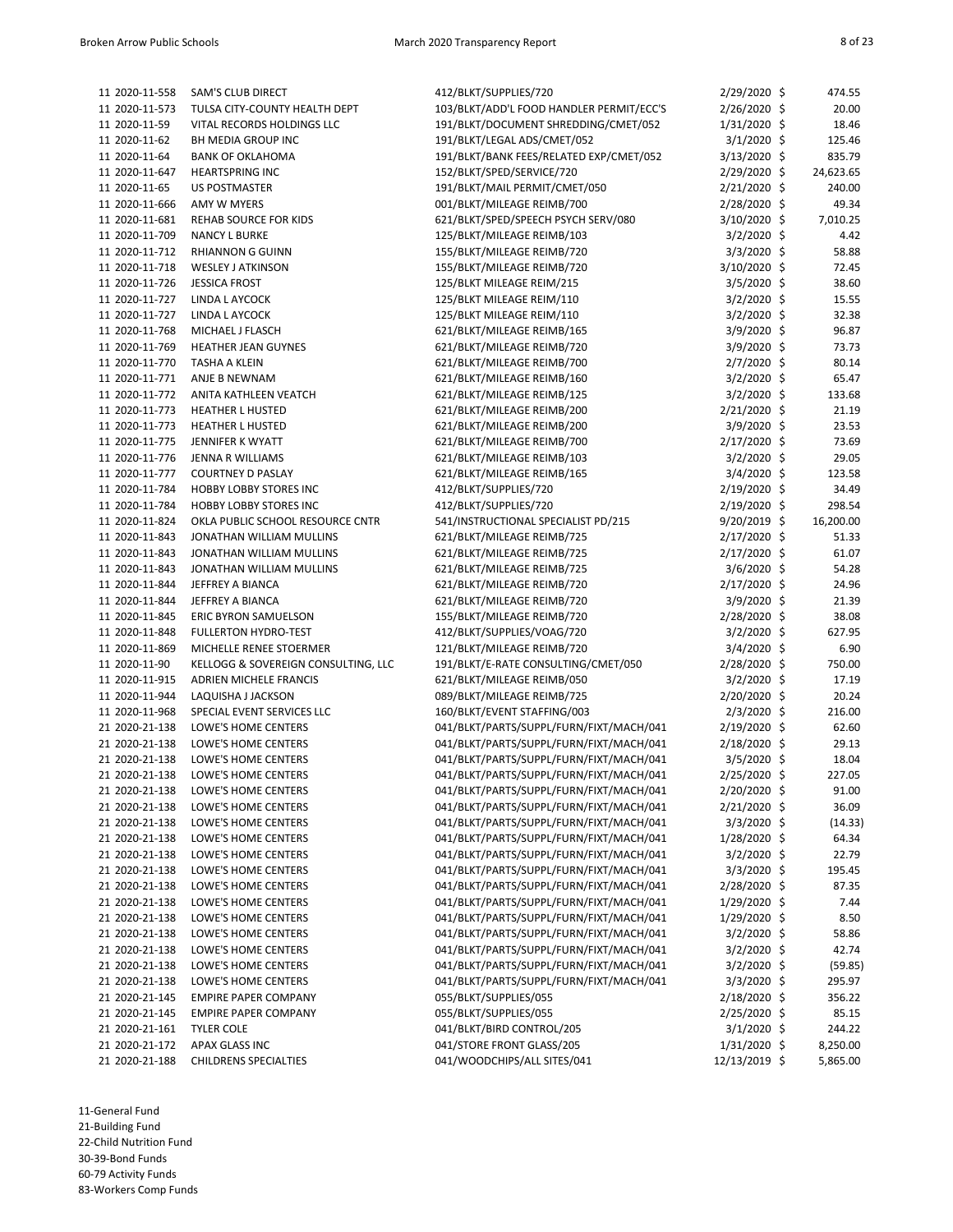| | | | | | |
|---|---|---|---|---|---|
| 11 | 2020-11-558 | SAM'S CLUB DIRECT | 412/BLKT/SUPPLIES/720 | 2/29/2020 | $ 474.55 |
| 11 | 2020-11-573 | TULSA CITY-COUNTY HEALTH DEPT | 103/BLKT/ADD'L FOOD HANDLER PERMIT/ECC'S | 2/26/2020 | $ 20.00 |
| 11 | 2020-11-59 | VITAL RECORDS HOLDINGS LLC | 191/BLKT/DOCUMENT SHREDDING/CMET/052 | 1/31/2020 | $ 18.46 |
| 11 | 2020-11-62 | BH MEDIA GROUP INC | 191/BLKT/LEGAL ADS/CMET/052 | 3/1/2020 | $ 125.46 |
| 11 | 2020-11-64 | BANK OF OKLAHOMA | 191/BLKT/BANK FEES/RELATED EXP/CMET/052 | 3/13/2020 | $ 835.79 |
| 11 | 2020-11-647 | HEARTSPRING INC | 152/BLKT/SPED/SERVICE/720 | 2/29/2020 | $ 24,623.65 |
| 11 | 2020-11-65 | US POSTMASTER | 191/BLKT/MAIL PERMIT/CMET/050 | 2/21/2020 | $ 240.00 |
| 11 | 2020-11-666 | AMY W MYERS | 001/BLKT/MILEAGE REIMB/700 | 2/28/2020 | $ 49.34 |
| 11 | 2020-11-681 | REHAB SOURCE FOR KIDS | 621/BLKT/SPED/SPEECH PSYCH SERV/080 | 3/10/2020 | $ 7,010.25 |
| 11 | 2020-11-709 | NANCY L BURKE | 125/BLKT/MILEAGE REIMB/103 | 3/2/2020 | $ 4.42 |
| 11 | 2020-11-712 | RHIANNON G GUINN | 155/BLKT/MILEAGE REIMB/720 | 3/3/2020 | $ 58.88 |
| 11 | 2020-11-718 | WESLEY J ATKINSON | 155/BLKT/MILEAGE REIMB/720 | 3/10/2020 | $ 72.45 |
| 11 | 2020-11-726 | JESSICA FROST | 125/BLKT MILEAGE REIM/215 | 3/5/2020 | $ 38.60 |
| 11 | 2020-11-727 | LINDA L AYCOCK | 125/BLKT MILEAGE REIM/110 | 3/2/2020 | $ 15.55 |
| 11 | 2020-11-727 | LINDA L AYCOCK | 125/BLKT MILEAGE REIM/110 | 3/2/2020 | $ 32.38 |
| 11 | 2020-11-768 | MICHAEL J FLASCH | 621/BLKT/MILEAGE REIMB/165 | 3/9/2020 | $ 96.87 |
| 11 | 2020-11-769 | HEATHER JEAN GUYNES | 621/BLKT/MILEAGE REIMB/720 | 3/9/2020 | $ 73.73 |
| 11 | 2020-11-770 | TASHA A KLEIN | 621/BLKT/MILEAGE REIMB/700 | 2/7/2020 | $ 80.14 |
| 11 | 2020-11-771 | ANJE B NEWNAM | 621/BLKT/MILEAGE REIMB/160 | 3/2/2020 | $ 65.47 |
| 11 | 2020-11-772 | ANITA KATHLEEN VEATCH | 621/BLKT/MILEAGE REIMB/125 | 3/2/2020 | $ 133.68 |
| 11 | 2020-11-773 | HEATHER L HUSTED | 621/BLKT/MILEAGE REIMB/200 | 2/21/2020 | $ 21.19 |
| 11 | 2020-11-773 | HEATHER L HUSTED | 621/BLKT/MILEAGE REIMB/200 | 3/9/2020 | $ 23.53 |
| 11 | 2020-11-775 | JENNIFER K WYATT | 621/BLKT/MILEAGE REIMB/700 | 2/17/2020 | $ 73.69 |
| 11 | 2020-11-776 | JENNA R WILLIAMS | 621/BLKT/MILEAGE REIMB/103 | 3/2/2020 | $ 29.05 |
| 11 | 2020-11-777 | COURTNEY D PASLAY | 621/BLKT/MILEAGE REIMB/165 | 3/4/2020 | $ 123.58 |
| 11 | 2020-11-784 | HOBBY LOBBY STORES INC | 412/BLKT/SUPPLIES/720 | 2/19/2020 | $ 34.49 |
| 11 | 2020-11-784 | HOBBY LOBBY STORES INC | 412/BLKT/SUPPLIES/720 | 2/19/2020 | $ 298.54 |
| 11 | 2020-11-824 | OKLA PUBLIC SCHOOL RESOURCE CNTR | 541/INSTRUCTIONAL SPECIALIST PD/215 | 9/20/2019 | $ 16,200.00 |
| 11 | 2020-11-843 | JONATHAN WILLIAM MULLINS | 621/BLKT/MILEAGE REIMB/725 | 2/17/2020 | $ 51.33 |
| 11 | 2020-11-843 | JONATHAN WILLIAM MULLINS | 621/BLKT/MILEAGE REIMB/725 | 2/17/2020 | $ 61.07 |
| 11 | 2020-11-843 | JONATHAN WILLIAM MULLINS | 621/BLKT/MILEAGE REIMB/725 | 3/6/2020 | $ 54.28 |
| 11 | 2020-11-844 | JEFFREY A BIANCA | 621/BLKT/MILEAGE REIMB/720 | 2/17/2020 | $ 24.96 |
| 11 | 2020-11-844 | JEFFREY A BIANCA | 621/BLKT/MILEAGE REIMB/720 | 3/9/2020 | $ 21.39 |
| 11 | 2020-11-845 | ERIC BYRON SAMUELSON | 155/BLKT/MILEAGE REIMB/720 | 2/28/2020 | $ 38.08 |
| 11 | 2020-11-848 | FULLERTON HYDRO-TEST | 412/BLKT/SUPPLIES/VOAG/720 | 3/2/2020 | $ 627.95 |
| 11 | 2020-11-869 | MICHELLE RENEE STOERMER | 121/BLKT/MILEAGE REIMB/720 | 3/4/2020 | $ 6.90 |
| 11 | 2020-11-90 | KELLOGG & SOVEREIGN CONSULTING, LLC | 191/BLKT/E-RATE CONSULTING/CMET/050 | 2/28/2020 | $ 750.00 |
| 11 | 2020-11-915 | ADRIEN MICHELE FRANCIS | 621/BLKT/MILEAGE REIMB/050 | 3/2/2020 | $ 17.19 |
| 11 | 2020-11-944 | LAQUISHA J JACKSON | 089/BLKT/MILEAGE REIMB/725 | 2/20/2020 | $ 20.24 |
| 11 | 2020-11-968 | SPECIAL EVENT SERVICES LLC | 160/BLKT/EVENT STAFFING/003 | 2/3/2020 | $ 216.00 |
| 21 | 2020-21-138 | LOWE'S HOME CENTERS | 041/BLKT/PARTS/SUPPL/FURN/FIXT/MACH/041 | 2/19/2020 | $ 62.60 |
| 21 | 2020-21-138 | LOWE'S HOME CENTERS | 041/BLKT/PARTS/SUPPL/FURN/FIXT/MACH/041 | 2/18/2020 | $ 29.13 |
| 21 | 2020-21-138 | LOWE'S HOME CENTERS | 041/BLKT/PARTS/SUPPL/FURN/FIXT/MACH/041 | 3/5/2020 | $ 18.04 |
| 21 | 2020-21-138 | LOWE'S HOME CENTERS | 041/BLKT/PARTS/SUPPL/FURN/FIXT/MACH/041 | 2/25/2020 | $ 227.05 |
| 21 | 2020-21-138 | LOWE'S HOME CENTERS | 041/BLKT/PARTS/SUPPL/FURN/FIXT/MACH/041 | 2/20/2020 | $ 91.00 |
| 21 | 2020-21-138 | LOWE'S HOME CENTERS | 041/BLKT/PARTS/SUPPL/FURN/FIXT/MACH/041 | 2/21/2020 | $ 36.09 |
| 21 | 2020-21-138 | LOWE'S HOME CENTERS | 041/BLKT/PARTS/SUPPL/FURN/FIXT/MACH/041 | 3/3/2020 | $ (14.33) |
| 21 | 2020-21-138 | LOWE'S HOME CENTERS | 041/BLKT/PARTS/SUPPL/FURN/FIXT/MACH/041 | 1/28/2020 | $ 64.34 |
| 21 | 2020-21-138 | LOWE'S HOME CENTERS | 041/BLKT/PARTS/SUPPL/FURN/FIXT/MACH/041 | 3/2/2020 | $ 22.79 |
| 21 | 2020-21-138 | LOWE'S HOME CENTERS | 041/BLKT/PARTS/SUPPL/FURN/FIXT/MACH/041 | 3/3/2020 | $ 195.45 |
| 21 | 2020-21-138 | LOWE'S HOME CENTERS | 041/BLKT/PARTS/SUPPL/FURN/FIXT/MACH/041 | 2/28/2020 | $ 87.35 |
| 21 | 2020-21-138 | LOWE'S HOME CENTERS | 041/BLKT/PARTS/SUPPL/FURN/FIXT/MACH/041 | 1/29/2020 | $ 7.44 |
| 21 | 2020-21-138 | LOWE'S HOME CENTERS | 041/BLKT/PARTS/SUPPL/FURN/FIXT/MACH/041 | 1/29/2020 | $ 8.50 |
| 21 | 2020-21-138 | LOWE'S HOME CENTERS | 041/BLKT/PARTS/SUPPL/FURN/FIXT/MACH/041 | 3/2/2020 | $ 58.86 |
| 21 | 2020-21-138 | LOWE'S HOME CENTERS | 041/BLKT/PARTS/SUPPL/FURN/FIXT/MACH/041 | 3/2/2020 | $ 42.74 |
| 21 | 2020-21-138 | LOWE'S HOME CENTERS | 041/BLKT/PARTS/SUPPL/FURN/FIXT/MACH/041 | 3/2/2020 | $ (59.85) |
| 21 | 2020-21-138 | LOWE'S HOME CENTERS | 041/BLKT/PARTS/SUPPL/FURN/FIXT/MACH/041 | 3/3/2020 | $ 295.97 |
| 21 | 2020-21-145 | EMPIRE PAPER COMPANY | 055/BLKT/SUPPLIES/055 | 2/18/2020 | $ 356.22 |
| 21 | 2020-21-145 | EMPIRE PAPER COMPANY | 055/BLKT/SUPPLIES/055 | 2/25/2020 | $ 85.15 |
| 21 | 2020-21-161 | TYLER COLE | 041/BLKT/BIRD CONTROL/205 | 3/1/2020 | $ 244.22 |
| 21 | 2020-21-172 | APAX GLASS INC | 041/STORE FRONT GLASS/205 | 1/31/2020 | $ 8,250.00 |
| 21 | 2020-21-188 | CHILDRENS SPECIALTIES | 041/WOODCHIPS/ALL SITES/041 | 12/13/2019 | $ 5,865.00 |

11-General Fund
21-Building Fund
22-Child Nutrition Fund
30-39-Bond Funds
60-79 Activity Funds
83-Workers Comp Funds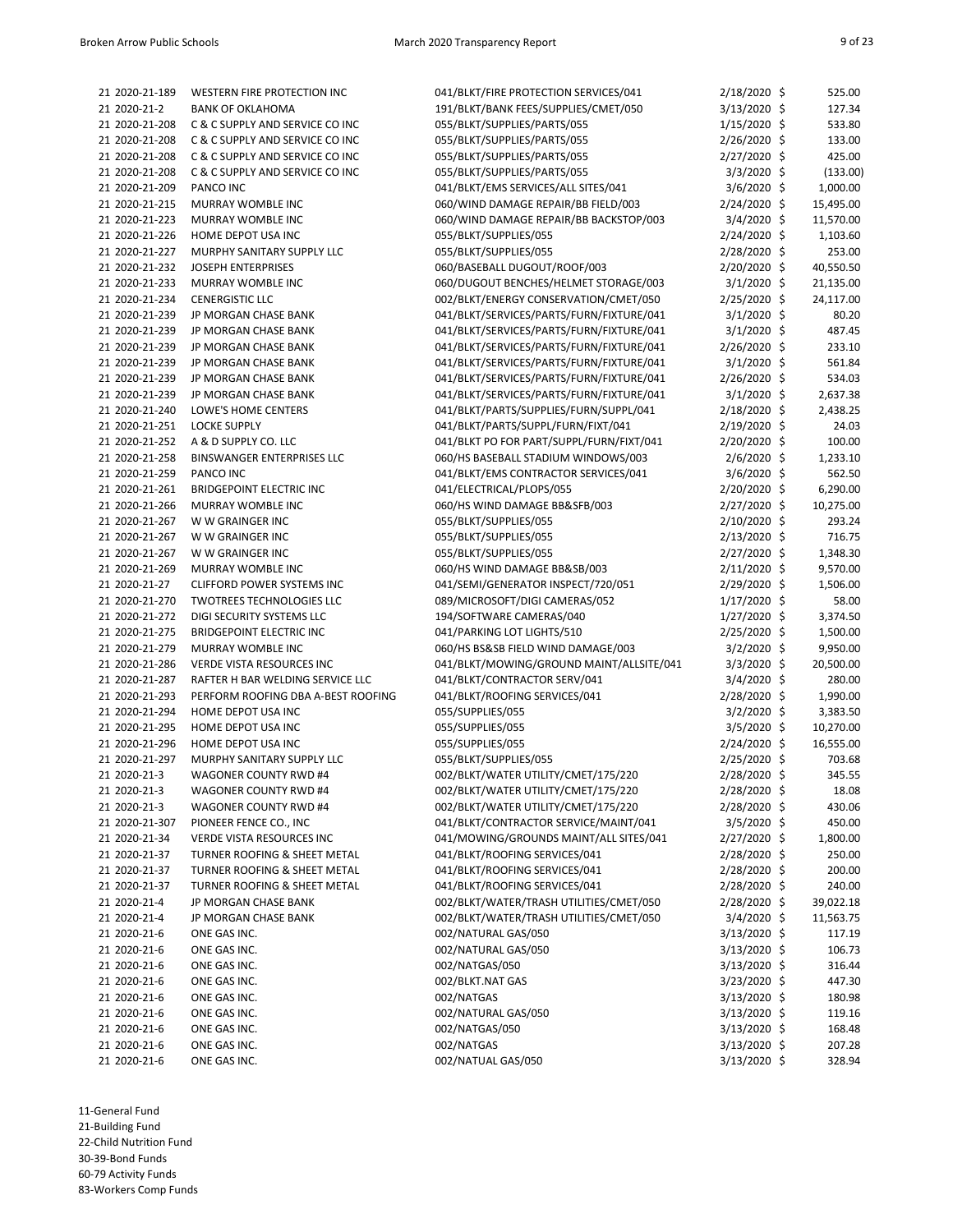| | | | | | |
|---|---|---|---|---|---|
| 21 | 2020-21-189 | WESTERN FIRE PROTECTION INC | 041/BLKT/FIRE PROTECTION SERVICES/041 | 2/18/2020 | $ 525.00 |
| 21 | 2020-21-2 | BANK OF OKLAHOMA | 191/BLKT/BANK FEES/SUPPLIES/CMET/050 | 3/13/2020 | $ 127.34 |
| 21 | 2020-21-208 | C & C SUPPLY AND SERVICE CO INC | 055/BLKT/SUPPLIES/PARTS/055 | 1/15/2020 | $ 533.80 |
| 21 | 2020-21-208 | C & C SUPPLY AND SERVICE CO INC | 055/BLKT/SUPPLIES/PARTS/055 | 2/26/2020 | $ 133.00 |
| 21 | 2020-21-208 | C & C SUPPLY AND SERVICE CO INC | 055/BLKT/SUPPLIES/PARTS/055 | 2/27/2020 | $ 425.00 |
| 21 | 2020-21-208 | C & C SUPPLY AND SERVICE CO INC | 055/BLKT/SUPPLIES/PARTS/055 | 3/3/2020 | $ (133.00) |
| 21 | 2020-21-209 | PANCO INC | 041/BLKT/EMS SERVICES/ALL SITES/041 | 3/6/2020 | $ 1,000.00 |
| 21 | 2020-21-215 | MURRAY WOMBLE INC | 060/WIND DAMAGE REPAIR/BB FIELD/003 | 2/24/2020 | $ 15,495.00 |
| 21 | 2020-21-223 | MURRAY WOMBLE INC | 060/WIND DAMAGE REPAIR/BB BACKSTOP/003 | 3/4/2020 | $ 11,570.00 |
| 21 | 2020-21-226 | HOME DEPOT USA INC | 055/BLKT/SUPPLIES/055 | 2/24/2020 | $ 1,103.60 |
| 21 | 2020-21-227 | MURPHY SANITARY SUPPLY LLC | 055/BLKT/SUPPLIES/055 | 2/28/2020 | $ 253.00 |
| 21 | 2020-21-232 | JOSEPH ENTERPRISES | 060/BASEBALL DUGOUT/ROOF/003 | 2/20/2020 | $ 40,550.50 |
| 21 | 2020-21-233 | MURRAY WOMBLE INC | 060/DUGOUT BENCHES/HELMET STORAGE/003 | 3/1/2020 | $ 21,135.00 |
| 21 | 2020-21-234 | CENERGISTIC LLC | 002/BLKT/ENERGY CONSERVATION/CMET/050 | 2/25/2020 | $ 24,117.00 |
| 21 | 2020-21-239 | JP MORGAN CHASE BANK | 041/BLKT/SERVICES/PARTS/FURN/FIXTURE/041 | 3/1/2020 | $ 80.20 |
| 21 | 2020-21-239 | JP MORGAN CHASE BANK | 041/BLKT/SERVICES/PARTS/FURN/FIXTURE/041 | 3/1/2020 | $ 487.45 |
| 21 | 2020-21-239 | JP MORGAN CHASE BANK | 041/BLKT/SERVICES/PARTS/FURN/FIXTURE/041 | 2/26/2020 | $ 233.10 |
| 21 | 2020-21-239 | JP MORGAN CHASE BANK | 041/BLKT/SERVICES/PARTS/FURN/FIXTURE/041 | 3/1/2020 | $ 561.84 |
| 21 | 2020-21-239 | JP MORGAN CHASE BANK | 041/BLKT/SERVICES/PARTS/FURN/FIXTURE/041 | 2/26/2020 | $ 534.03 |
| 21 | 2020-21-239 | JP MORGAN CHASE BANK | 041/BLKT/SERVICES/PARTS/FURN/FIXTURE/041 | 3/1/2020 | $ 2,637.38 |
| 21 | 2020-21-240 | LOWE'S HOME CENTERS | 041/BLKT/PARTS/SUPPLIES/FURN/SUPPL/041 | 2/18/2020 | $ 2,438.25 |
| 21 | 2020-21-251 | LOCKE SUPPLY | 041/BLKT/PARTS/SUPPL/FURN/FIXT/041 | 2/19/2020 | $ 24.03 |
| 21 | 2020-21-252 | A & D SUPPLY CO. LLC | 041/BLKT PO FOR PART/SUPPL/FURN/FIXT/041 | 2/20/2020 | $ 100.00 |
| 21 | 2020-21-258 | BINSWANGER ENTERPRISES LLC | 060/HS BASEBALL STADIUM WINDOWS/003 | 2/6/2020 | $ 1,233.10 |
| 21 | 2020-21-259 | PANCO INC | 041/BLKT/EMS CONTRACTOR SERVICES/041 | 3/6/2020 | $ 562.50 |
| 21 | 2020-21-261 | BRIDGEPOINT ELECTRIC INC | 041/ELECTRICAL/PLOPS/055 | 2/20/2020 | $ 6,290.00 |
| 21 | 2020-21-266 | MURRAY WOMBLE INC | 060/HS WIND DAMAGE BB&SFB/003 | 2/27/2020 | $ 10,275.00 |
| 21 | 2020-21-267 | W W GRAINGER INC | 055/BLKT/SUPPLIES/055 | 2/10/2020 | $ 293.24 |
| 21 | 2020-21-267 | W W GRAINGER INC | 055/BLKT/SUPPLIES/055 | 2/13/2020 | $ 716.75 |
| 21 | 2020-21-267 | W W GRAINGER INC | 055/BLKT/SUPPLIES/055 | 2/27/2020 | $ 1,348.30 |
| 21 | 2020-21-269 | MURRAY WOMBLE INC | 060/HS WIND DAMAGE BB&SB/003 | 2/11/2020 | $ 9,570.00 |
| 21 | 2020-21-27 | CLIFFORD POWER SYSTEMS INC | 041/SEMI/GENERATOR INSPECT/720/051 | 2/29/2020 | $ 1,506.00 |
| 21 | 2020-21-270 | TWOTREES TECHNOLOGIES LLC | 089/MICROSOFT/DIGI CAMERAS/052 | 1/17/2020 | $ 58.00 |
| 21 | 2020-21-272 | DIGI SECURITY SYSTEMS LLC | 194/SOFTWARE CAMERAS/040 | 1/27/2020 | $ 3,374.50 |
| 21 | 2020-21-275 | BRIDGEPOINT ELECTRIC INC | 041/PARKING LOT LIGHTS/510 | 2/25/2020 | $ 1,500.00 |
| 21 | 2020-21-279 | MURRAY WOMBLE INC | 060/HS BS&SB FIELD WIND DAMAGE/003 | 3/2/2020 | $ 9,950.00 |
| 21 | 2020-21-286 | VERDE VISTA RESOURCES INC | 041/BLKT/MOWING/GROUND MAINT/ALLSITE/041 | 3/3/2020 | $ 20,500.00 |
| 21 | 2020-21-287 | RAFTER H BAR WELDING SERVICE LLC | 041/BLKT/CONTRACTOR SERV/041 | 3/4/2020 | $ 280.00 |
| 21 | 2020-21-293 | PERFORM ROOFING DBA A-BEST ROOFING | 041/BLKT/ROOFING SERVICES/041 | 2/28/2020 | $ 1,990.00 |
| 21 | 2020-21-294 | HOME DEPOT USA INC | 055/SUPPLIES/055 | 3/2/2020 | $ 3,383.50 |
| 21 | 2020-21-295 | HOME DEPOT USA INC | 055/SUPPLIES/055 | 3/5/2020 | $ 10,270.00 |
| 21 | 2020-21-296 | HOME DEPOT USA INC | 055/SUPPLIES/055 | 2/24/2020 | $ 16,555.00 |
| 21 | 2020-21-297 | MURPHY SANITARY SUPPLY LLC | 055/BLKT/SUPPLIES/055 | 2/25/2020 | $ 703.68 |
| 21 | 2020-21-3 | WAGONER COUNTY RWD #4 | 002/BLKT/WATER UTILITY/CMET/175/220 | 2/28/2020 | $ 345.55 |
| 21 | 2020-21-3 | WAGONER COUNTY RWD #4 | 002/BLKT/WATER UTILITY/CMET/175/220 | 2/28/2020 | $ 18.08 |
| 21 | 2020-21-3 | WAGONER COUNTY RWD #4 | 002/BLKT/WATER UTILITY/CMET/175/220 | 2/28/2020 | $ 430.06 |
| 21 | 2020-21-307 | PIONEER FENCE CO., INC | 041/BLKT/CONTRACTOR SERVICE/MAINT/041 | 3/5/2020 | $ 450.00 |
| 21 | 2020-21-34 | VERDE VISTA RESOURCES INC | 041/MOWING/GROUNDS MAINT/ALL SITES/041 | 2/27/2020 | $ 1,800.00 |
| 21 | 2020-21-37 | TURNER ROOFING & SHEET METAL | 041/BLKT/ROOFING SERVICES/041 | 2/28/2020 | $ 250.00 |
| 21 | 2020-21-37 | TURNER ROOFING & SHEET METAL | 041/BLKT/ROOFING SERVICES/041 | 2/28/2020 | $ 200.00 |
| 21 | 2020-21-37 | TURNER ROOFING & SHEET METAL | 041/BLKT/ROOFING SERVICES/041 | 2/28/2020 | $ 240.00 |
| 21 | 2020-21-4 | JP MORGAN CHASE BANK | 002/BLKT/WATER/TRASH UTILITIES/CMET/050 | 2/28/2020 | $ 39,022.18 |
| 21 | 2020-21-4 | JP MORGAN CHASE BANK | 002/BLKT/WATER/TRASH UTILITIES/CMET/050 | 3/4/2020 | $ 11,563.75 |
| 21 | 2020-21-6 | ONE GAS INC. | 002/NATURAL GAS/050 | 3/13/2020 | $ 117.19 |
| 21 | 2020-21-6 | ONE GAS INC. | 002/NATURAL GAS/050 | 3/13/2020 | $ 106.73 |
| 21 | 2020-21-6 | ONE GAS INC. | 002/NATGAS/050 | 3/13/2020 | $ 316.44 |
| 21 | 2020-21-6 | ONE GAS INC. | 002/BLKT.NAT GAS | 3/23/2020 | $ 447.30 |
| 21 | 2020-21-6 | ONE GAS INC. | 002/NATGAS | 3/13/2020 | $ 180.98 |
| 21 | 2020-21-6 | ONE GAS INC. | 002/NATURAL GAS/050 | 3/13/2020 | $ 119.16 |
| 21 | 2020-21-6 | ONE GAS INC. | 002/NATGAS/050 | 3/13/2020 | $ 168.48 |
| 21 | 2020-21-6 | ONE GAS INC. | 002/NATGAS | 3/13/2020 | $ 207.28 |
| 21 | 2020-21-6 | ONE GAS INC. | 002/NATUAL GAS/050 | 3/13/2020 | $ 328.94 |

11-General Fund
21-Building Fund
22-Child Nutrition Fund
30-39-Bond Funds
60-79 Activity Funds
83-Workers Comp Funds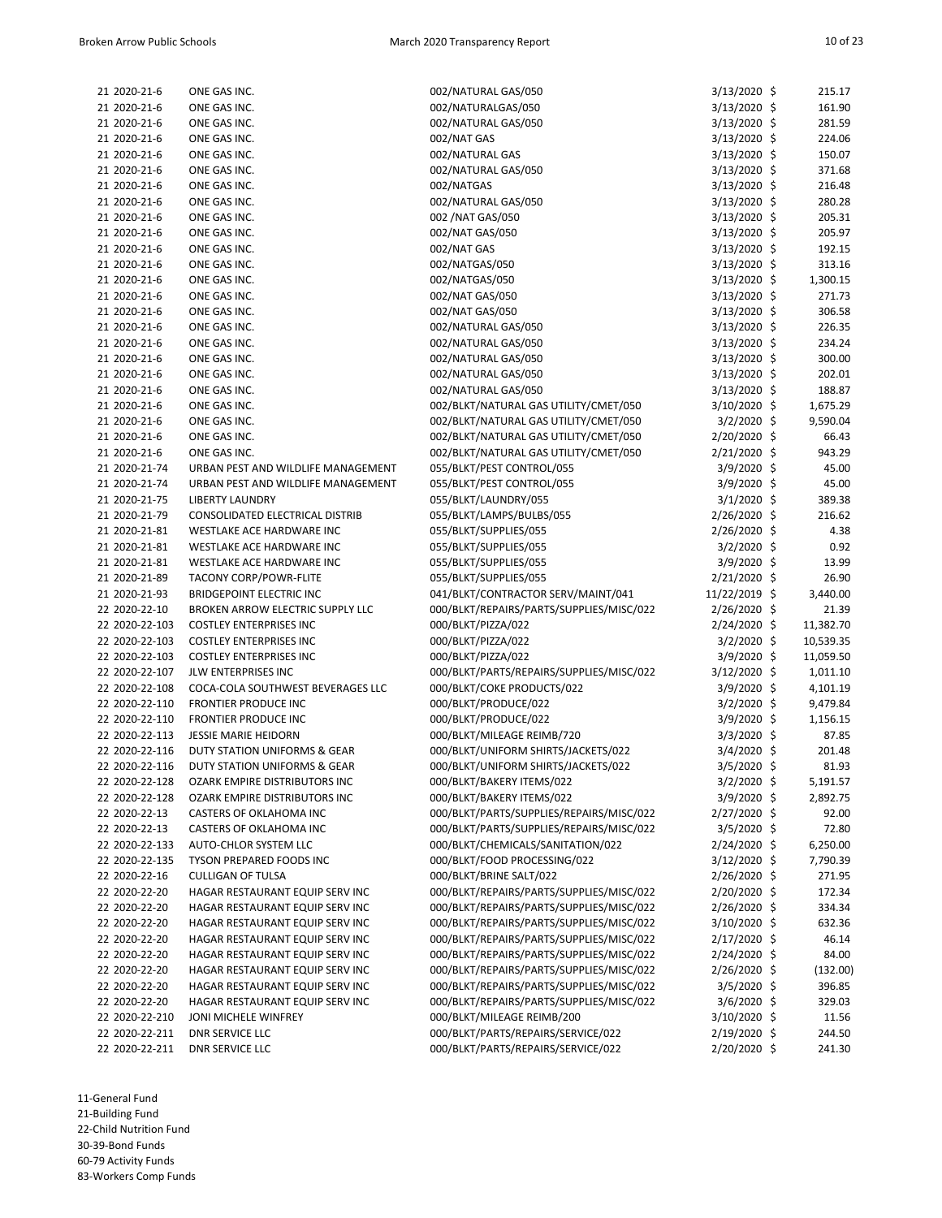| | | | | |
|---|---|---|---|---|
| 21 2020-21-6 | ONE GAS INC. | 002/NATURAL GAS/050 | 3/13/2020 | $ 215.17 |
| 21 2020-21-6 | ONE GAS INC. | 002/NATURALGAS/050 | 3/13/2020 | $ 161.90 |
| 21 2020-21-6 | ONE GAS INC. | 002/NATURAL GAS/050 | 3/13/2020 | $ 281.59 |
| 21 2020-21-6 | ONE GAS INC. | 002/NAT GAS | 3/13/2020 | $ 224.06 |
| 21 2020-21-6 | ONE GAS INC. | 002/NATURAL GAS | 3/13/2020 | $ 150.07 |
| 21 2020-21-6 | ONE GAS INC. | 002/NATURAL GAS/050 | 3/13/2020 | $ 371.68 |
| 21 2020-21-6 | ONE GAS INC. | 002/NATGAS | 3/13/2020 | $ 216.48 |
| 21 2020-21-6 | ONE GAS INC. | 002/NATURAL GAS/050 | 3/13/2020 | $ 280.28 |
| 21 2020-21-6 | ONE GAS INC. | 002 /NAT GAS/050 | 3/13/2020 | $ 205.31 |
| 21 2020-21-6 | ONE GAS INC. | 002/NAT GAS/050 | 3/13/2020 | $ 205.97 |
| 21 2020-21-6 | ONE GAS INC. | 002/NAT GAS | 3/13/2020 | $ 192.15 |
| 21 2020-21-6 | ONE GAS INC. | 002/NATGAS/050 | 3/13/2020 | $ 313.16 |
| 21 2020-21-6 | ONE GAS INC. | 002/NATGAS/050 | 3/13/2020 | $ 1,300.15 |
| 21 2020-21-6 | ONE GAS INC. | 002/NAT GAS/050 | 3/13/2020 | $ 271.73 |
| 21 2020-21-6 | ONE GAS INC. | 002/NAT GAS/050 | 3/13/2020 | $ 306.58 |
| 21 2020-21-6 | ONE GAS INC. | 002/NATURAL GAS/050 | 3/13/2020 | $ 226.35 |
| 21 2020-21-6 | ONE GAS INC. | 002/NATURAL GAS/050 | 3/13/2020 | $ 234.24 |
| 21 2020-21-6 | ONE GAS INC. | 002/NATURAL GAS/050 | 3/13/2020 | $ 300.00 |
| 21 2020-21-6 | ONE GAS INC. | 002/NATURAL GAS/050 | 3/13/2020 | $ 202.01 |
| 21 2020-21-6 | ONE GAS INC. | 002/NATURAL GAS/050 | 3/13/2020 | $ 188.87 |
| 21 2020-21-6 | ONE GAS INC. | 002/BLKT/NATURAL GAS UTILITY/CMET/050 | 3/10/2020 | $ 1,675.29 |
| 21 2020-21-6 | ONE GAS INC. | 002/BLKT/NATURAL GAS UTILITY/CMET/050 | 3/2/2020 | $ 9,590.04 |
| 21 2020-21-6 | ONE GAS INC. | 002/BLKT/NATURAL GAS UTILITY/CMET/050 | 2/20/2020 | $ 66.43 |
| 21 2020-21-6 | ONE GAS INC. | 002/BLKT/NATURAL GAS UTILITY/CMET/050 | 2/21/2020 | $ 943.29 |
| 21 2020-21-74 | URBAN PEST AND WILDLIFE MANAGEMENT | 055/BLKT/PEST CONTROL/055 | 3/9/2020 | $ 45.00 |
| 21 2020-21-74 | URBAN PEST AND WILDLIFE MANAGEMENT | 055/BLKT/PEST CONTROL/055 | 3/9/2020 | $ 45.00 |
| 21 2020-21-75 | LIBERTY LAUNDRY | 055/BLKT/LAUNDRY/055 | 3/1/2020 | $ 389.38 |
| 21 2020-21-79 | CONSOLIDATED ELECTRICAL DISTRIB | 055/BLKT/LAMPS/BULBS/055 | 2/26/2020 | $ 216.62 |
| 21 2020-21-81 | WESTLAKE ACE HARDWARE INC | 055/BLKT/SUPPLIES/055 | 2/26/2020 | $ 4.38 |
| 21 2020-21-81 | WESTLAKE ACE HARDWARE INC | 055/BLKT/SUPPLIES/055 | 3/2/2020 | $ 0.92 |
| 21 2020-21-81 | WESTLAKE ACE HARDWARE INC | 055/BLKT/SUPPLIES/055 | 3/9/2020 | $ 13.99 |
| 21 2020-21-89 | TACONY CORP/POWR-FLITE | 055/BLKT/SUPPLIES/055 | 2/21/2020 | $ 26.90 |
| 21 2020-21-93 | BRIDGEPOINT ELECTRIC INC | 041/BLKT/CONTRACTOR SERV/MAINT/041 | 11/22/2019 | $ 3,440.00 |
| 22 2020-22-10 | BROKEN ARROW ELECTRIC SUPPLY LLC | 000/BLKT/REPAIRS/PARTS/SUPPLIES/MISC/022 | 2/26/2020 | $ 21.39 |
| 22 2020-22-103 | COSTLEY ENTERPRISES INC | 000/BLKT/PIZZA/022 | 2/24/2020 | $ 11,382.70 |
| 22 2020-22-103 | COSTLEY ENTERPRISES INC | 000/BLKT/PIZZA/022 | 3/2/2020 | $ 10,539.35 |
| 22 2020-22-103 | COSTLEY ENTERPRISES INC | 000/BLKT/PIZZA/022 | 3/9/2020 | $ 11,059.50 |
| 22 2020-22-107 | JLW ENTERPRISES INC | 000/BLKT/PARTS/REPAIRS/SUPPLIES/MISC/022 | 3/12/2020 | $ 1,011.10 |
| 22 2020-22-108 | COCA-COLA SOUTHWEST BEVERAGES LLC | 000/BLKT/COKE PRODUCTS/022 | 3/9/2020 | $ 4,101.19 |
| 22 2020-22-110 | FRONTIER PRODUCE INC | 000/BLKT/PRODUCE/022 | 3/2/2020 | $ 9,479.84 |
| 22 2020-22-110 | FRONTIER PRODUCE INC | 000/BLKT/PRODUCE/022 | 3/9/2020 | $ 1,156.15 |
| 22 2020-22-113 | JESSIE MARIE HEIDORN | 000/BLKT/MILEAGE REIMB/720 | 3/3/2020 | $ 87.85 |
| 22 2020-22-116 | DUTY STATION UNIFORMS & GEAR | 000/BLKT/UNIFORM SHIRTS/JACKETS/022 | 3/4/2020 | $ 201.48 |
| 22 2020-22-116 | DUTY STATION UNIFORMS & GEAR | 000/BLKT/UNIFORM SHIRTS/JACKETS/022 | 3/5/2020 | $ 81.93 |
| 22 2020-22-128 | OZARK EMPIRE DISTRIBUTORS INC | 000/BLKT/BAKERY ITEMS/022 | 3/2/2020 | $ 5,191.57 |
| 22 2020-22-128 | OZARK EMPIRE DISTRIBUTORS INC | 000/BLKT/BAKERY ITEMS/022 | 3/9/2020 | $ 2,892.75 |
| 22 2020-22-13 | CASTERS OF OKLAHOMA INC | 000/BLKT/PARTS/SUPPLIES/REPAIRS/MISC/022 | 2/27/2020 | $ 92.00 |
| 22 2020-22-13 | CASTERS OF OKLAHOMA INC | 000/BLKT/PARTS/SUPPLIES/REPAIRS/MISC/022 | 3/5/2020 | $ 72.80 |
| 22 2020-22-133 | AUTO-CHLOR SYSTEM LLC | 000/BLKT/CHEMICALS/SANITATION/022 | 2/24/2020 | $ 6,250.00 |
| 22 2020-22-135 | TYSON PREPARED FOODS INC | 000/BLKT/FOOD PROCESSING/022 | 3/12/2020 | $ 7,790.39 |
| 22 2020-22-16 | CULLIGAN OF TULSA | 000/BLKT/BRINE SALT/022 | 2/26/2020 | $ 271.95 |
| 22 2020-22-20 | HAGAR RESTAURANT EQUIP SERV INC | 000/BLKT/REPAIRS/PARTS/SUPPLIES/MISC/022 | 2/20/2020 | $ 172.34 |
| 22 2020-22-20 | HAGAR RESTAURANT EQUIP SERV INC | 000/BLKT/REPAIRS/PARTS/SUPPLIES/MISC/022 | 2/26/2020 | $ 334.34 |
| 22 2020-22-20 | HAGAR RESTAURANT EQUIP SERV INC | 000/BLKT/REPAIRS/PARTS/SUPPLIES/MISC/022 | 3/10/2020 | $ 632.36 |
| 22 2020-22-20 | HAGAR RESTAURANT EQUIP SERV INC | 000/BLKT/REPAIRS/PARTS/SUPPLIES/MISC/022 | 2/17/2020 | $ 46.14 |
| 22 2020-22-20 | HAGAR RESTAURANT EQUIP SERV INC | 000/BLKT/REPAIRS/PARTS/SUPPLIES/MISC/022 | 2/24/2020 | $ 84.00 |
| 22 2020-22-20 | HAGAR RESTAURANT EQUIP SERV INC | 000/BLKT/REPAIRS/PARTS/SUPPLIES/MISC/022 | 2/26/2020 | $ (132.00) |
| 22 2020-22-20 | HAGAR RESTAURANT EQUIP SERV INC | 000/BLKT/REPAIRS/PARTS/SUPPLIES/MISC/022 | 3/5/2020 | $ 396.85 |
| 22 2020-22-20 | HAGAR RESTAURANT EQUIP SERV INC | 000/BLKT/REPAIRS/PARTS/SUPPLIES/MISC/022 | 3/6/2020 | $ 329.03 |
| 22 2020-22-210 | JONI MICHELE WINFREY | 000/BLKT/MILEAGE REIMB/200 | 3/10/2020 | $ 11.56 |
| 22 2020-22-211 | DNR SERVICE LLC | 000/BLKT/PARTS/REPAIRS/SERVICE/022 | 2/19/2020 | $ 244.50 |
| 22 2020-22-211 | DNR SERVICE LLC | 000/BLKT/PARTS/REPAIRS/SERVICE/022 | 2/20/2020 | $ 241.30 |

11-General Fund
21-Building Fund
22-Child Nutrition Fund
30-39-Bond Funds
60-79 Activity Funds
83-Workers Comp Funds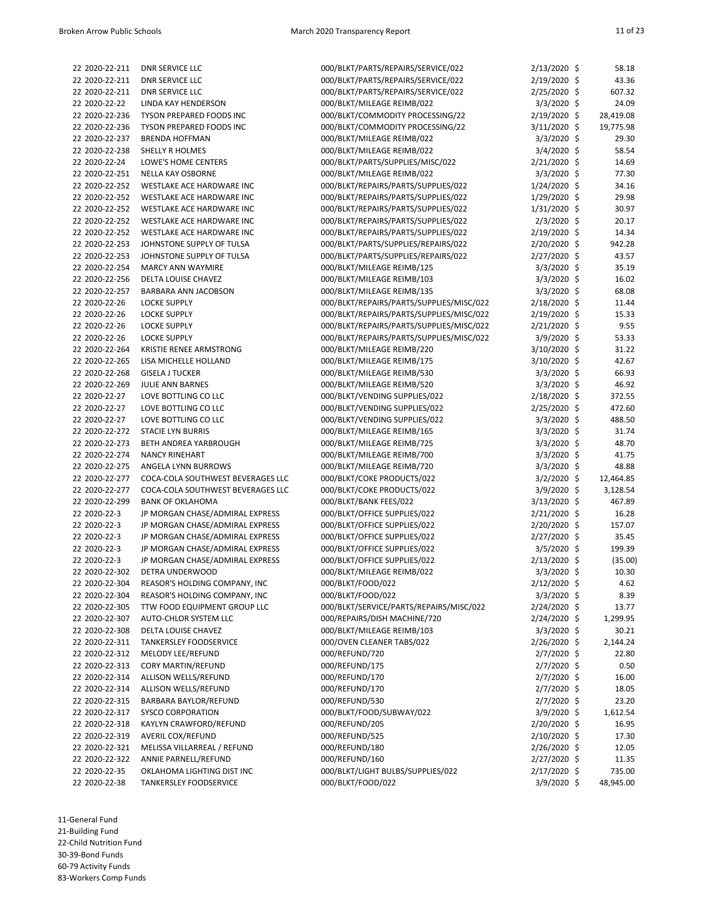| | | | | |
|---|---|---|---|---|
| 22 2020-22-211 | DNR SERVICE LLC | 000/BLKT/PARTS/REPAIRS/SERVICE/022 | 2/13/2020 | $ 58.18 |
| 22 2020-22-211 | DNR SERVICE LLC | 000/BLKT/PARTS/REPAIRS/SERVICE/022 | 2/19/2020 | $ 43.36 |
| 22 2020-22-211 | DNR SERVICE LLC | 000/BLKT/PARTS/REPAIRS/SERVICE/022 | 2/25/2020 | $ 607.32 |
| 22 2020-22-22 | LINDA KAY HENDERSON | 000/BLKT/MILEAGE REIMB/022 | 3/3/2020 | $ 24.09 |
| 22 2020-22-236 | TYSON PREPARED FOODS INC | 000/BLKT/COMMODITY PROCESSING/22 | 2/19/2020 | $ 28,419.08 |
| 22 2020-22-236 | TYSON PREPARED FOODS INC | 000/BLKT/COMMODITY PROCESSING/22 | 3/11/2020 | $ 19,775.98 |
| 22 2020-22-237 | BRENDA HOFFMAN | 000/BLKT/MILEAGE REIMB/022 | 3/3/2020 | $ 29.30 |
| 22 2020-22-238 | SHELLY R HOLMES | 000/BLKT/MILEAGE REIMB/022 | 3/4/2020 | $ 58.54 |
| 22 2020-22-24 | LOWE'S HOME CENTERS | 000/BLKT/PARTS/SUPPLIES/MISC/022 | 2/21/2020 | $ 14.69 |
| 22 2020-22-251 | NELLA KAY OSBORNE | 000/BLKT/MILEAGE REIMB/022 | 3/3/2020 | $ 77.30 |
| 22 2020-22-252 | WESTLAKE ACE HARDWARE INC | 000/BLKT/REPAIRS/PARTS/SUPPLIES/022 | 1/24/2020 | $ 34.16 |
| 22 2020-22-252 | WESTLAKE ACE HARDWARE INC | 000/BLKT/REPAIRS/PARTS/SUPPLIES/022 | 1/29/2020 | $ 29.98 |
| 22 2020-22-252 | WESTLAKE ACE HARDWARE INC | 000/BLKT/REPAIRS/PARTS/SUPPLIES/022 | 1/31/2020 | $ 30.97 |
| 22 2020-22-252 | WESTLAKE ACE HARDWARE INC | 000/BLKT/REPAIRS/PARTS/SUPPLIES/022 | 2/3/2020 | $ 20.17 |
| 22 2020-22-252 | WESTLAKE ACE HARDWARE INC | 000/BLKT/REPAIRS/PARTS/SUPPLIES/022 | 2/19/2020 | $ 14.34 |
| 22 2020-22-253 | JOHNSTONE SUPPLY OF TULSA | 000/BLKT/PARTS/SUPPLIES/REPAIRS/022 | 2/20/2020 | $ 942.28 |
| 22 2020-22-253 | JOHNSTONE SUPPLY OF TULSA | 000/BLKT/PARTS/SUPPLIES/REPAIRS/022 | 2/27/2020 | $ 43.57 |
| 22 2020-22-254 | MARCY ANN WAYMIRE | 000/BLKT/MILEAGE REIMB/125 | 3/3/2020 | $ 35.19 |
| 22 2020-22-256 | DELTA LOUISE CHAVEZ | 000/BLKT/MILEAGE REIMB/103 | 3/3/2020 | $ 16.02 |
| 22 2020-22-257 | BARBARA ANN JACOBSON | 000/BLKT/MILEAGE REIMB/135 | 3/3/2020 | $ 68.08 |
| 22 2020-22-26 | LOCKE SUPPLY | 000/BLKT/REPAIRS/PARTS/SUPPLIES/MISC/022 | 2/18/2020 | $ 11.44 |
| 22 2020-22-26 | LOCKE SUPPLY | 000/BLKT/REPAIRS/PARTS/SUPPLIES/MISC/022 | 2/19/2020 | $ 15.33 |
| 22 2020-22-26 | LOCKE SUPPLY | 000/BLKT/REPAIRS/PARTS/SUPPLIES/MISC/022 | 2/21/2020 | $ 9.55 |
| 22 2020-22-26 | LOCKE SUPPLY | 000/BLKT/REPAIRS/PARTS/SUPPLIES/MISC/022 | 3/9/2020 | $ 53.33 |
| 22 2020-22-264 | KRISTIE RENEE ARMSTRONG | 000/BLKT/MILEAGE REIMB/220 | 3/10/2020 | $ 31.22 |
| 22 2020-22-265 | LISA MICHELLE HOLLAND | 000/BLKT/MILEAGE REIMB/175 | 3/10/2020 | $ 42.67 |
| 22 2020-22-268 | GISELA J TUCKER | 000/BLKT/MILEAGE REIMB/530 | 3/3/2020 | $ 66.93 |
| 22 2020-22-269 | JULIE ANN BARNES | 000/BLKT/MILEAGE REIMB/520 | 3/3/2020 | $ 46.92 |
| 22 2020-22-27 | LOVE BOTTLING CO LLC | 000/BLKT/VENDING SUPPLIES/022 | 2/18/2020 | $ 372.55 |
| 22 2020-22-27 | LOVE BOTTLING CO LLC | 000/BLKT/VENDING SUPPLIES/022 | 2/25/2020 | $ 472.60 |
| 22 2020-22-27 | LOVE BOTTLING CO LLC | 000/BLKT/VENDING SUPPLIES/022 | 3/3/2020 | $ 488.50 |
| 22 2020-22-272 | STACIE LYN BURRIS | 000/BLKT/MILEAGE REIMB/165 | 3/3/2020 | $ 31.74 |
| 22 2020-22-273 | BETH ANDREA YARBROUGH | 000/BLKT/MILEAGE REIMB/725 | 3/3/2020 | $ 48.70 |
| 22 2020-22-274 | NANCY RINEHART | 000/BLKT/MILEAGE REIMB/700 | 3/3/2020 | $ 41.75 |
| 22 2020-22-275 | ANGELA LYNN BURROWS | 000/BLKT/MILEAGE REIMB/720 | 3/3/2020 | $ 48.88 |
| 22 2020-22-277 | COCA-COLA SOUTHWEST BEVERAGES LLC | 000/BLKT/COKE PRODUCTS/022 | 3/2/2020 | $ 12,464.85 |
| 22 2020-22-277 | COCA-COLA SOUTHWEST BEVERAGES LLC | 000/BLKT/COKE PRODUCTS/022 | 3/9/2020 | $ 3,128.54 |
| 22 2020-22-299 | BANK OF OKLAHOMA | 000/BLKT/BANK FEES/022 | 3/13/2020 | $ 467.89 |
| 22 2020-22-3 | JP MORGAN CHASE/ADMIRAL EXPRESS | 000/BLKT/OFFICE SUPPLIES/022 | 2/21/2020 | $ 16.28 |
| 22 2020-22-3 | JP MORGAN CHASE/ADMIRAL EXPRESS | 000/BLKT/OFFICE SUPPLIES/022 | 2/20/2020 | $ 157.07 |
| 22 2020-22-3 | JP MORGAN CHASE/ADMIRAL EXPRESS | 000/BLKT/OFFICE SUPPLIES/022 | 2/27/2020 | $ 35.45 |
| 22 2020-22-3 | JP MORGAN CHASE/ADMIRAL EXPRESS | 000/BLKT/OFFICE SUPPLIES/022 | 3/5/2020 | $ 199.39 |
| 22 2020-22-3 | JP MORGAN CHASE/ADMIRAL EXPRESS | 000/BLKT/OFFICE SUPPLIES/022 | 2/13/2020 | $ (35.00) |
| 22 2020-22-302 | DETRA UNDERWOOD | 000/BLKT/MILEAGE REIMB/022 | 3/3/2020 | $ 10.30 |
| 22 2020-22-304 | REASOR'S HOLDING COMPANY, INC | 000/BLKT/FOOD/022 | 2/12/2020 | $ 4.62 |
| 22 2020-22-304 | REASOR'S HOLDING COMPANY, INC | 000/BLKT/FOOD/022 | 3/3/2020 | $ 8.39 |
| 22 2020-22-305 | TTW FOOD EQUIPMENT GROUP LLC | 000/BLKT/SERVICE/PARTS/REPAIRS/MISC/022 | 2/24/2020 | $ 13.77 |
| 22 2020-22-307 | AUTO-CHLOR SYSTEM LLC | 000/REPAIRS/DISH MACHINE/720 | 2/24/2020 | $ 1,299.95 |
| 22 2020-22-308 | DELTA LOUISE CHAVEZ | 000/BLKT/MILEAGE REIMB/103 | 3/3/2020 | $ 30.21 |
| 22 2020-22-311 | TANKERSLEY FOODSERVICE | 000/OVEN CLEANER TABS/022 | 2/26/2020 | $ 2,144.24 |
| 22 2020-22-312 | MELODY LEE/REFUND | 000/REFUND/720 | 2/7/2020 | $ 22.80 |
| 22 2020-22-313 | CORY MARTIN/REFUND | 000/REFUND/175 | 2/7/2020 | $ 0.50 |
| 22 2020-22-314 | ALLISON WELLS/REFUND | 000/REFUND/170 | 2/7/2020 | $ 16.00 |
| 22 2020-22-314 | ALLISON WELLS/REFUND | 000/REFUND/170 | 2/7/2020 | $ 18.05 |
| 22 2020-22-315 | BARBARA BAYLOR/REFUND | 000/REFUND/530 | 2/7/2020 | $ 23.20 |
| 22 2020-22-317 | SYSCO CORPORATION | 000/BLKT/FOOD/SUBWAY/022 | 3/9/2020 | $ 1,612.54 |
| 22 2020-22-318 | KAYLYN CRAWFORD/REFUND | 000/REFUND/205 | 2/20/2020 | $ 16.95 |
| 22 2020-22-319 | AVERIL COX/REFUND | 000/REFUND/525 | 2/10/2020 | $ 17.30 |
| 22 2020-22-321 | MELISSA VILLARREAL / REFUND | 000/REFUND/180 | 2/26/2020 | $ 12.05 |
| 22 2020-22-322 | ANNIE PARNELL/REFUND | 000/REFUND/160 | 2/27/2020 | $ 11.35 |
| 22 2020-22-35 | OKLAHOMA LIGHTING DIST INC | 000/BLKT/LIGHT BULBS/SUPPLIES/022 | 2/17/2020 | $ 735.00 |
| 22 2020-22-38 | TANKERSLEY FOODSERVICE | 000/BLKT/FOOD/022 | 3/9/2020 | $ 48,945.00 |

11-General Fund
21-Building Fund
22-Child Nutrition Fund
30-39-Bond Funds
60-79 Activity Funds
83-Workers Comp Funds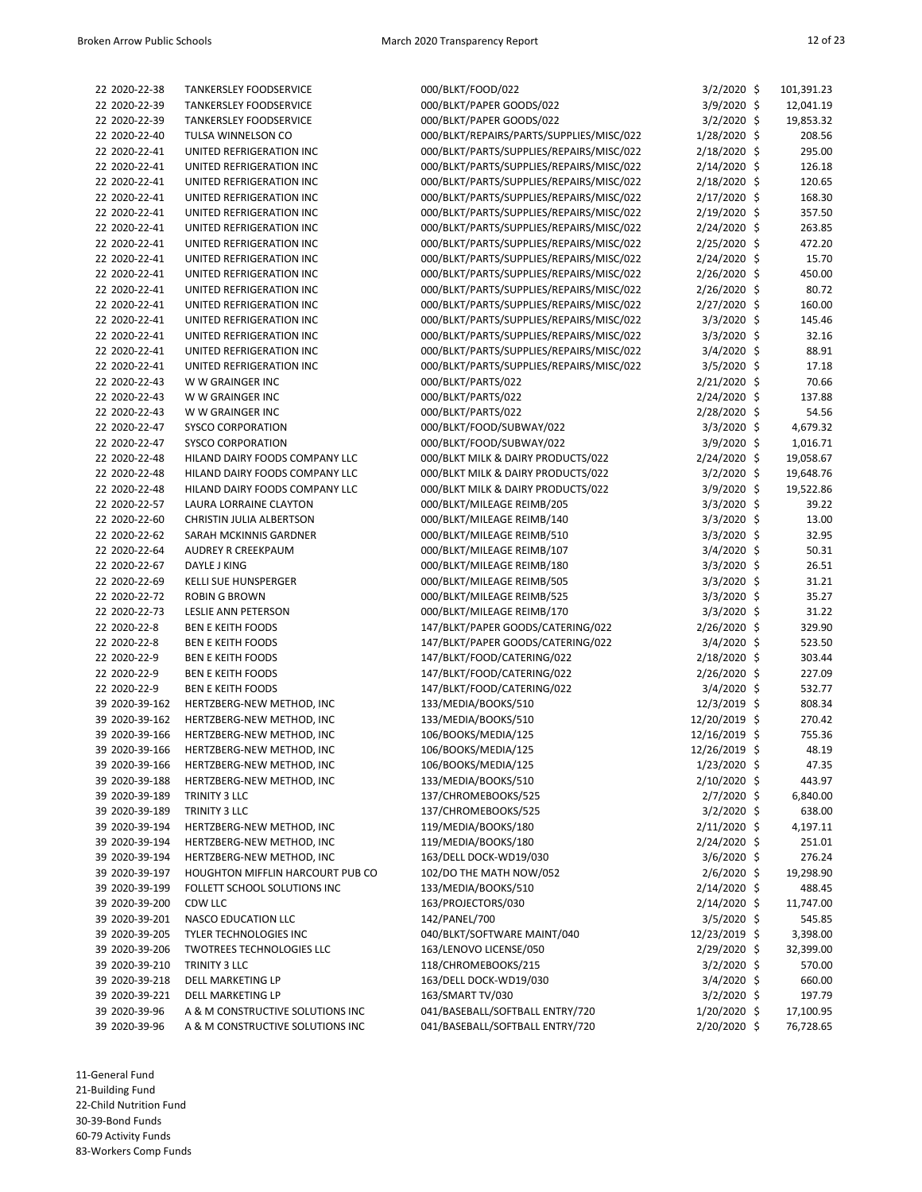| | | | | | |
|---|---|---|---|---|---|
| 22 | 2020-22-38 | TANKERSLEY FOODSERVICE | 000/BLKT/FOOD/022 | 3/2/2020 | $ 101,391.23 |
| 22 | 2020-22-39 | TANKERSLEY FOODSERVICE | 000/BLKT/PAPER GOODS/022 | 3/9/2020 | $ 12,041.19 |
| 22 | 2020-22-39 | TANKERSLEY FOODSERVICE | 000/BLKT/PAPER GOODS/022 | 3/2/2020 | $ 19,853.32 |
| 22 | 2020-22-40 | TULSA WINNELSON CO | 000/BLKT/REPAIRS/PARTS/SUPPLIES/MISC/022 | 1/28/2020 | $ 208.56 |
| 22 | 2020-22-41 | UNITED REFRIGERATION INC | 000/BLKT/PARTS/SUPPLIES/REPAIRS/MISC/022 | 2/18/2020 | $ 295.00 |
| 22 | 2020-22-41 | UNITED REFRIGERATION INC | 000/BLKT/PARTS/SUPPLIES/REPAIRS/MISC/022 | 2/14/2020 | $ 126.18 |
| 22 | 2020-22-41 | UNITED REFRIGERATION INC | 000/BLKT/PARTS/SUPPLIES/REPAIRS/MISC/022 | 2/18/2020 | $ 120.65 |
| 22 | 2020-22-41 | UNITED REFRIGERATION INC | 000/BLKT/PARTS/SUPPLIES/REPAIRS/MISC/022 | 2/17/2020 | $ 168.30 |
| 22 | 2020-22-41 | UNITED REFRIGERATION INC | 000/BLKT/PARTS/SUPPLIES/REPAIRS/MISC/022 | 2/19/2020 | $ 357.50 |
| 22 | 2020-22-41 | UNITED REFRIGERATION INC | 000/BLKT/PARTS/SUPPLIES/REPAIRS/MISC/022 | 2/24/2020 | $ 263.85 |
| 22 | 2020-22-41 | UNITED REFRIGERATION INC | 000/BLKT/PARTS/SUPPLIES/REPAIRS/MISC/022 | 2/25/2020 | $ 472.20 |
| 22 | 2020-22-41 | UNITED REFRIGERATION INC | 000/BLKT/PARTS/SUPPLIES/REPAIRS/MISC/022 | 2/24/2020 | $ 15.70 |
| 22 | 2020-22-41 | UNITED REFRIGERATION INC | 000/BLKT/PARTS/SUPPLIES/REPAIRS/MISC/022 | 2/26/2020 | $ 450.00 |
| 22 | 2020-22-41 | UNITED REFRIGERATION INC | 000/BLKT/PARTS/SUPPLIES/REPAIRS/MISC/022 | 2/26/2020 | $ 80.72 |
| 22 | 2020-22-41 | UNITED REFRIGERATION INC | 000/BLKT/PARTS/SUPPLIES/REPAIRS/MISC/022 | 2/27/2020 | $ 160.00 |
| 22 | 2020-22-41 | UNITED REFRIGERATION INC | 000/BLKT/PARTS/SUPPLIES/REPAIRS/MISC/022 | 3/3/2020 | $ 145.46 |
| 22 | 2020-22-41 | UNITED REFRIGERATION INC | 000/BLKT/PARTS/SUPPLIES/REPAIRS/MISC/022 | 3/3/2020 | $ 32.16 |
| 22 | 2020-22-41 | UNITED REFRIGERATION INC | 000/BLKT/PARTS/SUPPLIES/REPAIRS/MISC/022 | 3/4/2020 | $ 88.91 |
| 22 | 2020-22-41 | UNITED REFRIGERATION INC | 000/BLKT/PARTS/SUPPLIES/REPAIRS/MISC/022 | 3/5/2020 | $ 17.18 |
| 22 | 2020-22-43 | W W GRAINGER INC | 000/BLKT/PARTS/022 | 2/21/2020 | $ 70.66 |
| 22 | 2020-22-43 | W W GRAINGER INC | 000/BLKT/PARTS/022 | 2/24/2020 | $ 137.88 |
| 22 | 2020-22-43 | W W GRAINGER INC | 000/BLKT/PARTS/022 | 2/28/2020 | $ 54.56 |
| 22 | 2020-22-47 | SYSCO CORPORATION | 000/BLKT/FOOD/SUBWAY/022 | 3/3/2020 | $ 4,679.32 |
| 22 | 2020-22-47 | SYSCO CORPORATION | 000/BLKT/FOOD/SUBWAY/022 | 3/9/2020 | $ 1,016.71 |
| 22 | 2020-22-48 | HILAND DAIRY FOODS COMPANY LLC | 000/BLKT MILK & DAIRY PRODUCTS/022 | 2/24/2020 | $ 19,058.67 |
| 22 | 2020-22-48 | HILAND DAIRY FOODS COMPANY LLC | 000/BLKT MILK & DAIRY PRODUCTS/022 | 3/2/2020 | $ 19,648.76 |
| 22 | 2020-22-48 | HILAND DAIRY FOODS COMPANY LLC | 000/BLKT MILK & DAIRY PRODUCTS/022 | 3/9/2020 | $ 19,522.86 |
| 22 | 2020-22-57 | LAURA LORRAINE CLAYTON | 000/BLKT/MILEAGE REIMB/205 | 3/3/2020 | $ 39.22 |
| 22 | 2020-22-60 | CHRISTIN JULIA ALBERTSON | 000/BLKT/MILEAGE REIMB/140 | 3/3/2020 | $ 13.00 |
| 22 | 2020-22-62 | SARAH MCKINNIS GARDNER | 000/BLKT/MILEAGE REIMB/510 | 3/3/2020 | $ 32.95 |
| 22 | 2020-22-64 | AUDREY R CREEKPAUM | 000/BLKT/MILEAGE REIMB/107 | 3/4/2020 | $ 50.31 |
| 22 | 2020-22-67 | DAYLE J KING | 000/BLKT/MILEAGE REIMB/180 | 3/3/2020 | $ 26.51 |
| 22 | 2020-22-69 | KELLI SUE HUNSPERGER | 000/BLKT/MILEAGE REIMB/505 | 3/3/2020 | $ 31.21 |
| 22 | 2020-22-72 | ROBIN G BROWN | 000/BLKT/MILEAGE REIMB/525 | 3/3/2020 | $ 35.27 |
| 22 | 2020-22-73 | LESLIE ANN PETERSON | 000/BLKT/MILEAGE REIMB/170 | 3/3/2020 | $ 31.22 |
| 22 | 2020-22-8 | BEN E KEITH FOODS | 147/BLKT/PAPER GOODS/CATERING/022 | 2/26/2020 | $ 329.90 |
| 22 | 2020-22-8 | BEN E KEITH FOODS | 147/BLKT/PAPER GOODS/CATERING/022 | 3/4/2020 | $ 523.50 |
| 22 | 2020-22-9 | BEN E KEITH FOODS | 147/BLKT/FOOD/CATERING/022 | 2/18/2020 | $ 303.44 |
| 22 | 2020-22-9 | BEN E KEITH FOODS | 147/BLKT/FOOD/CATERING/022 | 2/26/2020 | $ 227.09 |
| 22 | 2020-22-9 | BEN E KEITH FOODS | 147/BLKT/FOOD/CATERING/022 | 3/4/2020 | $ 532.77 |
| 39 | 2020-39-162 | HERTZBERG-NEW METHOD, INC | 133/MEDIA/BOOKS/510 | 12/3/2019 | $ 808.34 |
| 39 | 2020-39-162 | HERTZBERG-NEW METHOD, INC | 133/MEDIA/BOOKS/510 | 12/20/2019 | $ 270.42 |
| 39 | 2020-39-166 | HERTZBERG-NEW METHOD, INC | 106/BOOKS/MEDIA/125 | 12/16/2019 | $ 755.36 |
| 39 | 2020-39-166 | HERTZBERG-NEW METHOD, INC | 106/BOOKS/MEDIA/125 | 12/26/2019 | $ 48.19 |
| 39 | 2020-39-166 | HERTZBERG-NEW METHOD, INC | 106/BOOKS/MEDIA/125 | 1/23/2020 | $ 47.35 |
| 39 | 2020-39-188 | HERTZBERG-NEW METHOD, INC | 133/MEDIA/BOOKS/510 | 2/10/2020 | $ 443.97 |
| 39 | 2020-39-189 | TRINITY 3 LLC | 137/CHROMEBOOKS/525 | 2/7/2020 | $ 6,840.00 |
| 39 | 2020-39-189 | TRINITY 3 LLC | 137/CHROMEBOOKS/525 | 3/2/2020 | $ 638.00 |
| 39 | 2020-39-194 | HERTZBERG-NEW METHOD, INC | 119/MEDIA/BOOKS/180 | 2/11/2020 | $ 4,197.11 |
| 39 | 2020-39-194 | HERTZBERG-NEW METHOD, INC | 119/MEDIA/BOOKS/180 | 2/24/2020 | $ 251.01 |
| 39 | 2020-39-194 | HERTZBERG-NEW METHOD, INC | 163/DELL DOCK-WD19/030 | 3/6/2020 | $ 276.24 |
| 39 | 2020-39-197 | HOUGHTON MIFFLIN HARCOURT PUB CO | 102/DO THE MATH NOW/052 | 2/6/2020 | $ 19,298.90 |
| 39 | 2020-39-199 | FOLLETT SCHOOL SOLUTIONS INC | 133/MEDIA/BOOKS/510 | 2/14/2020 | $ 488.45 |
| 39 | 2020-39-200 | CDW LLC | 163/PROJECTORS/030 | 2/14/2020 | $ 11,747.00 |
| 39 | 2020-39-201 | NASCO EDUCATION LLC | 142/PANEL/700 | 3/5/2020 | $ 545.85 |
| 39 | 2020-39-205 | TYLER TECHNOLOGIES INC | 040/BLKT/SOFTWARE MAINT/040 | 12/23/2019 | $ 3,398.00 |
| 39 | 2020-39-206 | TWOTREES TECHNOLOGIES LLC | 163/LENOVO LICENSE/050 | 2/29/2020 | $ 32,399.00 |
| 39 | 2020-39-210 | TRINITY 3 LLC | 118/CHROMEBOOKS/215 | 3/2/2020 | $ 570.00 |
| 39 | 2020-39-218 | DELL MARKETING LP | 163/DELL DOCK-WD19/030 | 3/4/2020 | $ 660.00 |
| 39 | 2020-39-221 | DELL MARKETING LP | 163/SMART TV/030 | 3/2/2020 | $ 197.79 |
| 39 | 2020-39-96 | A & M CONSTRUCTIVE SOLUTIONS INC | 041/BASEBALL/SOFTBALL ENTRY/720 | 1/20/2020 | $ 17,100.95 |
| 39 | 2020-39-96 | A & M CONSTRUCTIVE SOLUTIONS INC | 041/BASEBALL/SOFTBALL ENTRY/720 | 2/20/2020 | $ 76,728.65 |

11-General Fund
21-Building Fund
22-Child Nutrition Fund
30-39-Bond Funds
60-79 Activity Funds
83-Workers Comp Funds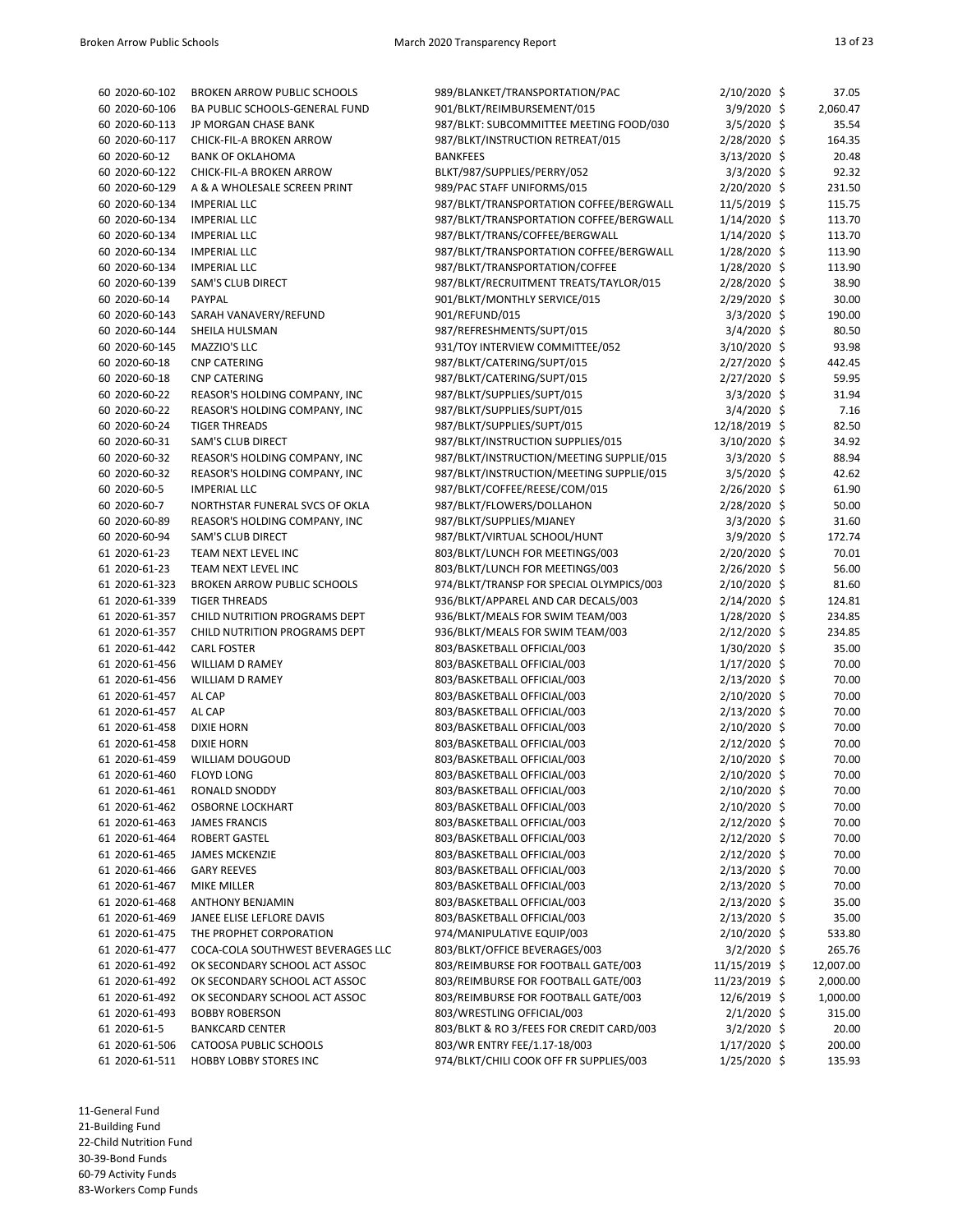| | | | | |
|---|---|---|---|---|
| 60 2020-60-102 | BROKEN ARROW PUBLIC SCHOOLS | 989/BLANKET/TRANSPORTATION/PAC | 2/10/2020 | $ 37.05 |
| 60 2020-60-106 | BA PUBLIC SCHOOLS-GENERAL FUND | 901/BLKT/REIMBURSEMENT/015 | 3/9/2020 | $ 2,060.47 |
| 60 2020-60-113 | JP MORGAN CHASE BANK | 987/BLKT: SUBCOMMITTEE MEETING FOOD/030 | 3/5/2020 | $ 35.54 |
| 60 2020-60-117 | CHICK-FIL-A BROKEN ARROW | 987/BLKT/INSTRUCTION RETREAT/015 | 2/28/2020 | $ 164.35 |
| 60 2020-60-12 | BANK OF OKLAHOMA | BANKFEES | 3/13/2020 | $ 20.48 |
| 60 2020-60-122 | CHICK-FIL-A BROKEN ARROW | BLKT/987/SUPPLIES/PERRY/052 | 3/3/2020 | $ 92.32 |
| 60 2020-60-129 | A & A WHOLESALE SCREEN PRINT | 989/PAC STAFF UNIFORMS/015 | 2/20/2020 | $ 231.50 |
| 60 2020-60-134 | IMPERIAL LLC | 987/BLKT/TRANSPORTATION COFFEE/BERGWALL | 11/5/2019 | $ 115.75 |
| 60 2020-60-134 | IMPERIAL LLC | 987/BLKT/TRANSPORTATION COFFEE/BERGWALL | 1/14/2020 | $ 113.70 |
| 60 2020-60-134 | IMPERIAL LLC | 987/BLKT/TRANS/COFFEE/BERGWALL | 1/14/2020 | $ 113.70 |
| 60 2020-60-134 | IMPERIAL LLC | 987/BLKT/TRANSPORTATION COFFEE/BERGWALL | 1/28/2020 | $ 113.90 |
| 60 2020-60-134 | IMPERIAL LLC | 987/BLKT/TRANSPORTATION/COFFEE | 1/28/2020 | $ 113.90 |
| 60 2020-60-139 | SAM'S CLUB DIRECT | 987/BLKT/RECRUITMENT TREATS/TAYLOR/015 | 2/28/2020 | $ 38.90 |
| 60 2020-60-14 | PAYPAL | 901/BLKT/MONTHLY SERVICE/015 | 2/29/2020 | $ 30.00 |
| 60 2020-60-143 | SARAH VANAVERY/REFUND | 901/REFUND/015 | 3/3/2020 | $ 190.00 |
| 60 2020-60-144 | SHEILA HULSMAN | 987/REFRESHMENTS/SUPT/015 | 3/4/2020 | $ 80.50 |
| 60 2020-60-145 | MAZZIO'S LLC | 931/TOY INTERVIEW COMMITTEE/052 | 3/10/2020 | $ 93.98 |
| 60 2020-60-18 | CNP CATERING | 987/BLKT/CATERING/SUPT/015 | 2/27/2020 | $ 442.45 |
| 60 2020-60-18 | CNP CATERING | 987/BLKT/CATERING/SUPT/015 | 2/27/2020 | $ 59.95 |
| 60 2020-60-22 | REASOR'S HOLDING COMPANY, INC | 987/BLKT/SUPPLIES/SUPT/015 | 3/3/2020 | $ 31.94 |
| 60 2020-60-22 | REASOR'S HOLDING COMPANY, INC | 987/BLKT/SUPPLIES/SUPT/015 | 3/4/2020 | $ 7.16 |
| 60 2020-60-24 | TIGER THREADS | 987/BLKT/SUPPLIES/SUPT/015 | 12/18/2019 | $ 82.50 |
| 60 2020-60-31 | SAM'S CLUB DIRECT | 987/BLKT/INSTRUCTION SUPPLIES/015 | 3/10/2020 | $ 34.92 |
| 60 2020-60-32 | REASOR'S HOLDING COMPANY, INC | 987/BLKT/INSTRUCTION/MEETING SUPPLIE/015 | 3/3/2020 | $ 88.94 |
| 60 2020-60-32 | REASOR'S HOLDING COMPANY, INC | 987/BLKT/INSTRUCTION/MEETING SUPPLIE/015 | 3/5/2020 | $ 42.62 |
| 60 2020-60-5 | IMPERIAL LLC | 987/BLKT/COFFEE/REESE/COM/015 | 2/26/2020 | $ 61.90 |
| 60 2020-60-7 | NORTHSTAR FUNERAL SVCS OF OKLA | 987/BLKT/FLOWERS/DOLLAHON | 2/28/2020 | $ 50.00 |
| 60 2020-60-89 | REASOR'S HOLDING COMPANY, INC | 987/BLKT/SUPPLIES/MJANEY | 3/3/2020 | $ 31.60 |
| 60 2020-60-94 | SAM'S CLUB DIRECT | 987/BLKT/VIRTUAL SCHOOL/HUNT | 3/9/2020 | $ 172.74 |
| 61 2020-61-23 | TEAM NEXT LEVEL INC | 803/BLKT/LUNCH FOR MEETINGS/003 | 2/20/2020 | $ 70.01 |
| 61 2020-61-23 | TEAM NEXT LEVEL INC | 803/BLKT/LUNCH FOR MEETINGS/003 | 2/26/2020 | $ 56.00 |
| 61 2020-61-323 | BROKEN ARROW PUBLIC SCHOOLS | 974/BLKT/TRANSP FOR SPECIAL OLYMPICS/003 | 2/10/2020 | $ 81.60 |
| 61 2020-61-339 | TIGER THREADS | 936/BLKT/APPAREL AND CAR DECALS/003 | 2/14/2020 | $ 124.81 |
| 61 2020-61-357 | CHILD NUTRITION PROGRAMS DEPT | 936/BLKT/MEALS FOR SWIM TEAM/003 | 1/28/2020 | $ 234.85 |
| 61 2020-61-357 | CHILD NUTRITION PROGRAMS DEPT | 936/BLKT/MEALS FOR SWIM TEAM/003 | 2/12/2020 | $ 234.85 |
| 61 2020-61-442 | CARL FOSTER | 803/BASKETBALL OFFICIAL/003 | 1/30/2020 | $ 35.00 |
| 61 2020-61-456 | WILLIAM D RAMEY | 803/BASKETBALL OFFICIAL/003 | 1/17/2020 | $ 70.00 |
| 61 2020-61-456 | WILLIAM D RAMEY | 803/BASKETBALL OFFICIAL/003 | 2/13/2020 | $ 70.00 |
| 61 2020-61-457 | AL CAP | 803/BASKETBALL OFFICIAL/003 | 2/10/2020 | $ 70.00 |
| 61 2020-61-457 | AL CAP | 803/BASKETBALL OFFICIAL/003 | 2/13/2020 | $ 70.00 |
| 61 2020-61-458 | DIXIE HORN | 803/BASKETBALL OFFICIAL/003 | 2/10/2020 | $ 70.00 |
| 61 2020-61-458 | DIXIE HORN | 803/BASKETBALL OFFICIAL/003 | 2/12/2020 | $ 70.00 |
| 61 2020-61-459 | WILLIAM DOUGOUD | 803/BASKETBALL OFFICIAL/003 | 2/10/2020 | $ 70.00 |
| 61 2020-61-460 | FLOYD LONG | 803/BASKETBALL OFFICIAL/003 | 2/10/2020 | $ 70.00 |
| 61 2020-61-461 | RONALD SNODDY | 803/BASKETBALL OFFICIAL/003 | 2/10/2020 | $ 70.00 |
| 61 2020-61-462 | OSBORNE LOCKHART | 803/BASKETBALL OFFICIAL/003 | 2/10/2020 | $ 70.00 |
| 61 2020-61-463 | JAMES FRANCIS | 803/BASKETBALL OFFICIAL/003 | 2/12/2020 | $ 70.00 |
| 61 2020-61-464 | ROBERT GASTEL | 803/BASKETBALL OFFICIAL/003 | 2/12/2020 | $ 70.00 |
| 61 2020-61-465 | JAMES MCKENZIE | 803/BASKETBALL OFFICIAL/003 | 2/12/2020 | $ 70.00 |
| 61 2020-61-466 | GARY REEVES | 803/BASKETBALL OFFICIAL/003 | 2/13/2020 | $ 70.00 |
| 61 2020-61-467 | MIKE MILLER | 803/BASKETBALL OFFICIAL/003 | 2/13/2020 | $ 70.00 |
| 61 2020-61-468 | ANTHONY BENJAMIN | 803/BASKETBALL OFFICIAL/003 | 2/13/2020 | $ 35.00 |
| 61 2020-61-469 | JANEE ELISE LEFLORE DAVIS | 803/BASKETBALL OFFICIAL/003 | 2/13/2020 | $ 35.00 |
| 61 2020-61-475 | THE PROPHET CORPORATION | 974/MANIPULATIVE EQUIP/003 | 2/10/2020 | $ 533.80 |
| 61 2020-61-477 | COCA-COLA SOUTHWEST BEVERAGES LLC | 803/BLKT/OFFICE BEVERAGES/003 | 3/2/2020 | $ 265.76 |
| 61 2020-61-492 | OK SECONDARY SCHOOL ACT ASSOC | 803/REIMBURSE FOR FOOTBALL GATE/003 | 11/15/2019 | $ 12,007.00 |
| 61 2020-61-492 | OK SECONDARY SCHOOL ACT ASSOC | 803/REIMBURSE FOR FOOTBALL GATE/003 | 11/23/2019 | $ 2,000.00 |
| 61 2020-61-492 | OK SECONDARY SCHOOL ACT ASSOC | 803/REIMBURSE FOR FOOTBALL GATE/003 | 12/6/2019 | $ 1,000.00 |
| 61 2020-61-493 | BOBBY ROBERSON | 803/WRESTLING OFFICIAL/003 | 2/1/2020 | $ 315.00 |
| 61 2020-61-5 | BANKCARD CENTER | 803/BLKT & RO 3/FEES FOR CREDIT CARD/003 | 3/2/2020 | $ 20.00 |
| 61 2020-61-506 | CATOOSA PUBLIC SCHOOLS | 803/WR ENTRY FEE/1.17-18/003 | 1/17/2020 | $ 200.00 |
| 61 2020-61-511 | HOBBY LOBBY STORES INC | 974/BLKT/CHILI COOK OFF FR SUPPLIES/003 | 1/25/2020 | $ 135.93 |

11-General Fund
21-Building Fund
22-Child Nutrition Fund
30-39-Bond Funds
60-79 Activity Funds
83-Workers Comp Funds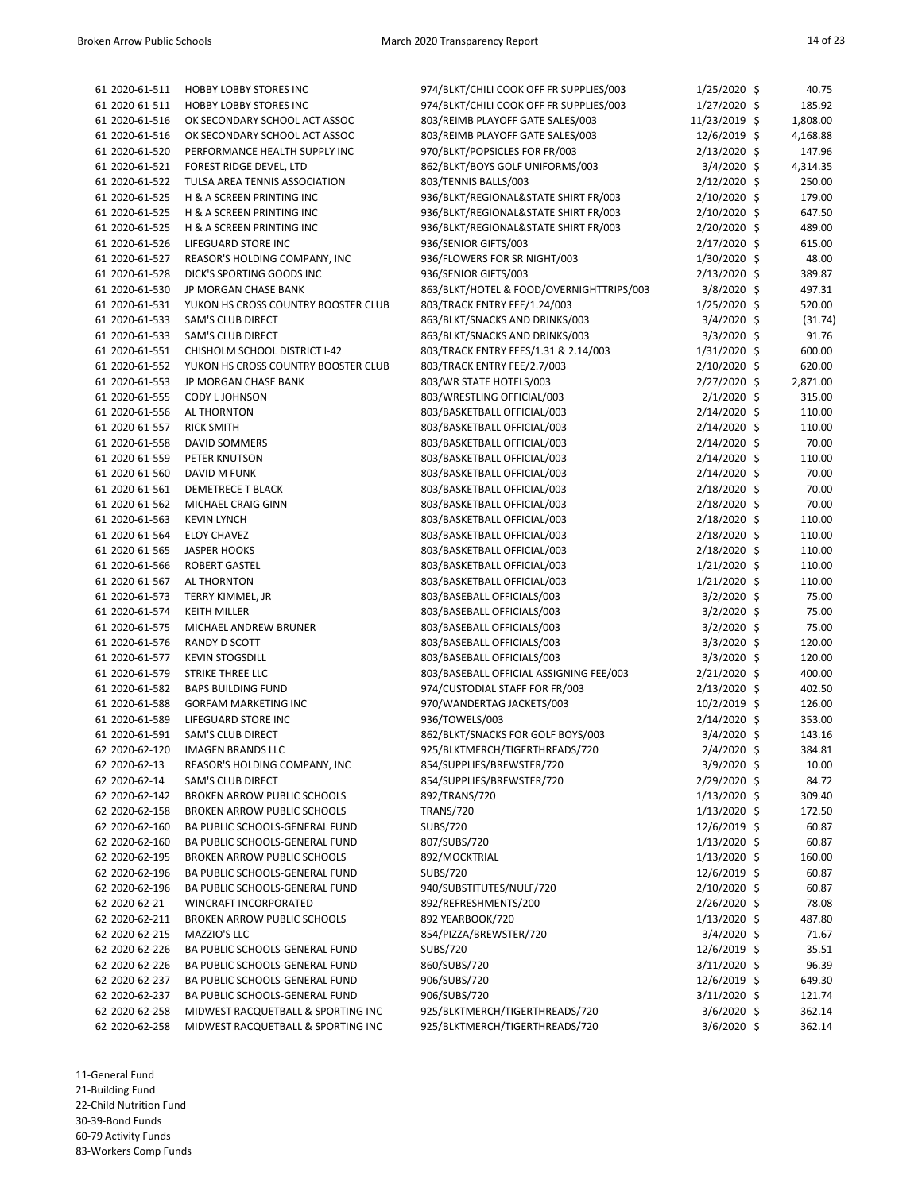| | | | | | |
|---|---|---|---|---|---|
| 61 | 2020-61-511 | HOBBY LOBBY STORES INC | 974/BLKT/CHILI COOK OFF FR SUPPLIES/003 | 1/25/2020 | $ 40.75 |
| 61 | 2020-61-511 | HOBBY LOBBY STORES INC | 974/BLKT/CHILI COOK OFF FR SUPPLIES/003 | 1/27/2020 | $ 185.92 |
| 61 | 2020-61-516 | OK SECONDARY SCHOOL ACT ASSOC | 803/REIMB PLAYOFF GATE SALES/003 | 11/23/2019 | $ 1,808.00 |
| 61 | 2020-61-516 | OK SECONDARY SCHOOL ACT ASSOC | 803/REIMB PLAYOFF GATE SALES/003 | 12/6/2019 | $ 4,168.88 |
| 61 | 2020-61-520 | PERFORMANCE HEALTH SUPPLY INC | 970/BLKT/POPSICLES FOR FR/003 | 2/13/2020 | $ 147.96 |
| 61 | 2020-61-521 | FOREST RIDGE DEVEL, LTD | 862/BLKT/BOYS GOLF UNIFORMS/003 | 3/4/2020 | $ 4,314.35 |
| 61 | 2020-61-522 | TULSA AREA TENNIS ASSOCIATION | 803/TENNIS BALLS/003 | 2/12/2020 | $ 250.00 |
| 61 | 2020-61-525 | H & A SCREEN PRINTING INC | 936/BLKT/REGIONAL&STATE SHIRT FR/003 | 2/10/2020 | $ 179.00 |
| 61 | 2020-61-525 | H & A SCREEN PRINTING INC | 936/BLKT/REGIONAL&STATE SHIRT FR/003 | 2/10/2020 | $ 647.50 |
| 61 | 2020-61-525 | H & A SCREEN PRINTING INC | 936/BLKT/REGIONAL&STATE SHIRT FR/003 | 2/20/2020 | $ 489.00 |
| 61 | 2020-61-526 | LIFEGUARD STORE INC | 936/SENIOR GIFTS/003 | 2/17/2020 | $ 615.00 |
| 61 | 2020-61-527 | REASOR'S HOLDING COMPANY, INC | 936/FLOWERS FOR SR NIGHT/003 | 1/30/2020 | $ 48.00 |
| 61 | 2020-61-528 | DICK'S SPORTING GOODS INC | 936/SENIOR GIFTS/003 | 2/13/2020 | $ 389.87 |
| 61 | 2020-61-530 | JP MORGAN CHASE BANK | 863/BLKT/HOTEL & FOOD/OVERNIGHTTRIPS/003 | 3/8/2020 | $ 497.31 |
| 61 | 2020-61-531 | YUKON HS CROSS COUNTRY BOOSTER CLUB | 803/TRACK ENTRY FEE/1.24/003 | 1/25/2020 | $ 520.00 |
| 61 | 2020-61-533 | SAM'S CLUB DIRECT | 863/BLKT/SNACKS AND DRINKS/003 | 3/4/2020 | $ (31.74) |
| 61 | 2020-61-533 | SAM'S CLUB DIRECT | 863/BLKT/SNACKS AND DRINKS/003 | 3/3/2020 | $ 91.76 |
| 61 | 2020-61-551 | CHISHOLM SCHOOL DISTRICT I-42 | 803/TRACK ENTRY FEES/1.31 & 2.14/003 | 1/31/2020 | $ 600.00 |
| 61 | 2020-61-552 | YUKON HS CROSS COUNTRY BOOSTER CLUB | 803/TRACK ENTRY FEE/2.7/003 | 2/10/2020 | $ 620.00 |
| 61 | 2020-61-553 | JP MORGAN CHASE BANK | 803/WR STATE HOTELS/003 | 2/27/2020 | $ 2,871.00 |
| 61 | 2020-61-555 | CODY L JOHNSON | 803/WRESTLING OFFICIAL/003 | 2/1/2020 | $ 315.00 |
| 61 | 2020-61-556 | AL THORNTON | 803/BASKETBALL OFFICIAL/003 | 2/14/2020 | $ 110.00 |
| 61 | 2020-61-557 | RICK SMITH | 803/BASKETBALL OFFICIAL/003 | 2/14/2020 | $ 110.00 |
| 61 | 2020-61-558 | DAVID SOMMERS | 803/BASKETBALL OFFICIAL/003 | 2/14/2020 | $ 70.00 |
| 61 | 2020-61-559 | PETER KNUTSON | 803/BASKETBALL OFFICIAL/003 | 2/14/2020 | $ 110.00 |
| 61 | 2020-61-560 | DAVID M FUNK | 803/BASKETBALL OFFICIAL/003 | 2/14/2020 | $ 70.00 |
| 61 | 2020-61-561 | DEMETRECE T BLACK | 803/BASKETBALL OFFICIAL/003 | 2/18/2020 | $ 70.00 |
| 61 | 2020-61-562 | MICHAEL CRAIG GINN | 803/BASKETBALL OFFICIAL/003 | 2/18/2020 | $ 70.00 |
| 61 | 2020-61-563 | KEVIN LYNCH | 803/BASKETBALL OFFICIAL/003 | 2/18/2020 | $ 110.00 |
| 61 | 2020-61-564 | ELOY CHAVEZ | 803/BASKETBALL OFFICIAL/003 | 2/18/2020 | $ 110.00 |
| 61 | 2020-61-565 | JASPER HOOKS | 803/BASKETBALL OFFICIAL/003 | 2/18/2020 | $ 110.00 |
| 61 | 2020-61-566 | ROBERT GASTEL | 803/BASKETBALL OFFICIAL/003 | 1/21/2020 | $ 110.00 |
| 61 | 2020-61-567 | AL THORNTON | 803/BASKETBALL OFFICIAL/003 | 1/21/2020 | $ 110.00 |
| 61 | 2020-61-573 | TERRY KIMMEL, JR | 803/BASEBALL OFFICIALS/003 | 3/2/2020 | $ 75.00 |
| 61 | 2020-61-574 | KEITH MILLER | 803/BASEBALL OFFICIALS/003 | 3/2/2020 | $ 75.00 |
| 61 | 2020-61-575 | MICHAEL ANDREW BRUNER | 803/BASEBALL OFFICIALS/003 | 3/2/2020 | $ 75.00 |
| 61 | 2020-61-576 | RANDY D SCOTT | 803/BASEBALL OFFICIALS/003 | 3/3/2020 | $ 120.00 |
| 61 | 2020-61-577 | KEVIN STOGSDILL | 803/BASEBALL OFFICIALS/003 | 3/3/2020 | $ 120.00 |
| 61 | 2020-61-579 | STRIKE THREE LLC | 803/BASEBALL OFFICIAL ASSIGNING FEE/003 | 2/21/2020 | $ 400.00 |
| 61 | 2020-61-582 | BAPS BUILDING FUND | 974/CUSTODIAL STAFF FOR FR/003 | 2/13/2020 | $ 402.50 |
| 61 | 2020-61-588 | GORFAM MARKETING INC | 970/WANDERTAG JACKETS/003 | 10/2/2019 | $ 126.00 |
| 61 | 2020-61-589 | LIFEGUARD STORE INC | 936/TOWELS/003 | 2/14/2020 | $ 353.00 |
| 61 | 2020-61-591 | SAM'S CLUB DIRECT | 862/BLKT/SNACKS FOR GOLF BOYS/003 | 3/4/2020 | $ 143.16 |
| 62 | 2020-62-120 | IMAGEN BRANDS LLC | 925/BLKTMERCH/TIGERTHREADS/720 | 2/4/2020 | $ 384.81 |
| 62 | 2020-62-13 | REASOR'S HOLDING COMPANY, INC | 854/SUPPLIES/BREWSTER/720 | 3/9/2020 | $ 10.00 |
| 62 | 2020-62-14 | SAM'S CLUB DIRECT | 854/SUPPLIES/BREWSTER/720 | 2/29/2020 | $ 84.72 |
| 62 | 2020-62-142 | BROKEN ARROW PUBLIC SCHOOLS | 892/TRANS/720 | 1/13/2020 | $ 309.40 |
| 62 | 2020-62-158 | BROKEN ARROW PUBLIC SCHOOLS | TRANS/720 | 1/13/2020 | $ 172.50 |
| 62 | 2020-62-160 | BA PUBLIC SCHOOLS-GENERAL FUND | SUBS/720 | 12/6/2019 | $ 60.87 |
| 62 | 2020-62-160 | BA PUBLIC SCHOOLS-GENERAL FUND | 807/SUBS/720 | 1/13/2020 | $ 60.87 |
| 62 | 2020-62-195 | BROKEN ARROW PUBLIC SCHOOLS | 892/MOCKTRIAL | 1/13/2020 | $ 160.00 |
| 62 | 2020-62-196 | BA PUBLIC SCHOOLS-GENERAL FUND | SUBS/720 | 12/6/2019 | $ 60.87 |
| 62 | 2020-62-196 | BA PUBLIC SCHOOLS-GENERAL FUND | 940/SUBSTITUTES/NULF/720 | 2/10/2020 | $ 60.87 |
| 62 | 2020-62-21 | WINCRAFT INCORPORATED | 892/REFRESHMENTS/200 | 2/26/2020 | $ 78.08 |
| 62 | 2020-62-211 | BROKEN ARROW PUBLIC SCHOOLS | 892 YEARBOOK/720 | 1/13/2020 | $ 487.80 |
| 62 | 2020-62-215 | MAZZIO'S LLC | 854/PIZZA/BREWSTER/720 | 3/4/2020 | $ 71.67 |
| 62 | 2020-62-226 | BA PUBLIC SCHOOLS-GENERAL FUND | SUBS/720 | 12/6/2019 | $ 35.51 |
| 62 | 2020-62-226 | BA PUBLIC SCHOOLS-GENERAL FUND | 860/SUBS/720 | 3/11/2020 | $ 96.39 |
| 62 | 2020-62-237 | BA PUBLIC SCHOOLS-GENERAL FUND | 906/SUBS/720 | 12/6/2019 | $ 649.30 |
| 62 | 2020-62-237 | BA PUBLIC SCHOOLS-GENERAL FUND | 906/SUBS/720 | 3/11/2020 | $ 121.74 |
| 62 | 2020-62-258 | MIDWEST RACQUETBALL & SPORTING INC | 925/BLKTMERCH/TIGERTHREADS/720 | 3/6/2020 | $ 362.14 |
| 62 | 2020-62-258 | MIDWEST RACQUETBALL & SPORTING INC | 925/BLKTMERCH/TIGERTHREADS/720 | 3/6/2020 | $ 362.14 |

11-General Fund
21-Building Fund
22-Child Nutrition Fund
30-39-Bond Funds
60-79 Activity Funds
83-Workers Comp Funds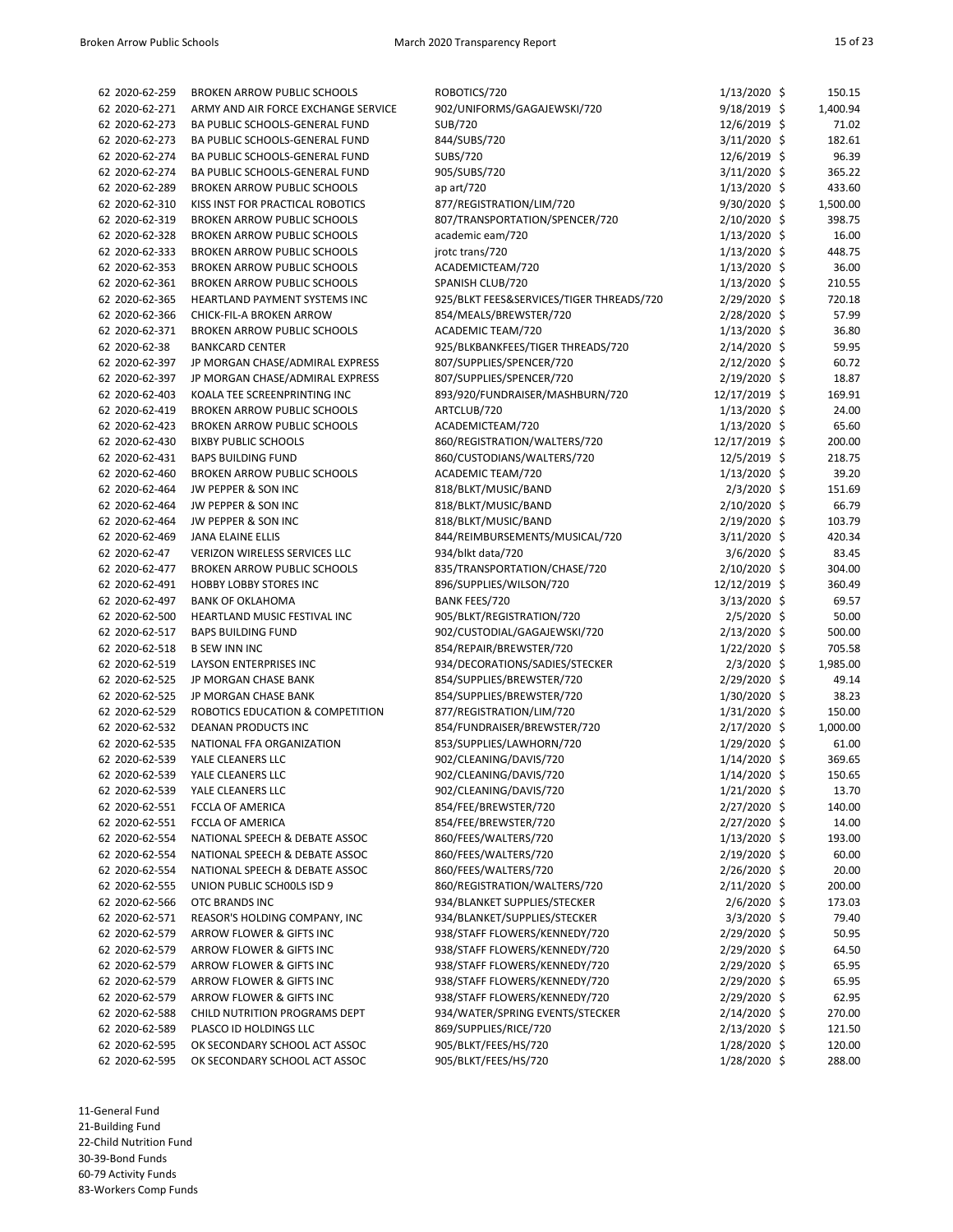| | | | | |
|---|---|---|---|---|
| 62 2020-62-259 | BROKEN ARROW PUBLIC SCHOOLS | ROBOTICS/720 | 1/13/2020 | $ 150.15 |
| 62 2020-62-271 | ARMY AND AIR FORCE EXCHANGE SERVICE | 902/UNIFORMS/GAGAJEWSKI/720 | 9/18/2019 | $ 1,400.94 |
| 62 2020-62-273 | BA PUBLIC SCHOOLS-GENERAL FUND | SUB/720 | 12/6/2019 | $ 71.02 |
| 62 2020-62-273 | BA PUBLIC SCHOOLS-GENERAL FUND | 844/SUBS/720 | 3/11/2020 | $ 182.61 |
| 62 2020-62-274 | BA PUBLIC SCHOOLS-GENERAL FUND | SUBS/720 | 12/6/2019 | $ 96.39 |
| 62 2020-62-274 | BA PUBLIC SCHOOLS-GENERAL FUND | 905/SUBS/720 | 3/11/2020 | $ 365.22 |
| 62 2020-62-289 | BROKEN ARROW PUBLIC SCHOOLS | ap art/720 | 1/13/2020 | $ 433.60 |
| 62 2020-62-310 | KISS INST FOR PRACTICAL ROBOTICS | 877/REGISTRATION/LIM/720 | 9/30/2020 | $ 1,500.00 |
| 62 2020-62-319 | BROKEN ARROW PUBLIC SCHOOLS | 807/TRANSPORTATION/SPENCER/720 | 2/10/2020 | $ 398.75 |
| 62 2020-62-328 | BROKEN ARROW PUBLIC SCHOOLS | academic eam/720 | 1/13/2020 | $ 16.00 |
| 62 2020-62-333 | BROKEN ARROW PUBLIC SCHOOLS | jrotc trans/720 | 1/13/2020 | $ 448.75 |
| 62 2020-62-353 | BROKEN ARROW PUBLIC SCHOOLS | ACADEMICTEAM/720 | 1/13/2020 | $ 36.00 |
| 62 2020-62-361 | BROKEN ARROW PUBLIC SCHOOLS | SPANISH CLUB/720 | 1/13/2020 | $ 210.55 |
| 62 2020-62-365 | HEARTLAND PAYMENT SYSTEMS INC | 925/BLKT FEES&SERVICES/TIGER THREADS/720 | 2/29/2020 | $ 720.18 |
| 62 2020-62-366 | CHICK-FIL-A BROKEN ARROW | 854/MEALS/BREWSTER/720 | 2/28/2020 | $ 57.99 |
| 62 2020-62-371 | BROKEN ARROW PUBLIC SCHOOLS | ACADEMIC TEAM/720 | 1/13/2020 | $ 36.80 |
| 62 2020-62-38 | BANKCARD CENTER | 925/BLKBANKFEES/TIGER THREADS/720 | 2/14/2020 | $ 59.95 |
| 62 2020-62-397 | JP MORGAN CHASE/ADMIRAL EXPRESS | 807/SUPPLIES/SPENCER/720 | 2/12/2020 | $ 60.72 |
| 62 2020-62-397 | JP MORGAN CHASE/ADMIRAL EXPRESS | 807/SUPPLIES/SPENCER/720 | 2/19/2020 | $ 18.87 |
| 62 2020-62-403 | KOALA TEE SCREENPRINTING INC | 893/920/FUNDRAISER/MASHBURN/720 | 12/17/2019 | $ 169.91 |
| 62 2020-62-419 | BROKEN ARROW PUBLIC SCHOOLS | ARTCLUB/720 | 1/13/2020 | $ 24.00 |
| 62 2020-62-423 | BROKEN ARROW PUBLIC SCHOOLS | ACADEMICTEAM/720 | 1/13/2020 | $ 65.60 |
| 62 2020-62-430 | BIXBY PUBLIC SCHOOLS | 860/REGISTRATION/WALTERS/720 | 12/17/2019 | $ 200.00 |
| 62 2020-62-431 | BAPS BUILDING FUND | 860/CUSTODIANS/WALTERS/720 | 12/5/2019 | $ 218.75 |
| 62 2020-62-460 | BROKEN ARROW PUBLIC SCHOOLS | ACADEMIC TEAM/720 | 1/13/2020 | $ 39.20 |
| 62 2020-62-464 | JW PEPPER & SON INC | 818/BLKT/MUSIC/BAND | 2/3/2020 | $ 151.69 |
| 62 2020-62-464 | JW PEPPER & SON INC | 818/BLKT/MUSIC/BAND | 2/10/2020 | $ 66.79 |
| 62 2020-62-464 | JW PEPPER & SON INC | 818/BLKT/MUSIC/BAND | 2/19/2020 | $ 103.79 |
| 62 2020-62-469 | JANA ELAINE ELLIS | 844/REIMBURSEMENTS/MUSICAL/720 | 3/11/2020 | $ 420.34 |
| 62 2020-62-47 | VERIZON WIRELESS SERVICES LLC | 934/blkt data/720 | 3/6/2020 | $ 83.45 |
| 62 2020-62-477 | BROKEN ARROW PUBLIC SCHOOLS | 835/TRANSPORTATION/CHASE/720 | 2/10/2020 | $ 304.00 |
| 62 2020-62-491 | HOBBY LOBBY STORES INC | 896/SUPPLIES/WILSON/720 | 12/12/2019 | $ 360.49 |
| 62 2020-62-497 | BANK OF OKLAHOMA | BANK FEES/720 | 3/13/2020 | $ 69.57 |
| 62 2020-62-500 | HEARTLAND MUSIC FESTIVAL INC | 905/BLKT/REGISTRATION/720 | 2/5/2020 | $ 50.00 |
| 62 2020-62-517 | BAPS BUILDING FUND | 902/CUSTODIAL/GAGAJEWSKI/720 | 2/13/2020 | $ 500.00 |
| 62 2020-62-518 | B SEW INN INC | 854/REPAIR/BREWSTER/720 | 1/22/2020 | $ 705.58 |
| 62 2020-62-519 | LAYSON ENTERPRISES INC | 934/DECORATIONS/SADIES/STECKER | 2/3/2020 | $ 1,985.00 |
| 62 2020-62-525 | JP MORGAN CHASE BANK | 854/SUPPLIES/BREWSTER/720 | 2/29/2020 | $ 49.14 |
| 62 2020-62-525 | JP MORGAN CHASE BANK | 854/SUPPLIES/BREWSTER/720 | 1/30/2020 | $ 38.23 |
| 62 2020-62-529 | ROBOTICS EDUCATION & COMPETITION | 877/REGISTRATION/LIM/720 | 1/31/2020 | $ 150.00 |
| 62 2020-62-532 | DEANAN PRODUCTS INC | 854/FUNDRAISER/BREWSTER/720 | 2/17/2020 | $ 1,000.00 |
| 62 2020-62-535 | NATIONAL FFA ORGANIZATION | 853/SUPPLIES/LAWHORN/720 | 1/29/2020 | $ 61.00 |
| 62 2020-62-539 | YALE CLEANERS LLC | 902/CLEANING/DAVIS/720 | 1/14/2020 | $ 369.65 |
| 62 2020-62-539 | YALE CLEANERS LLC | 902/CLEANING/DAVIS/720 | 1/14/2020 | $ 150.65 |
| 62 2020-62-539 | YALE CLEANERS LLC | 902/CLEANING/DAVIS/720 | 1/21/2020 | $ 13.70 |
| 62 2020-62-551 | FCCLA OF AMERICA | 854/FEE/BREWSTER/720 | 2/27/2020 | $ 140.00 |
| 62 2020-62-551 | FCCLA OF AMERICA | 854/FEE/BREWSTER/720 | 2/27/2020 | $ 14.00 |
| 62 2020-62-554 | NATIONAL SPEECH & DEBATE ASSOC | 860/FEES/WALTERS/720 | 1/13/2020 | $ 193.00 |
| 62 2020-62-554 | NATIONAL SPEECH & DEBATE ASSOC | 860/FEES/WALTERS/720 | 2/19/2020 | $ 60.00 |
| 62 2020-62-554 | NATIONAL SPEECH & DEBATE ASSOC | 860/FEES/WALTERS/720 | 2/26/2020 | $ 20.00 |
| 62 2020-62-555 | UNION PUBLIC SCH00LS ISD 9 | 860/REGISTRATION/WALTERS/720 | 2/11/2020 | $ 200.00 |
| 62 2020-62-566 | OTC BRANDS INC | 934/BLANKET SUPPLIES/STECKER | 2/6/2020 | $ 173.03 |
| 62 2020-62-571 | REASOR'S HOLDING COMPANY, INC | 934/BLANKET/SUPPLIES/STECKER | 3/3/2020 | $ 79.40 |
| 62 2020-62-579 | ARROW FLOWER & GIFTS INC | 938/STAFF FLOWERS/KENNEDY/720 | 2/29/2020 | $ 50.95 |
| 62 2020-62-579 | ARROW FLOWER & GIFTS INC | 938/STAFF FLOWERS/KENNEDY/720 | 2/29/2020 | $ 64.50 |
| 62 2020-62-579 | ARROW FLOWER & GIFTS INC | 938/STAFF FLOWERS/KENNEDY/720 | 2/29/2020 | $ 65.95 |
| 62 2020-62-579 | ARROW FLOWER & GIFTS INC | 938/STAFF FLOWERS/KENNEDY/720 | 2/29/2020 | $ 65.95 |
| 62 2020-62-579 | ARROW FLOWER & GIFTS INC | 938/STAFF FLOWERS/KENNEDY/720 | 2/29/2020 | $ 62.95 |
| 62 2020-62-588 | CHILD NUTRITION PROGRAMS DEPT | 934/WATER/SPRING EVENTS/STECKER | 2/14/2020 | $ 270.00 |
| 62 2020-62-589 | PLASCO ID HOLDINGS LLC | 869/SUPPLIES/RICE/720 | 2/13/2020 | $ 121.50 |
| 62 2020-62-595 | OK SECONDARY SCHOOL ACT ASSOC | 905/BLKT/FEES/HS/720 | 1/28/2020 | $ 120.00 |
| 62 2020-62-595 | OK SECONDARY SCHOOL ACT ASSOC | 905/BLKT/FEES/HS/720 | 1/28/2020 | $ 288.00 |

11-General Fund
21-Building Fund
22-Child Nutrition Fund
30-39-Bond Funds
60-79 Activity Funds
83-Workers Comp Funds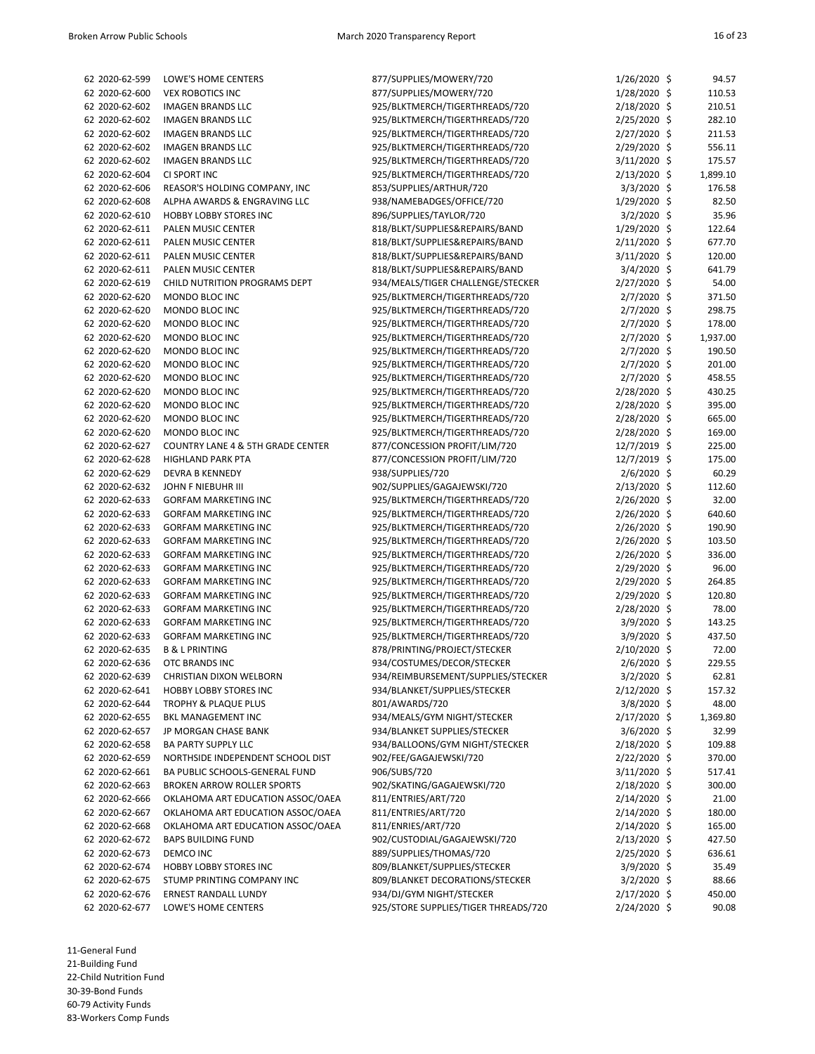| | | | | |
|---|---|---|---|---|
| 62 2020-62-599 | LOWE'S HOME CENTERS | 877/SUPPLIES/MOWERY/720 | 1/26/2020 | $ 94.57 |
| 62 2020-62-600 | VEX ROBOTICS INC | 877/SUPPLIES/MOWERY/720 | 1/28/2020 | $ 110.53 |
| 62 2020-62-602 | IMAGEN BRANDS LLC | 925/BLKTMERCH/TIGERTHREADS/720 | 2/18/2020 | $ 210.51 |
| 62 2020-62-602 | IMAGEN BRANDS LLC | 925/BLKTMERCH/TIGERTHREADS/720 | 2/25/2020 | $ 282.10 |
| 62 2020-62-602 | IMAGEN BRANDS LLC | 925/BLKTMERCH/TIGERTHREADS/720 | 2/27/2020 | $ 211.53 |
| 62 2020-62-602 | IMAGEN BRANDS LLC | 925/BLKTMERCH/TIGERTHREADS/720 | 2/29/2020 | $ 556.11 |
| 62 2020-62-602 | IMAGEN BRANDS LLC | 925/BLKTMERCH/TIGERTHREADS/720 | 3/11/2020 | $ 175.57 |
| 62 2020-62-604 | CI SPORT INC | 925/BLKTMERCH/TIGERTHREADS/720 | 2/13/2020 | $ 1,899.10 |
| 62 2020-62-606 | REASOR'S HOLDING COMPANY, INC | 853/SUPPLIES/ARTHUR/720 | 3/3/2020 | $ 176.58 |
| 62 2020-62-608 | ALPHA AWARDS & ENGRAVING LLC | 938/NAMEBADGES/OFFICE/720 | 1/29/2020 | $ 82.50 |
| 62 2020-62-610 | HOBBY LOBBY STORES INC | 896/SUPPLIES/TAYLOR/720 | 3/2/2020 | $ 35.96 |
| 62 2020-62-611 | PALEN MUSIC CENTER | 818/BLKT/SUPPLIES&REPAIRS/BAND | 1/29/2020 | $ 122.64 |
| 62 2020-62-611 | PALEN MUSIC CENTER | 818/BLKT/SUPPLIES&REPAIRS/BAND | 2/11/2020 | $ 677.70 |
| 62 2020-62-611 | PALEN MUSIC CENTER | 818/BLKT/SUPPLIES&REPAIRS/BAND | 3/11/2020 | $ 120.00 |
| 62 2020-62-611 | PALEN MUSIC CENTER | 818/BLKT/SUPPLIES&REPAIRS/BAND | 3/4/2020 | $ 641.79 |
| 62 2020-62-619 | CHILD NUTRITION PROGRAMS DEPT | 934/MEALS/TIGER CHALLENGE/STECKER | 2/27/2020 | $ 54.00 |
| 62 2020-62-620 | MONDO BLOC INC | 925/BLKTMERCH/TIGERTHREADS/720 | 2/7/2020 | $ 371.50 |
| 62 2020-62-620 | MONDO BLOC INC | 925/BLKTMERCH/TIGERTHREADS/720 | 2/7/2020 | $ 298.75 |
| 62 2020-62-620 | MONDO BLOC INC | 925/BLKTMERCH/TIGERTHREADS/720 | 2/7/2020 | $ 178.00 |
| 62 2020-62-620 | MONDO BLOC INC | 925/BLKTMERCH/TIGERTHREADS/720 | 2/7/2020 | $ 1,937.00 |
| 62 2020-62-620 | MONDO BLOC INC | 925/BLKTMERCH/TIGERTHREADS/720 | 2/7/2020 | $ 190.50 |
| 62 2020-62-620 | MONDO BLOC INC | 925/BLKTMERCH/TIGERTHREADS/720 | 2/7/2020 | $ 201.00 |
| 62 2020-62-620 | MONDO BLOC INC | 925/BLKTMERCH/TIGERTHREADS/720 | 2/7/2020 | $ 458.55 |
| 62 2020-62-620 | MONDO BLOC INC | 925/BLKTMERCH/TIGERTHREADS/720 | 2/28/2020 | $ 430.25 |
| 62 2020-62-620 | MONDO BLOC INC | 925/BLKTMERCH/TIGERTHREADS/720 | 2/28/2020 | $ 395.00 |
| 62 2020-62-620 | MONDO BLOC INC | 925/BLKTMERCH/TIGERTHREADS/720 | 2/28/2020 | $ 665.00 |
| 62 2020-62-620 | MONDO BLOC INC | 925/BLKTMERCH/TIGERTHREADS/720 | 2/28/2020 | $ 169.00 |
| 62 2020-62-627 | COUNTRY LANE 4 & 5TH GRADE CENTER | 877/CONCESSION PROFIT/LIM/720 | 12/7/2019 | $ 225.00 |
| 62 2020-62-628 | HIGHLAND PARK PTA | 877/CONCESSION PROFIT/LIM/720 | 12/7/2019 | $ 175.00 |
| 62 2020-62-629 | DEVRA B KENNEDY | 938/SUPPLIES/720 | 2/6/2020 | $ 60.29 |
| 62 2020-62-632 | JOHN F NIEBUHR III | 902/SUPPLIES/GAGAJEWSKI/720 | 2/13/2020 | $ 112.60 |
| 62 2020-62-633 | GORFAM MARKETING INC | 925/BLKTMERCH/TIGERTHREADS/720 | 2/26/2020 | $ 32.00 |
| 62 2020-62-633 | GORFAM MARKETING INC | 925/BLKTMERCH/TIGERTHREADS/720 | 2/26/2020 | $ 640.60 |
| 62 2020-62-633 | GORFAM MARKETING INC | 925/BLKTMERCH/TIGERTHREADS/720 | 2/26/2020 | $ 190.90 |
| 62 2020-62-633 | GORFAM MARKETING INC | 925/BLKTMERCH/TIGERTHREADS/720 | 2/26/2020 | $ 103.50 |
| 62 2020-62-633 | GORFAM MARKETING INC | 925/BLKTMERCH/TIGERTHREADS/720 | 2/26/2020 | $ 336.00 |
| 62 2020-62-633 | GORFAM MARKETING INC | 925/BLKTMERCH/TIGERTHREADS/720 | 2/29/2020 | $ 96.00 |
| 62 2020-62-633 | GORFAM MARKETING INC | 925/BLKTMERCH/TIGERTHREADS/720 | 2/29/2020 | $ 264.85 |
| 62 2020-62-633 | GORFAM MARKETING INC | 925/BLKTMERCH/TIGERTHREADS/720 | 2/29/2020 | $ 120.80 |
| 62 2020-62-633 | GORFAM MARKETING INC | 925/BLKTMERCH/TIGERTHREADS/720 | 2/28/2020 | $ 78.00 |
| 62 2020-62-633 | GORFAM MARKETING INC | 925/BLKTMERCH/TIGERTHREADS/720 | 3/9/2020 | $ 143.25 |
| 62 2020-62-633 | GORFAM MARKETING INC | 925/BLKTMERCH/TIGERTHREADS/720 | 3/9/2020 | $ 437.50 |
| 62 2020-62-635 | B & L PRINTING | 878/PRINTING/PROJECT/STECKER | 2/10/2020 | $ 72.00 |
| 62 2020-62-636 | OTC BRANDS INC | 934/COSTUMES/DECOR/STECKER | 2/6/2020 | $ 229.55 |
| 62 2020-62-639 | CHRISTIAN DIXON WELBORN | 934/REIMBURSEMENT/SUPPLIES/STECKER | 3/2/2020 | $ 62.81 |
| 62 2020-62-641 | HOBBY LOBBY STORES INC | 934/BLANKET/SUPPLIES/STECKER | 2/12/2020 | $ 157.32 |
| 62 2020-62-644 | TROPHY & PLAQUE PLUS | 801/AWARDS/720 | 3/8/2020 | $ 48.00 |
| 62 2020-62-655 | BKL MANAGEMENT INC | 934/MEALS/GYM NIGHT/STECKER | 2/17/2020 | $ 1,369.80 |
| 62 2020-62-657 | JP MORGAN CHASE BANK | 934/BLANKET SUPPLIES/STECKER | 3/6/2020 | $ 32.99 |
| 62 2020-62-658 | BA PARTY SUPPLY LLC | 934/BALLOONS/GYM NIGHT/STECKER | 2/18/2020 | $ 109.88 |
| 62 2020-62-659 | NORTHSIDE INDEPENDENT SCHOOL DIST | 902/FEE/GAGAJEWSKI/720 | 2/22/2020 | $ 370.00 |
| 62 2020-62-661 | BA PUBLIC SCHOOLS-GENERAL FUND | 906/SUBS/720 | 3/11/2020 | $ 517.41 |
| 62 2020-62-663 | BROKEN ARROW ROLLER SPORTS | 902/SKATING/GAGAJEWSKI/720 | 2/18/2020 | $ 300.00 |
| 62 2020-62-666 | OKLAHOMA ART EDUCATION ASSOC/OAEA | 811/ENTRIES/ART/720 | 2/14/2020 | $ 21.00 |
| 62 2020-62-667 | OKLAHOMA ART EDUCATION ASSOC/OAEA | 811/ENTRIES/ART/720 | 2/14/2020 | $ 180.00 |
| 62 2020-62-668 | OKLAHOMA ART EDUCATION ASSOC/OAEA | 811/ENRIES/ART/720 | 2/14/2020 | $ 165.00 |
| 62 2020-62-672 | BAPS BUILDING FUND | 902/CUSTODIAL/GAGAJEWSKI/720 | 2/13/2020 | $ 427.50 |
| 62 2020-62-673 | DEMCO INC | 889/SUPPLIES/THOMAS/720 | 2/25/2020 | $ 636.61 |
| 62 2020-62-674 | HOBBY LOBBY STORES INC | 809/BLANKET/SUPPLIES/STECKER | 3/9/2020 | $ 35.49 |
| 62 2020-62-675 | STUMP PRINTING COMPANY INC | 809/BLANKET DECORATIONS/STECKER | 3/2/2020 | $ 88.66 |
| 62 2020-62-676 | ERNEST RANDALL LUNDY | 934/DJ/GYM NIGHT/STECKER | 2/17/2020 | $ 450.00 |
| 62 2020-62-677 | LOWE'S HOME CENTERS | 925/STORE SUPPLIES/TIGER THREADS/720 | 2/24/2020 | $ 90.08 |

11-General Fund
21-Building Fund
22-Child Nutrition Fund
30-39-Bond Funds
60-79 Activity Funds
83-Workers Comp Funds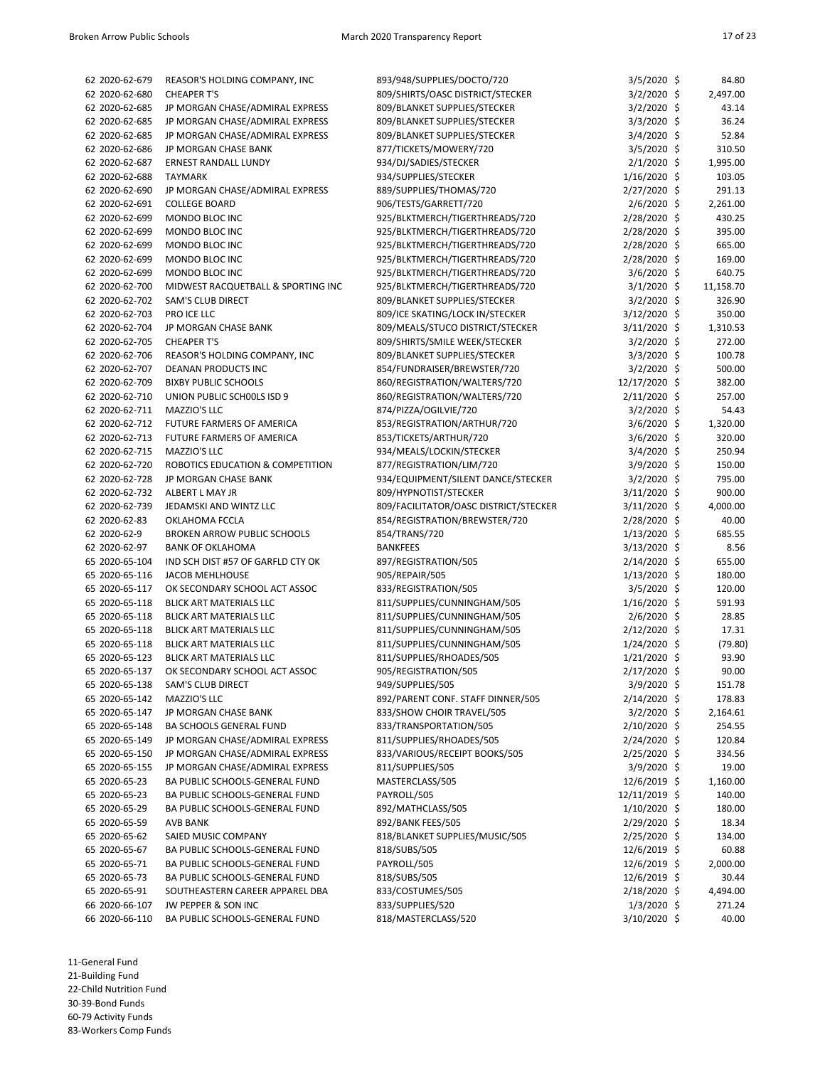| | | | | |
|---|---|---|---|---|
| 62 2020-62-679 | REASOR'S HOLDING COMPANY, INC | 893/948/SUPPLIES/DOCTO/720 | 3/5/2020 | $ 84.80 |
| 62 2020-62-680 | CHEAPER T'S | 809/SHIRTS/OASC DISTRICT/STECKER | 3/2/2020 | $ 2,497.00 |
| 62 2020-62-685 | JP MORGAN CHASE/ADMIRAL EXPRESS | 809/BLANKET SUPPLIES/STECKER | 3/2/2020 | $ 43.14 |
| 62 2020-62-685 | JP MORGAN CHASE/ADMIRAL EXPRESS | 809/BLANKET SUPPLIES/STECKER | 3/3/2020 | $ 36.24 |
| 62 2020-62-685 | JP MORGAN CHASE/ADMIRAL EXPRESS | 809/BLANKET SUPPLIES/STECKER | 3/4/2020 | $ 52.84 |
| 62 2020-62-686 | JP MORGAN CHASE BANK | 877/TICKETS/MOWERY/720 | 3/5/2020 | $ 310.50 |
| 62 2020-62-687 | ERNEST RANDALL LUNDY | 934/DJ/SADIES/STECKER | 2/1/2020 | $ 1,995.00 |
| 62 2020-62-688 | TAYMARK | 934/SUPPLIES/STECKER | 1/16/2020 | $ 103.05 |
| 62 2020-62-690 | JP MORGAN CHASE/ADMIRAL EXPRESS | 889/SUPPLIES/THOMAS/720 | 2/27/2020 | $ 291.13 |
| 62 2020-62-691 | COLLEGE BOARD | 906/TESTS/GARRETT/720 | 2/6/2020 | $ 2,261.00 |
| 62 2020-62-699 | MONDO BLOC INC | 925/BLKTMERCH/TIGERTHREADS/720 | 2/28/2020 | $ 430.25 |
| 62 2020-62-699 | MONDO BLOC INC | 925/BLKTMERCH/TIGERTHREADS/720 | 2/28/2020 | $ 395.00 |
| 62 2020-62-699 | MONDO BLOC INC | 925/BLKTMERCH/TIGERTHREADS/720 | 2/28/2020 | $ 665.00 |
| 62 2020-62-699 | MONDO BLOC INC | 925/BLKTMERCH/TIGERTHREADS/720 | 2/28/2020 | $ 169.00 |
| 62 2020-62-699 | MONDO BLOC INC | 925/BLKTMERCH/TIGERTHREADS/720 | 3/6/2020 | $ 640.75 |
| 62 2020-62-700 | MIDWEST RACQUETBALL & SPORTING INC | 925/BLKTMERCH/TIGERTHREADS/720 | 3/1/2020 | $ 11,158.70 |
| 62 2020-62-702 | SAM'S CLUB DIRECT | 809/BLANKET SUPPLIES/STECKER | 3/2/2020 | $ 326.90 |
| 62 2020-62-703 | PRO ICE LLC | 809/ICE SKATING/LOCK IN/STECKER | 3/12/2020 | $ 350.00 |
| 62 2020-62-704 | JP MORGAN CHASE BANK | 809/MEALS/STUCO DISTRICT/STECKER | 3/11/2020 | $ 1,310.53 |
| 62 2020-62-705 | CHEAPER T'S | 809/SHIRTS/SMILE WEEK/STECKER | 3/2/2020 | $ 272.00 |
| 62 2020-62-706 | REASOR'S HOLDING COMPANY, INC | 809/BLANKET SUPPLIES/STECKER | 3/3/2020 | $ 100.78 |
| 62 2020-62-707 | DEANAN PRODUCTS INC | 854/FUNDRAISER/BREWSTER/720 | 3/2/2020 | $ 500.00 |
| 62 2020-62-709 | BIXBY PUBLIC SCHOOLS | 860/REGISTRATION/WALTERS/720 | 12/17/2020 | $ 382.00 |
| 62 2020-62-710 | UNION PUBLIC SCH00LS ISD 9 | 860/REGISTRATION/WALTERS/720 | 2/11/2020 | $ 257.00 |
| 62 2020-62-711 | MAZZIO'S LLC | 874/PIZZA/OGILVIE/720 | 3/2/2020 | $ 54.43 |
| 62 2020-62-712 | FUTURE FARMERS OF AMERICA | 853/REGISTRATION/ARTHUR/720 | 3/6/2020 | $ 1,320.00 |
| 62 2020-62-713 | FUTURE FARMERS OF AMERICA | 853/TICKETS/ARTHUR/720 | 3/6/2020 | $ 320.00 |
| 62 2020-62-715 | MAZZIO'S LLC | 934/MEALS/LOCKIN/STECKER | 3/4/2020 | $ 250.94 |
| 62 2020-62-720 | ROBOTICS EDUCATION & COMPETITION | 877/REGISTRATION/LIM/720 | 3/9/2020 | $ 150.00 |
| 62 2020-62-728 | JP MORGAN CHASE BANK | 934/EQUIPMENT/SILENT DANCE/STECKER | 3/2/2020 | $ 795.00 |
| 62 2020-62-732 | ALBERT L MAY JR | 809/HYPNOTIST/STECKER | 3/11/2020 | $ 900.00 |
| 62 2020-62-739 | JEDAMSKI AND WINTZ LLC | 809/FACILITATOR/OASC DISTRICT/STECKER | 3/11/2020 | $ 4,000.00 |
| 62 2020-62-83 | OKLAHOMA FCCLA | 854/REGISTRATION/BREWSTER/720 | 2/28/2020 | $ 40.00 |
| 62 2020-62-9 | BROKEN ARROW PUBLIC SCHOOLS | 854/TRANS/720 | 1/13/2020 | $ 685.55 |
| 62 2020-62-97 | BANK OF OKLAHOMA | BANKFEES | 3/13/2020 | $ 8.56 |
| 65 2020-65-104 | IND SCH DIST #57 OF GARFLD CTY OK | 897/REGISTRATION/505 | 2/14/2020 | $ 655.00 |
| 65 2020-65-116 | JACOB MEHLHOUSE | 905/REPAIR/505 | 1/13/2020 | $ 180.00 |
| 65 2020-65-117 | OK SECONDARY SCHOOL ACT ASSOC | 833/REGISTRATION/505 | 3/5/2020 | $ 120.00 |
| 65 2020-65-118 | BLICK ART MATERIALS LLC | 811/SUPPLIES/CUNNINGHAM/505 | 1/16/2020 | $ 591.93 |
| 65 2020-65-118 | BLICK ART MATERIALS LLC | 811/SUPPLIES/CUNNINGHAM/505 | 2/6/2020 | $ 28.85 |
| 65 2020-65-118 | BLICK ART MATERIALS LLC | 811/SUPPLIES/CUNNINGHAM/505 | 2/12/2020 | $ 17.31 |
| 65 2020-65-118 | BLICK ART MATERIALS LLC | 811/SUPPLIES/CUNNINGHAM/505 | 1/24/2020 | $ (79.80) |
| 65 2020-65-123 | BLICK ART MATERIALS LLC | 811/SUPPLIES/RHOADES/505 | 1/21/2020 | $ 93.90 |
| 65 2020-65-137 | OK SECONDARY SCHOOL ACT ASSOC | 905/REGISTRATION/505 | 2/17/2020 | $ 90.00 |
| 65 2020-65-138 | SAM'S CLUB DIRECT | 949/SUPPLIES/505 | 3/9/2020 | $ 151.78 |
| 65 2020-65-142 | MAZZIO'S LLC | 892/PARENT CONF. STAFF DINNER/505 | 2/14/2020 | $ 178.83 |
| 65 2020-65-147 | JP MORGAN CHASE BANK | 833/SHOW CHOIR TRAVEL/505 | 3/2/2020 | $ 2,164.61 |
| 65 2020-65-148 | BA SCHOOLS GENERAL FUND | 833/TRANSPORTATION/505 | 2/10/2020 | $ 254.55 |
| 65 2020-65-149 | JP MORGAN CHASE/ADMIRAL EXPRESS | 811/SUPPLIES/RHOADES/505 | 2/24/2020 | $ 120.84 |
| 65 2020-65-150 | JP MORGAN CHASE/ADMIRAL EXPRESS | 833/VARIOUS/RECEIPT BOOKS/505 | 2/25/2020 | $ 334.56 |
| 65 2020-65-155 | JP MORGAN CHASE/ADMIRAL EXPRESS | 811/SUPPLIES/505 | 3/9/2020 | $ 19.00 |
| 65 2020-65-23 | BA PUBLIC SCHOOLS-GENERAL FUND | MASTERCLASS/505 | 12/6/2019 | $ 1,160.00 |
| 65 2020-65-23 | BA PUBLIC SCHOOLS-GENERAL FUND | PAYROLL/505 | 12/11/2019 | $ 140.00 |
| 65 2020-65-29 | BA PUBLIC SCHOOLS-GENERAL FUND | 892/MATHCLASS/505 | 1/10/2020 | $ 180.00 |
| 65 2020-65-59 | AVB BANK | 892/BANK FEES/505 | 2/29/2020 | $ 18.34 |
| 65 2020-65-62 | SAIED MUSIC COMPANY | 818/BLANKET SUPPLIES/MUSIC/505 | 2/25/2020 | $ 134.00 |
| 65 2020-65-67 | BA PUBLIC SCHOOLS-GENERAL FUND | 818/SUBS/505 | 12/6/2019 | $ 60.88 |
| 65 2020-65-71 | BA PUBLIC SCHOOLS-GENERAL FUND | PAYROLL/505 | 12/6/2019 | $ 2,000.00 |
| 65 2020-65-73 | BA PUBLIC SCHOOLS-GENERAL FUND | 818/SUBS/505 | 12/6/2019 | $ 30.44 |
| 65 2020-65-91 | SOUTHEASTERN CAREER APPAREL DBA | 833/COSTUMES/505 | 2/18/2020 | $ 4,494.00 |
| 66 2020-66-107 | JW PEPPER & SON INC | 833/SUPPLIES/520 | 1/3/2020 | $ 271.24 |
| 66 2020-66-110 | BA PUBLIC SCHOOLS-GENERAL FUND | 818/MASTERCLASS/520 | 3/10/2020 | $ 40.00 |

11-General Fund
21-Building Fund
22-Child Nutrition Fund
30-39-Bond Funds
60-79 Activity Funds
83-Workers Comp Funds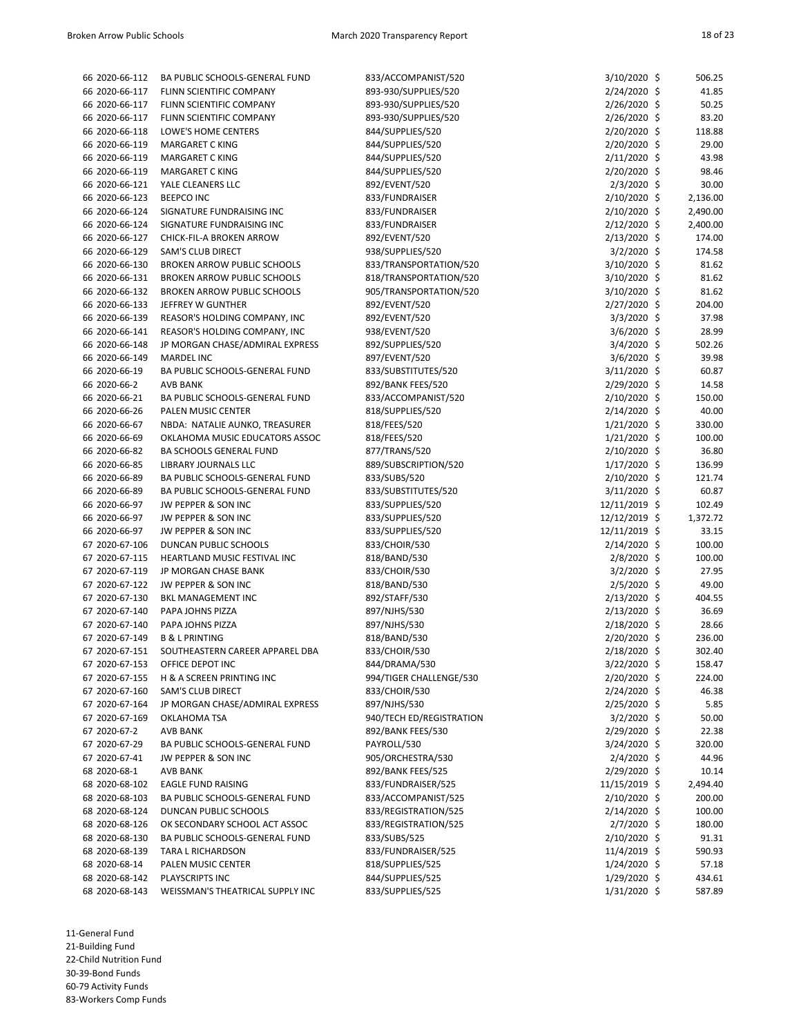| | | | | | |
|---|---|---|---|---|---|
| 66 2020-66-112 | BA PUBLIC SCHOOLS-GENERAL FUND | 833/ACCOMPANIST/520 | 3/10/2020 | $ | 506.25 |
| 66 2020-66-117 | FLINN SCIENTIFIC COMPANY | 893-930/SUPPLIES/520 | 2/24/2020 | $ | 41.85 |
| 66 2020-66-117 | FLINN SCIENTIFIC COMPANY | 893-930/SUPPLIES/520 | 2/26/2020 | $ | 50.25 |
| 66 2020-66-117 | FLINN SCIENTIFIC COMPANY | 893-930/SUPPLIES/520 | 2/26/2020 | $ | 83.20 |
| 66 2020-66-118 | LOWE'S HOME CENTERS | 844/SUPPLIES/520 | 2/20/2020 | $ | 118.88 |
| 66 2020-66-119 | MARGARET C KING | 844/SUPPLIES/520 | 2/20/2020 | $ | 29.00 |
| 66 2020-66-119 | MARGARET C KING | 844/SUPPLIES/520 | 2/11/2020 | $ | 43.98 |
| 66 2020-66-119 | MARGARET C KING | 844/SUPPLIES/520 | 2/20/2020 | $ | 98.46 |
| 66 2020-66-121 | YALE CLEANERS LLC | 892/EVENT/520 | 2/3/2020 | $ | 30.00 |
| 66 2020-66-123 | BEEPCO INC | 833/FUNDRAISER | 2/10/2020 | $ | 2,136.00 |
| 66 2020-66-124 | SIGNATURE FUNDRAISING INC | 833/FUNDRAISER | 2/10/2020 | $ | 2,490.00 |
| 66 2020-66-124 | SIGNATURE FUNDRAISING INC | 833/FUNDRAISER | 2/12/2020 | $ | 2,400.00 |
| 66 2020-66-127 | CHICK-FIL-A BROKEN ARROW | 892/EVENT/520 | 2/13/2020 | $ | 174.00 |
| 66 2020-66-129 | SAM'S CLUB DIRECT | 938/SUPPLIES/520 | 3/2/2020 | $ | 174.58 |
| 66 2020-66-130 | BROKEN ARROW PUBLIC SCHOOLS | 833/TRANSPORTATION/520 | 3/10/2020 | $ | 81.62 |
| 66 2020-66-131 | BROKEN ARROW PUBLIC SCHOOLS | 818/TRANSPORTATION/520 | 3/10/2020 | $ | 81.62 |
| 66 2020-66-132 | BROKEN ARROW PUBLIC SCHOOLS | 905/TRANSPORTATION/520 | 3/10/2020 | $ | 81.62 |
| 66 2020-66-133 | JEFFREY W GUNTHER | 892/EVENT/520 | 2/27/2020 | $ | 204.00 |
| 66 2020-66-139 | REASOR'S HOLDING COMPANY, INC | 892/EVENT/520 | 3/3/2020 | $ | 37.98 |
| 66 2020-66-141 | REASOR'S HOLDING COMPANY, INC | 938/EVENT/520 | 3/6/2020 | $ | 28.99 |
| 66 2020-66-148 | JP MORGAN CHASE/ADMIRAL EXPRESS | 892/SUPPLIES/520 | 3/4/2020 | $ | 502.26 |
| 66 2020-66-149 | MARDEL INC | 897/EVENT/520 | 3/6/2020 | $ | 39.98 |
| 66 2020-66-19 | BA PUBLIC SCHOOLS-GENERAL FUND | 833/SUBSTITUTES/520 | 3/11/2020 | $ | 60.87 |
| 66 2020-66-2 | AVB BANK | 892/BANK FEES/520 | 2/29/2020 | $ | 14.58 |
| 66 2020-66-21 | BA PUBLIC SCHOOLS-GENERAL FUND | 833/ACCOMPANIST/520 | 2/10/2020 | $ | 150.00 |
| 66 2020-66-26 | PALEN MUSIC CENTER | 818/SUPPLIES/520 | 2/14/2020 | $ | 40.00 |
| 66 2020-66-67 | NBDA: NATALIE AUNKO, TREASURER | 818/FEES/520 | 1/21/2020 | $ | 330.00 |
| 66 2020-66-69 | OKLAHOMA MUSIC EDUCATORS ASSOC | 818/FEES/520 | 1/21/2020 | $ | 100.00 |
| 66 2020-66-82 | BA SCHOOLS GENERAL FUND | 877/TRANS/520 | 2/10/2020 | $ | 36.80 |
| 66 2020-66-85 | LIBRARY JOURNALS LLC | 889/SUBSCRIPTION/520 | 1/17/2020 | $ | 136.99 |
| 66 2020-66-89 | BA PUBLIC SCHOOLS-GENERAL FUND | 833/SUBS/520 | 2/10/2020 | $ | 121.74 |
| 66 2020-66-89 | BA PUBLIC SCHOOLS-GENERAL FUND | 833/SUBSTITUTES/520 | 3/11/2020 | $ | 60.87 |
| 66 2020-66-97 | JW PEPPER & SON INC | 833/SUPPLIES/520 | 12/11/2019 | $ | 102.49 |
| 66 2020-66-97 | JW PEPPER & SON INC | 833/SUPPLIES/520 | 12/12/2019 | $ | 1,372.72 |
| 66 2020-66-97 | JW PEPPER & SON INC | 833/SUPPLIES/520 | 12/11/2019 | $ | 33.15 |
| 67 2020-67-106 | DUNCAN PUBLIC SCHOOLS | 833/CHOIR/530 | 2/14/2020 | $ | 100.00 |
| 67 2020-67-115 | HEARTLAND MUSIC FESTIVAL INC | 818/BAND/530 | 2/8/2020 | $ | 100.00 |
| 67 2020-67-119 | JP MORGAN CHASE BANK | 833/CHOIR/530 | 3/2/2020 | $ | 27.95 |
| 67 2020-67-122 | JW PEPPER & SON INC | 818/BAND/530 | 2/5/2020 | $ | 49.00 |
| 67 2020-67-130 | BKL MANAGEMENT INC | 892/STAFF/530 | 2/13/2020 | $ | 404.55 |
| 67 2020-67-140 | PAPA JOHNS PIZZA | 897/NJHS/530 | 2/13/2020 | $ | 36.69 |
| 67 2020-67-140 | PAPA JOHNS PIZZA | 897/NJHS/530 | 2/18/2020 | $ | 28.66 |
| 67 2020-67-149 | B & L PRINTING | 818/BAND/530 | 2/20/2020 | $ | 236.00 |
| 67 2020-67-151 | SOUTHEASTERN CAREER APPAREL DBA | 833/CHOIR/530 | 2/18/2020 | $ | 302.40 |
| 67 2020-67-153 | OFFICE DEPOT INC | 844/DRAMA/530 | 3/22/2020 | $ | 158.47 |
| 67 2020-67-155 | H & A SCREEN PRINTING INC | 994/TIGER CHALLENGE/530 | 2/20/2020 | $ | 224.00 |
| 67 2020-67-160 | SAM'S CLUB DIRECT | 833/CHOIR/530 | 2/24/2020 | $ | 46.38 |
| 67 2020-67-164 | JP MORGAN CHASE/ADMIRAL EXPRESS | 897/NJHS/530 | 2/25/2020 | $ | 5.85 |
| 67 2020-67-169 | OKLAHOMA TSA | 940/TECH ED/REGISTRATION | 3/2/2020 | $ | 50.00 |
| 67 2020-67-2 | AVB BANK | 892/BANK FEES/530 | 2/29/2020 | $ | 22.38 |
| 67 2020-67-29 | BA PUBLIC SCHOOLS-GENERAL FUND | PAYROLL/530 | 3/24/2020 | $ | 320.00 |
| 67 2020-67-41 | JW PEPPER & SON INC | 905/ORCHESTRA/530 | 2/4/2020 | $ | 44.96 |
| 68 2020-68-1 | AVB BANK | 892/BANK FEES/525 | 2/29/2020 | $ | 10.14 |
| 68 2020-68-102 | EAGLE FUND RAISING | 833/FUNDRAISER/525 | 11/15/2019 | $ | 2,494.40 |
| 68 2020-68-103 | BA PUBLIC SCHOOLS-GENERAL FUND | 833/ACCOMPANIST/525 | 2/10/2020 | $ | 200.00 |
| 68 2020-68-124 | DUNCAN PUBLIC SCHOOLS | 833/REGISTRATION/525 | 2/14/2020 | $ | 100.00 |
| 68 2020-68-126 | OK SECONDARY SCHOOL ACT ASSOC | 833/REGISTRATION/525 | 2/7/2020 | $ | 180.00 |
| 68 2020-68-130 | BA PUBLIC SCHOOLS-GENERAL FUND | 833/SUBS/525 | 2/10/2020 | $ | 91.31 |
| 68 2020-68-139 | TARA L RICHARDSON | 833/FUNDRAISER/525 | 11/4/2019 | $ | 590.93 |
| 68 2020-68-14 | PALEN MUSIC CENTER | 818/SUPPLIES/525 | 1/24/2020 | $ | 57.18 |
| 68 2020-68-142 | PLAYSCRIPTS INC | 844/SUPPLIES/525 | 1/29/2020 | $ | 434.61 |
| 68 2020-68-143 | WEISSMAN'S THEATRICAL SUPPLY INC | 833/SUPPLIES/525 | 1/31/2020 | $ | 587.89 |

11-General Fund
21-Building Fund
22-Child Nutrition Fund
30-39-Bond Funds
60-79 Activity Funds
83-Workers Comp Funds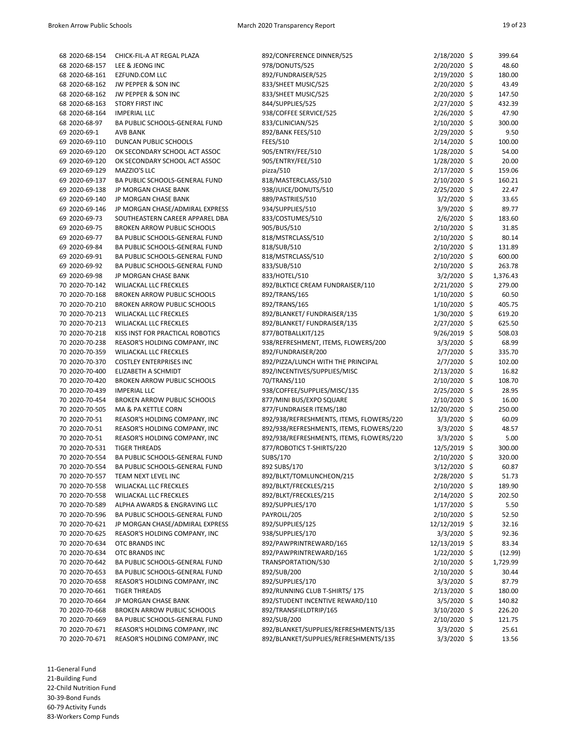| | | | | | |
|---|---|---|---|---|---|
| 68 | 2020-68-154 | CHICK-FIL-A AT REGAL PLAZA | 892/CONFERENCE DINNER/525 | 2/18/2020 | $ 399.64 |
| 68 | 2020-68-157 | LEE & JEONG INC | 978/DONUTS/525 | 2/20/2020 | $ 48.60 |
| 68 | 2020-68-161 | EZFUND.COM LLC | 892/FUNDRAISER/525 | 2/19/2020 | $ 180.00 |
| 68 | 2020-68-162 | JW PEPPER & SON INC | 833/SHEET MUSIC/525 | 2/20/2020 | $ 43.49 |
| 68 | 2020-68-162 | JW PEPPER & SON INC | 833/SHEET MUSIC/525 | 2/20/2020 | $ 147.50 |
| 68 | 2020-68-163 | STORY FIRST INC | 844/SUPPLIES/525 | 2/27/2020 | $ 432.39 |
| 68 | 2020-68-164 | IMPERIAL LLC | 938/COFFEE SERVICE/525 | 2/26/2020 | $ 47.90 |
| 68 | 2020-68-97 | BA PUBLIC SCHOOLS-GENERAL FUND | 833/CLINICIAN/525 | 2/10/2020 | $ 300.00 |
| 69 | 2020-69-1 | AVB BANK | 892/BANK FEES/510 | 2/29/2020 | $ 9.50 |
| 69 | 2020-69-110 | DUNCAN PUBLIC SCHOOLS | FEES/510 | 2/14/2020 | $ 100.00 |
| 69 | 2020-69-120 | OK SECONDARY SCHOOL ACT ASSOC | 905/ENTRY/FEE/510 | 1/28/2020 | $ 54.00 |
| 69 | 2020-69-120 | OK SECONDARY SCHOOL ACT ASSOC | 905/ENTRY/FEE/510 | 1/28/2020 | $ 20.00 |
| 69 | 2020-69-129 | MAZZIO'S LLC | pizza/510 | 2/17/2020 | $ 159.06 |
| 69 | 2020-69-137 | BA PUBLIC SCHOOLS-GENERAL FUND | 818/MASTERCLASS/510 | 2/10/2020 | $ 160.21 |
| 69 | 2020-69-138 | JP MORGAN CHASE BANK | 938/JUICE/DONUTS/510 | 2/25/2020 | $ 22.47 |
| 69 | 2020-69-140 | JP MORGAN CHASE BANK | 889/PASTRIES/510 | 3/2/2020 | $ 33.65 |
| 69 | 2020-69-146 | JP MORGAN CHASE/ADMIRAL EXPRESS | 934/SUPPLIES/510 | 3/9/2020 | $ 89.77 |
| 69 | 2020-69-73 | SOUTHEASTERN CAREER APPAREL DBA | 833/COSTUMES/510 | 2/6/2020 | $ 183.60 |
| 69 | 2020-69-75 | BROKEN ARROW PUBLIC SCHOOLS | 905/BUS/510 | 2/10/2020 | $ 31.85 |
| 69 | 2020-69-77 | BA PUBLIC SCHOOLS-GENERAL FUND | 818/MSTRCLASS/510 | 2/10/2020 | $ 80.14 |
| 69 | 2020-69-84 | BA PUBLIC SCHOOLS-GENERAL FUND | 818/SUB/510 | 2/10/2020 | $ 131.89 |
| 69 | 2020-69-91 | BA PUBLIC SCHOOLS-GENERAL FUND | 818/MSTRCLASS/510 | 2/10/2020 | $ 600.00 |
| 69 | 2020-69-92 | BA PUBLIC SCHOOLS-GENERAL FUND | 833/SUB/510 | 2/10/2020 | $ 263.78 |
| 69 | 2020-69-98 | JP MORGAN CHASE BANK | 833/HOTEL/510 | 3/2/2020 | $ 1,376.43 |
| 70 | 2020-70-142 | WILJACKAL LLC FRECKLES | 892/BLKTICE CREAM FUNDRAISER/110 | 2/21/2020 | $ 279.00 |
| 70 | 2020-70-168 | BROKEN ARROW PUBLIC SCHOOLS | 892/TRANS/165 | 1/10/2020 | $ 60.50 |
| 70 | 2020-70-210 | BROKEN ARROW PUBLIC SCHOOLS | 892/TRANS/165 | 1/10/2020 | $ 405.75 |
| 70 | 2020-70-213 | WILJACKAL LLC FRECKLES | 892/BLANKET/ FUNDRAISER/135 | 1/30/2020 | $ 619.20 |
| 70 | 2020-70-213 | WILJACKAL LLC FRECKLES | 892/BLANKET/ FUNDRAISER/135 | 2/27/2020 | $ 625.50 |
| 70 | 2020-70-218 | KISS INST FOR PRACTICAL ROBOTICS | 877/BOTBALLKIT/125 | 9/26/2019 | $ 508.03 |
| 70 | 2020-70-238 | REASOR'S HOLDING COMPANY, INC | 938/REFRESHMENT, ITEMS, FLOWERS/200 | 3/3/2020 | $ 68.99 |
| 70 | 2020-70-359 | WILJACKAL LLC FRECKLES | 892/FUNDRAISER/200 | 2/7/2020 | $ 335.70 |
| 70 | 2020-70-370 | COSTLEY ENTERPRISES INC | 892/PIZZA/LUNCH WITH THE PRINCIPAL | 2/7/2020 | $ 102.00 |
| 70 | 2020-70-400 | ELIZABETH A SCHMIDT | 892/INCENTIVES/SUPPLIES/MISC | 2/13/2020 | $ 16.82 |
| 70 | 2020-70-420 | BROKEN ARROW PUBLIC SCHOOLS | 70/TRANS/110 | 2/10/2020 | $ 108.70 |
| 70 | 2020-70-439 | IMPERIAL LLC | 938/COFFEE/SUPPLIES/MISC/135 | 2/25/2020 | $ 28.95 |
| 70 | 2020-70-454 | BROKEN ARROW PUBLIC SCHOOLS | 877/MINI BUS/EXPO SQUARE | 2/10/2020 | $ 16.00 |
| 70 | 2020-70-505 | MA & PA KETTLE CORN | 877/FUNDRAISER ITEMS/180 | 12/20/2020 | $ 250.00 |
| 70 | 2020-70-51 | REASOR'S HOLDING COMPANY, INC | 892/938/REFRESHMENTS, ITEMS, FLOWERS/220 | 3/3/2020 | $ 60.09 |
| 70 | 2020-70-51 | REASOR'S HOLDING COMPANY, INC | 892/938/REFRESHMENTS, ITEMS, FLOWERS/220 | 3/3/2020 | $ 48.57 |
| 70 | 2020-70-51 | REASOR'S HOLDING COMPANY, INC | 892/938/REFRESHMENTS, ITEMS, FLOWERS/220 | 3/3/2020 | $ 5.00 |
| 70 | 2020-70-531 | TIGER THREADS | 877/ROBOTICS T-SHIRTS/220 | 12/5/2019 | $ 300.00 |
| 70 | 2020-70-554 | BA PUBLIC SCHOOLS-GENERAL FUND | SUBS/170 | 2/10/2020 | $ 320.00 |
| 70 | 2020-70-554 | BA PUBLIC SCHOOLS-GENERAL FUND | 892 SUBS/170 | 3/12/2020 | $ 60.87 |
| 70 | 2020-70-557 | TEAM NEXT LEVEL INC | 892/BLKT/TOMLUNCHEON/215 | 2/28/2020 | $ 51.73 |
| 70 | 2020-70-558 | WILJACKAL LLC FRECKLES | 892/BLKT/FRECKLES/215 | 2/10/2020 | $ 189.90 |
| 70 | 2020-70-558 | WILJACKAL LLC FRECKLES | 892/BLKT/FRECKLES/215 | 2/14/2020 | $ 202.50 |
| 70 | 2020-70-589 | ALPHA AWARDS & ENGRAVING LLC | 892/SUPPLIES/170 | 1/17/2020 | $ 5.50 |
| 70 | 2020-70-596 | BA PUBLIC SCHOOLS-GENERAL FUND | PAYROLL/205 | 2/10/2020 | $ 52.50 |
| 70 | 2020-70-621 | JP MORGAN CHASE/ADMIRAL EXPRESS | 892/SUPPLIES/125 | 12/12/2019 | $ 32.16 |
| 70 | 2020-70-625 | REASOR'S HOLDING COMPANY, INC | 938/SUPPLIES/170 | 3/3/2020 | $ 92.36 |
| 70 | 2020-70-634 | OTC BRANDS INC | 892/PAWPRINTREWARD/165 | 12/13/2019 | $ 83.34 |
| 70 | 2020-70-634 | OTC BRANDS INC | 892/PAWPRINTREWARD/165 | 1/22/2020 | $ (12.99) |
| 70 | 2020-70-642 | BA PUBLIC SCHOOLS-GENERAL FUND | TRANSPORTATION/530 | 2/10/2020 | $ 1,729.99 |
| 70 | 2020-70-653 | BA PUBLIC SCHOOLS-GENERAL FUND | 892/SUB/200 | 2/10/2020 | $ 30.44 |
| 70 | 2020-70-658 | REASOR'S HOLDING COMPANY, INC | 892/SUPPLIES/170 | 3/3/2020 | $ 87.79 |
| 70 | 2020-70-661 | TIGER THREADS | 892/RUNNING CLUB T-SHIRTS/ 175 | 2/13/2020 | $ 180.00 |
| 70 | 2020-70-664 | JP MORGAN CHASE BANK | 892/STUDENT INCENTIVE REWARD/110 | 3/5/2020 | $ 140.82 |
| 70 | 2020-70-668 | BROKEN ARROW PUBLIC SCHOOLS | 892/TRANSFIELDTRIP/165 | 3/10/2020 | $ 226.20 |
| 70 | 2020-70-669 | BA PUBLIC SCHOOLS-GENERAL FUND | 892/SUB/200 | 2/10/2020 | $ 121.75 |
| 70 | 2020-70-671 | REASOR'S HOLDING COMPANY, INC | 892/BLANKET/SUPPLIES/REFRESHMENTS/135 | 3/3/2020 | $ 25.61 |
| 70 | 2020-70-671 | REASOR'S HOLDING COMPANY, INC | 892/BLANKET/SUPPLIES/REFRESHMENTS/135 | 3/3/2020 | $ 13.56 |

11-General Fund
21-Building Fund
22-Child Nutrition Fund
30-39-Bond Funds
60-79 Activity Funds
83-Workers Comp Funds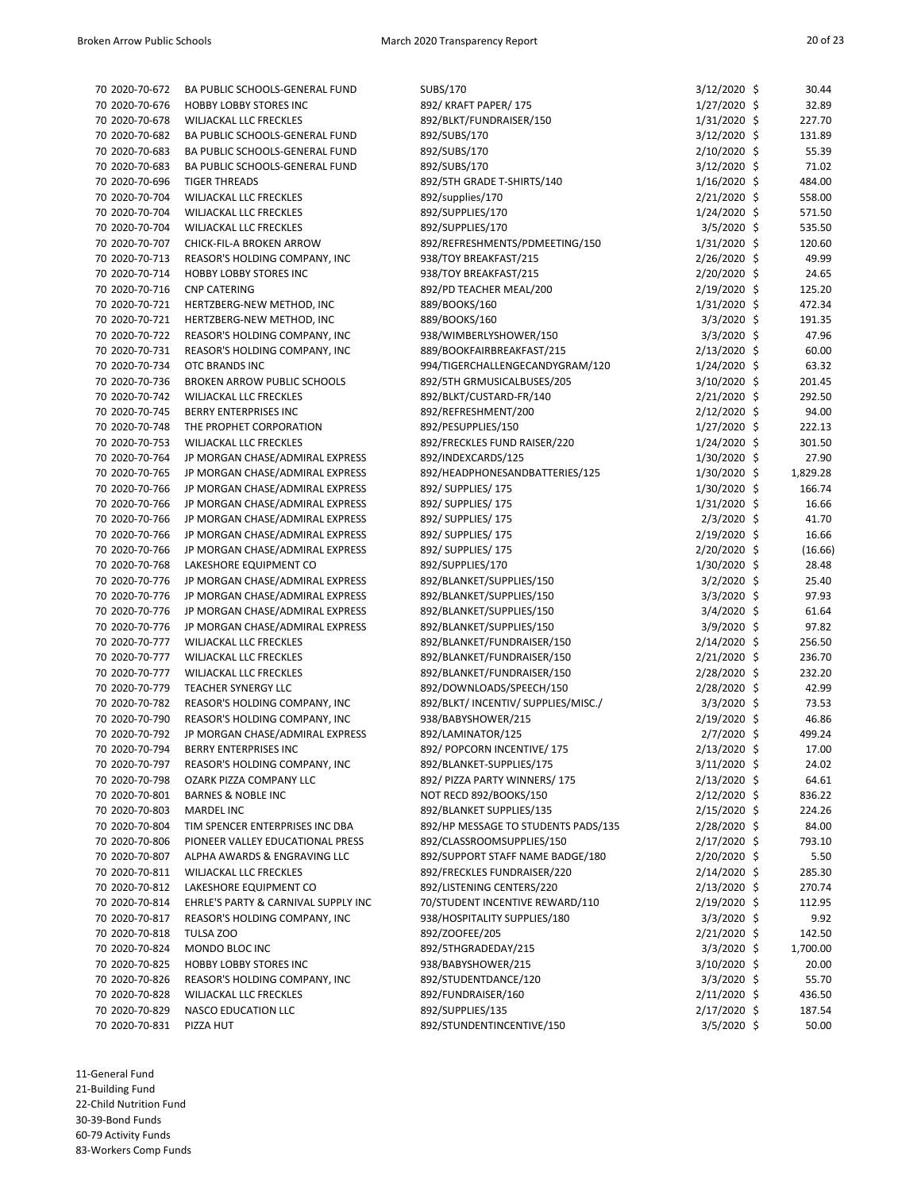| | | | | | |
|---|---|---|---|---|---|
| 70 2020-70-672 | BA PUBLIC SCHOOLS-GENERAL FUND | SUBS/170 | 3/12/2020 | $ | 30.44 |
| 70 2020-70-676 | HOBBY LOBBY STORES INC | 892/ KRAFT PAPER/ 175 | 1/27/2020 | $ | 32.89 |
| 70 2020-70-678 | WILJACKAL LLC FRECKLES | 892/BLKT/FUNDRAISER/150 | 1/31/2020 | $ | 227.70 |
| 70 2020-70-682 | BA PUBLIC SCHOOLS-GENERAL FUND | 892/SUBS/170 | 3/12/2020 | $ | 131.89 |
| 70 2020-70-683 | BA PUBLIC SCHOOLS-GENERAL FUND | 892/SUBS/170 | 2/10/2020 | $ | 55.39 |
| 70 2020-70-683 | BA PUBLIC SCHOOLS-GENERAL FUND | 892/SUBS/170 | 3/12/2020 | $ | 71.02 |
| 70 2020-70-696 | TIGER THREADS | 892/5TH GRADE T-SHIRTS/140 | 1/16/2020 | $ | 484.00 |
| 70 2020-70-704 | WILJACKAL LLC FRECKLES | 892/supplies/170 | 2/21/2020 | $ | 558.00 |
| 70 2020-70-704 | WILJACKAL LLC FRECKLES | 892/SUPPLIES/170 | 1/24/2020 | $ | 571.50 |
| 70 2020-70-704 | WILJACKAL LLC FRECKLES | 892/SUPPLIES/170 | 3/5/2020 | $ | 535.50 |
| 70 2020-70-707 | CHICK-FIL-A BROKEN ARROW | 892/REFRESHMENTS/PDMEETING/150 | 1/31/2020 | $ | 120.60 |
| 70 2020-70-713 | REASOR'S HOLDING COMPANY, INC | 938/TOY BREAKFAST/215 | 2/26/2020 | $ | 49.99 |
| 70 2020-70-714 | HOBBY LOBBY STORES INC | 938/TOY BREAKFAST/215 | 2/20/2020 | $ | 24.65 |
| 70 2020-70-716 | CNP CATERING | 892/PD TEACHER MEAL/200 | 2/19/2020 | $ | 125.20 |
| 70 2020-70-721 | HERTZBERG-NEW METHOD, INC | 889/BOOKS/160 | 1/31/2020 | $ | 472.34 |
| 70 2020-70-721 | HERTZBERG-NEW METHOD, INC | 889/BOOKS/160 | 3/3/2020 | $ | 191.35 |
| 70 2020-70-722 | REASOR'S HOLDING COMPANY, INC | 938/WIMBERLYSHOWER/150 | 3/3/2020 | $ | 47.96 |
| 70 2020-70-731 | REASOR'S HOLDING COMPANY, INC | 889/BOOKFAIRBREAKFAST/215 | 2/13/2020 | $ | 60.00 |
| 70 2020-70-734 | OTC BRANDS INC | 994/TIGERCHALLENGECANDYGRAM/120 | 1/24/2020 | $ | 63.32 |
| 70 2020-70-736 | BROKEN ARROW PUBLIC SCHOOLS | 892/5TH GRMUSICALBUSES/205 | 3/10/2020 | $ | 201.45 |
| 70 2020-70-742 | WILJACKAL LLC FRECKLES | 892/BLKT/CUSTARD-FR/140 | 2/21/2020 | $ | 292.50 |
| 70 2020-70-745 | BERRY ENTERPRISES INC | 892/REFRESHMENT/200 | 2/12/2020 | $ | 94.00 |
| 70 2020-70-748 | THE PROPHET CORPORATION | 892/PESUPPLIES/150 | 1/27/2020 | $ | 222.13 |
| 70 2020-70-753 | WILJACKAL LLC FRECKLES | 892/FRECKLES FUND RAISER/220 | 1/24/2020 | $ | 301.50 |
| 70 2020-70-764 | JP MORGAN CHASE/ADMIRAL EXPRESS | 892/INDEXCARDS/125 | 1/30/2020 | $ | 27.90 |
| 70 2020-70-765 | JP MORGAN CHASE/ADMIRAL EXPRESS | 892/HEADPHONESANDBATTERIES/125 | 1/30/2020 | $ | 1,829.28 |
| 70 2020-70-766 | JP MORGAN CHASE/ADMIRAL EXPRESS | 892/ SUPPLIES/ 175 | 1/30/2020 | $ | 166.74 |
| 70 2020-70-766 | JP MORGAN CHASE/ADMIRAL EXPRESS | 892/ SUPPLIES/ 175 | 1/31/2020 | $ | 16.66 |
| 70 2020-70-766 | JP MORGAN CHASE/ADMIRAL EXPRESS | 892/ SUPPLIES/ 175 | 2/3/2020 | $ | 41.70 |
| 70 2020-70-766 | JP MORGAN CHASE/ADMIRAL EXPRESS | 892/ SUPPLIES/ 175 | 2/19/2020 | $ | 16.66 |
| 70 2020-70-766 | JP MORGAN CHASE/ADMIRAL EXPRESS | 892/ SUPPLIES/ 175 | 2/20/2020 | $ | (16.66) |
| 70 2020-70-768 | LAKESHORE EQUIPMENT CO | 892/SUPPLIES/170 | 1/30/2020 | $ | 28.48 |
| 70 2020-70-776 | JP MORGAN CHASE/ADMIRAL EXPRESS | 892/BLANKET/SUPPLIES/150 | 3/2/2020 | $ | 25.40 |
| 70 2020-70-776 | JP MORGAN CHASE/ADMIRAL EXPRESS | 892/BLANKET/SUPPLIES/150 | 3/3/2020 | $ | 97.93 |
| 70 2020-70-776 | JP MORGAN CHASE/ADMIRAL EXPRESS | 892/BLANKET/SUPPLIES/150 | 3/4/2020 | $ | 61.64 |
| 70 2020-70-776 | JP MORGAN CHASE/ADMIRAL EXPRESS | 892/BLANKET/SUPPLIES/150 | 3/9/2020 | $ | 97.82 |
| 70 2020-70-777 | WILJACKAL LLC FRECKLES | 892/BLANKET/FUNDRAISER/150 | 2/14/2020 | $ | 256.50 |
| 70 2020-70-777 | WILJACKAL LLC FRECKLES | 892/BLANKET/FUNDRAISER/150 | 2/21/2020 | $ | 236.70 |
| 70 2020-70-777 | WILJACKAL LLC FRECKLES | 892/BLANKET/FUNDRAISER/150 | 2/28/2020 | $ | 232.20 |
| 70 2020-70-779 | TEACHER SYNERGY LLC | 892/DOWNLOADS/SPEECH/150 | 2/28/2020 | $ | 42.99 |
| 70 2020-70-782 | REASOR'S HOLDING COMPANY, INC | 892/BLKT/ INCENTIV/ SUPPLIES/MISC./ | 3/3/2020 | $ | 73.53 |
| 70 2020-70-790 | REASOR'S HOLDING COMPANY, INC | 938/BABYSHOWER/215 | 2/19/2020 | $ | 46.86 |
| 70 2020-70-792 | JP MORGAN CHASE/ADMIRAL EXPRESS | 892/LAMINATOR/125 | 2/7/2020 | $ | 499.24 |
| 70 2020-70-794 | BERRY ENTERPRISES INC | 892/ POPCORN INCENTIVE/ 175 | 2/13/2020 | $ | 17.00 |
| 70 2020-70-797 | REASOR'S HOLDING COMPANY, INC | 892/BLANKET-SUPPLIES/175 | 3/11/2020 | $ | 24.02 |
| 70 2020-70-798 | OZARK PIZZA COMPANY LLC | 892/ PIZZA PARTY WINNERS/ 175 | 2/13/2020 | $ | 64.61 |
| 70 2020-70-801 | BARNES & NOBLE INC | NOT RECD 892/BOOKS/150 | 2/12/2020 | $ | 836.22 |
| 70 2020-70-803 | MARDEL INC | 892/BLANKET SUPPLIES/135 | 2/15/2020 | $ | 224.26 |
| 70 2020-70-804 | TIM SPENCER ENTERPRISES INC DBA | 892/HP MESSAGE TO STUDENTS PADS/135 | 2/28/2020 | $ | 84.00 |
| 70 2020-70-806 | PIONEER VALLEY EDUCATIONAL PRESS | 892/CLASSROOMSUPPLIES/150 | 2/17/2020 | $ | 793.10 |
| 70 2020-70-807 | ALPHA AWARDS & ENGRAVING LLC | 892/SUPPORT STAFF NAME BADGE/180 | 2/20/2020 | $ | 5.50 |
| 70 2020-70-811 | WILJACKAL LLC FRECKLES | 892/FRECKLES FUNDRAISER/220 | 2/14/2020 | $ | 285.30 |
| 70 2020-70-812 | LAKESHORE EQUIPMENT CO | 892/LISTENING CENTERS/220 | 2/13/2020 | $ | 270.74 |
| 70 2020-70-814 | EHRLE'S PARTY & CARNIVAL SUPPLY INC | 70/STUDENT INCENTIVE REWARD/110 | 2/19/2020 | $ | 112.95 |
| 70 2020-70-817 | REASOR'S HOLDING COMPANY, INC | 938/HOSPITALITY SUPPLIES/180 | 3/3/2020 | $ | 9.92 |
| 70 2020-70-818 | TULSA ZOO | 892/ZOOFEE/205 | 2/21/2020 | $ | 142.50 |
| 70 2020-70-824 | MONDO BLOC INC | 892/5THGRADEDAY/215 | 3/3/2020 | $ | 1,700.00 |
| 70 2020-70-825 | HOBBY LOBBY STORES INC | 938/BABYSHOWER/215 | 3/10/2020 | $ | 20.00 |
| 70 2020-70-826 | REASOR'S HOLDING COMPANY, INC | 892/STUDENTDANCE/120 | 3/3/2020 | $ | 55.70 |
| 70 2020-70-828 | WILJACKAL LLC FRECKLES | 892/FUNDRAISER/160 | 2/11/2020 | $ | 436.50 |
| 70 2020-70-829 | NASCO EDUCATION LLC | 892/SUPPLIES/135 | 2/17/2020 | $ | 187.54 |
| 70 2020-70-831 | PIZZA HUT | 892/STUNDENTINCENTIVE/150 | 3/5/2020 | $ | 50.00 |

11-General Fund
21-Building Fund
22-Child Nutrition Fund
30-39-Bond Funds
60-79 Activity Funds
83-Workers Comp Funds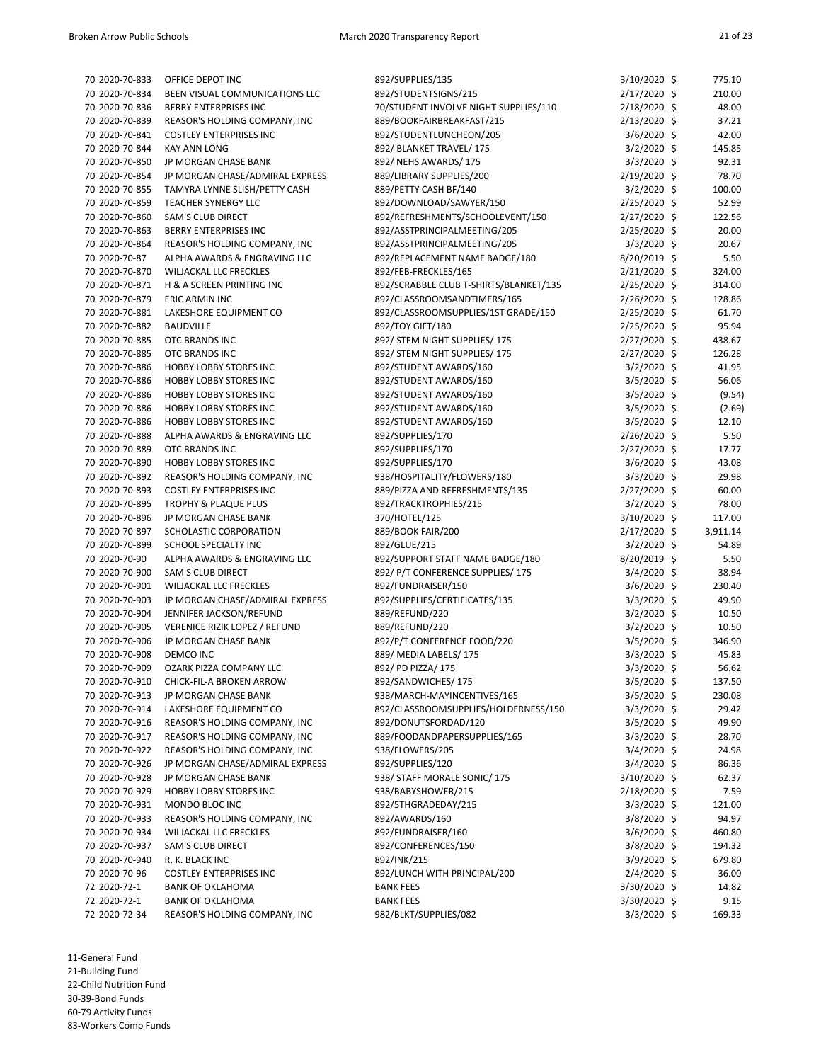| | | | | | |
|---|---|---|---|---|---|
| 70 | 2020-70-833 | OFFICE DEPOT INC | 892/SUPPLIES/135 | 3/10/2020 | $ 775.10 |
| 70 | 2020-70-834 | BEEN VISUAL COMMUNICATIONS LLC | 892/STUDENTSIGNS/215 | 2/17/2020 | $ 210.00 |
| 70 | 2020-70-836 | BERRY ENTERPRISES INC | 70/STUDENT INVOLVE NIGHT SUPPLIES/110 | 2/18/2020 | $ 48.00 |
| 70 | 2020-70-839 | REASOR'S HOLDING COMPANY, INC | 889/BOOKFAIRBREAKFAST/215 | 2/13/2020 | $ 37.21 |
| 70 | 2020-70-841 | COSTLEY ENTERPRISES INC | 892/STUDENTLUNCHEON/205 | 3/6/2020 | $ 42.00 |
| 70 | 2020-70-844 | KAY ANN LONG | 892/ BLANKET TRAVEL/ 175 | 3/2/2020 | $ 145.85 |
| 70 | 2020-70-850 | JP MORGAN CHASE BANK | 892/ NEHS AWARDS/ 175 | 3/3/2020 | $ 92.31 |
| 70 | 2020-70-854 | JP MORGAN CHASE/ADMIRAL EXPRESS | 889/LIBRARY SUPPLIES/200 | 2/19/2020 | $ 78.70 |
| 70 | 2020-70-855 | TAMYRA LYNNE SLISH/PETTY CASH | 889/PETTY CASH BF/140 | 3/2/2020 | $ 100.00 |
| 70 | 2020-70-859 | TEACHER SYNERGY LLC | 892/DOWNLOAD/SAWYER/150 | 2/25/2020 | $ 52.99 |
| 70 | 2020-70-860 | SAM'S CLUB DIRECT | 892/REFRESHMENTS/SCHOOLEVENT/150 | 2/27/2020 | $ 122.56 |
| 70 | 2020-70-863 | BERRY ENTERPRISES INC | 892/ASSTPRINCIPALMEETING/205 | 2/25/2020 | $ 20.00 |
| 70 | 2020-70-864 | REASOR'S HOLDING COMPANY, INC | 892/ASSTPRINCIPALMEETING/205 | 3/3/2020 | $ 20.67 |
| 70 | 2020-70-87 | ALPHA AWARDS & ENGRAVING LLC | 892/REPLACEMENT NAME BADGE/180 | 8/20/2019 | $ 5.50 |
| 70 | 2020-70-870 | WILJACKAL LLC FRECKLES | 892/FEB-FRECKLES/165 | 2/21/2020 | $ 324.00 |
| 70 | 2020-70-871 | H & A SCREEN PRINTING INC | 892/SCRABBLE CLUB T-SHIRTS/BLANKET/135 | 2/25/2020 | $ 314.00 |
| 70 | 2020-70-879 | ERIC ARMIN INC | 892/CLASSROOMSANDTIMERS/165 | 2/26/2020 | $ 128.86 |
| 70 | 2020-70-881 | LAKESHORE EQUIPMENT CO | 892/CLASSROOMSUPPLIES/1ST GRADE/150 | 2/25/2020 | $ 61.70 |
| 70 | 2020-70-882 | BAUDVILLE | 892/TOY GIFT/180 | 2/25/2020 | $ 95.94 |
| 70 | 2020-70-885 | OTC BRANDS INC | 892/ STEM NIGHT SUPPLIES/ 175 | 2/27/2020 | $ 438.67 |
| 70 | 2020-70-885 | OTC BRANDS INC | 892/ STEM NIGHT SUPPLIES/ 175 | 2/27/2020 | $ 126.28 |
| 70 | 2020-70-886 | HOBBY LOBBY STORES INC | 892/STUDENT AWARDS/160 | 3/2/2020 | $ 41.95 |
| 70 | 2020-70-886 | HOBBY LOBBY STORES INC | 892/STUDENT AWARDS/160 | 3/5/2020 | $ 56.06 |
| 70 | 2020-70-886 | HOBBY LOBBY STORES INC | 892/STUDENT AWARDS/160 | 3/5/2020 | $ (9.54) |
| 70 | 2020-70-886 | HOBBY LOBBY STORES INC | 892/STUDENT AWARDS/160 | 3/5/2020 | $ (2.69) |
| 70 | 2020-70-886 | HOBBY LOBBY STORES INC | 892/STUDENT AWARDS/160 | 3/5/2020 | $ 12.10 |
| 70 | 2020-70-888 | ALPHA AWARDS & ENGRAVING LLC | 892/SUPPLIES/170 | 2/26/2020 | $ 5.50 |
| 70 | 2020-70-889 | OTC BRANDS INC | 892/SUPPLIES/170 | 2/27/2020 | $ 17.77 |
| 70 | 2020-70-890 | HOBBY LOBBY STORES INC | 892/SUPPLIES/170 | 3/6/2020 | $ 43.08 |
| 70 | 2020-70-892 | REASOR'S HOLDING COMPANY, INC | 938/HOSPITALITY/FLOWERS/180 | 3/3/2020 | $ 29.98 |
| 70 | 2020-70-893 | COSTLEY ENTERPRISES INC | 889/PIZZA AND REFRESHMENTS/135 | 2/27/2020 | $ 60.00 |
| 70 | 2020-70-895 | TROPHY & PLAQUE PLUS | 892/TRACKTROPHIES/215 | 3/2/2020 | $ 78.00 |
| 70 | 2020-70-896 | JP MORGAN CHASE BANK | 370/HOTEL/125 | 3/10/2020 | $ 117.00 |
| 70 | 2020-70-897 | SCHOLASTIC CORPORATION | 889/BOOK FAIR/200 | 2/17/2020 | $ 3,911.14 |
| 70 | 2020-70-899 | SCHOOL SPECIALTY INC | 892/GLUE/215 | 3/2/2020 | $ 54.89 |
| 70 | 2020-70-90 | ALPHA AWARDS & ENGRAVING LLC | 892/SUPPORT STAFF NAME BADGE/180 | 8/20/2019 | $ 5.50 |
| 70 | 2020-70-900 | SAM'S CLUB DIRECT | 892/ P/T CONFERENCE SUPPLIES/ 175 | 3/4/2020 | $ 38.94 |
| 70 | 2020-70-901 | WILJACKAL LLC FRECKLES | 892/FUNDRAISER/150 | 3/6/2020 | $ 230.40 |
| 70 | 2020-70-903 | JP MORGAN CHASE/ADMIRAL EXPRESS | 892/SUPPLIES/CERTIFICATES/135 | 3/3/2020 | $ 49.90 |
| 70 | 2020-70-904 | JENNIFER JACKSON/REFUND | 889/REFUND/220 | 3/2/2020 | $ 10.50 |
| 70 | 2020-70-905 | VERENICE RIZIK LOPEZ / REFUND | 889/REFUND/220 | 3/2/2020 | $ 10.50 |
| 70 | 2020-70-906 | JP MORGAN CHASE BANK | 892/P/T CONFERENCE FOOD/220 | 3/5/2020 | $ 346.90 |
| 70 | 2020-70-908 | DEMCO INC | 889/ MEDIA LABELS/ 175 | 3/3/2020 | $ 45.83 |
| 70 | 2020-70-909 | OZARK PIZZA COMPANY LLC | 892/ PD PIZZA/ 175 | 3/3/2020 | $ 56.62 |
| 70 | 2020-70-910 | CHICK-FIL-A BROKEN ARROW | 892/SANDWICHES/ 175 | 3/5/2020 | $ 137.50 |
| 70 | 2020-70-913 | JP MORGAN CHASE BANK | 938/MARCH-MAYINCENTIVES/165 | 3/5/2020 | $ 230.08 |
| 70 | 2020-70-914 | LAKESHORE EQUIPMENT CO | 892/CLASSROOMSUPPLIES/HOLDERNESS/150 | 3/3/2020 | $ 29.42 |
| 70 | 2020-70-916 | REASOR'S HOLDING COMPANY, INC | 892/DONUTSFORDAD/120 | 3/5/2020 | $ 49.90 |
| 70 | 2020-70-917 | REASOR'S HOLDING COMPANY, INC | 889/FOODANDPAPERSUPPLIES/165 | 3/3/2020 | $ 28.70 |
| 70 | 2020-70-922 | REASOR'S HOLDING COMPANY, INC | 938/FLOWERS/205 | 3/4/2020 | $ 24.98 |
| 70 | 2020-70-926 | JP MORGAN CHASE/ADMIRAL EXPRESS | 892/SUPPLIES/120 | 3/4/2020 | $ 86.36 |
| 70 | 2020-70-928 | JP MORGAN CHASE BANK | 938/ STAFF MORALE SONIC/ 175 | 3/10/2020 | $ 62.37 |
| 70 | 2020-70-929 | HOBBY LOBBY STORES INC | 938/BABYSHOWER/215 | 2/18/2020 | $ 7.59 |
| 70 | 2020-70-931 | MONDO BLOC INC | 892/5THGRADEDAY/215 | 3/3/2020 | $ 121.00 |
| 70 | 2020-70-933 | REASOR'S HOLDING COMPANY, INC | 892/AWARDS/160 | 3/8/2020 | $ 94.97 |
| 70 | 2020-70-934 | WILJACKAL LLC FRECKLES | 892/FUNDRAISER/160 | 3/6/2020 | $ 460.80 |
| 70 | 2020-70-937 | SAM'S CLUB DIRECT | 892/CONFERENCES/150 | 3/8/2020 | $ 194.32 |
| 70 | 2020-70-940 | R. K. BLACK INC | 892/INK/215 | 3/9/2020 | $ 679.80 |
| 70 | 2020-70-96 | COSTLEY ENTERPRISES INC | 892/LUNCH WITH PRINCIPAL/200 | 2/4/2020 | $ 36.00 |
| 72 | 2020-72-1 | BANK OF OKLAHOMA | BANK FEES | 3/30/2020 | $ 14.82 |
| 72 | 2020-72-1 | BANK OF OKLAHOMA | BANK FEES | 3/30/2020 | $ 9.15 |
| 72 | 2020-72-34 | REASOR'S HOLDING COMPANY, INC | 982/BLKT/SUPPLIES/082 | 3/3/2020 | $ 169.33 |

11-General Fund
21-Building Fund
22-Child Nutrition Fund
30-39-Bond Funds
60-79 Activity Funds
83-Workers Comp Funds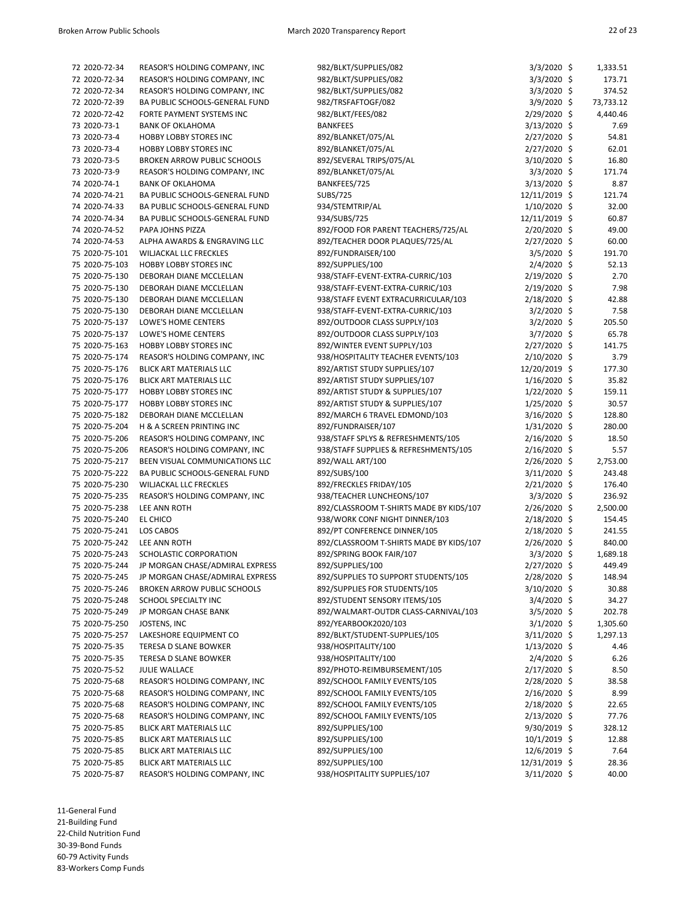| | | | | |
|---|---|---|---|---|
| 72 2020-72-34 | REASOR'S HOLDING COMPANY, INC | 982/BLKT/SUPPLIES/082 | 3/3/2020 | $ 1,333.51 |
| 72 2020-72-34 | REASOR'S HOLDING COMPANY, INC | 982/BLKT/SUPPLIES/082 | 3/3/2020 | $ 173.71 |
| 72 2020-72-34 | REASOR'S HOLDING COMPANY, INC | 982/BLKT/SUPPLIES/082 | 3/3/2020 | $ 374.52 |
| 72 2020-72-39 | BA PUBLIC SCHOOLS-GENERAL FUND | 982/TRSFAFTOGF/082 | 3/9/2020 | $ 73,733.12 |
| 72 2020-72-42 | FORTE PAYMENT SYSTEMS INC | 982/BLKT/FEES/082 | 2/29/2020 | $ 4,440.46 |
| 73 2020-73-1 | BANK OF OKLAHOMA | BANKFEES | 3/13/2020 | $ 7.69 |
| 73 2020-73-4 | HOBBY LOBBY STORES INC | 892/BLANKET/075/AL | 2/27/2020 | $ 54.81 |
| 73 2020-73-4 | HOBBY LOBBY STORES INC | 892/BLANKET/075/AL | 2/27/2020 | $ 62.01 |
| 73 2020-73-5 | BROKEN ARROW PUBLIC SCHOOLS | 892/SEVERAL TRIPS/075/AL | 3/10/2020 | $ 16.80 |
| 73 2020-73-9 | REASOR'S HOLDING COMPANY, INC | 892/BLANKET/075/AL | 3/3/2020 | $ 171.74 |
| 74 2020-74-1 | BANK OF OKLAHOMA | BANKFEES/725 | 3/13/2020 | $ 8.87 |
| 74 2020-74-21 | BA PUBLIC SCHOOLS-GENERAL FUND | SUBS/725 | 12/11/2019 | $ 121.74 |
| 74 2020-74-33 | BA PUBLIC SCHOOLS-GENERAL FUND | 934/STEMTRIP/AL | 1/10/2020 | $ 32.00 |
| 74 2020-74-34 | BA PUBLIC SCHOOLS-GENERAL FUND | 934/SUBS/725 | 12/11/2019 | $ 60.87 |
| 74 2020-74-52 | PAPA JOHNS PIZZA | 892/FOOD FOR PARENT TEACHERS/725/AL | 2/20/2020 | $ 49.00 |
| 74 2020-74-53 | ALPHA AWARDS & ENGRAVING LLC | 892/TEACHER DOOR PLAQUES/725/AL | 2/27/2020 | $ 60.00 |
| 75 2020-75-101 | WILJACKAL LLC FRECKLES | 892/FUNDRAISER/100 | 3/5/2020 | $ 191.70 |
| 75 2020-75-103 | HOBBY LOBBY STORES INC | 892/SUPPLIES/100 | 2/4/2020 | $ 52.13 |
| 75 2020-75-130 | DEBORAH DIANE MCCLELLAN | 938/STAFF-EVENT-EXTRA-CURRIC/103 | 2/19/2020 | $ 2.70 |
| 75 2020-75-130 | DEBORAH DIANE MCCLELLAN | 938/STAFF-EVENT-EXTRA-CURRIC/103 | 2/19/2020 | $ 7.98 |
| 75 2020-75-130 | DEBORAH DIANE MCCLELLAN | 938/STAFF EVENT EXTRACURRICULAR/103 | 2/18/2020 | $ 42.88 |
| 75 2020-75-130 | DEBORAH DIANE MCCLELLAN | 938/STAFF-EVENT-EXTRA-CURRIC/103 | 3/2/2020 | $ 7.58 |
| 75 2020-75-137 | LOWE'S HOME CENTERS | 892/OUTDOOR CLASS SUPPLY/103 | 3/2/2020 | $ 205.50 |
| 75 2020-75-137 | LOWE'S HOME CENTERS | 892/OUTDOOR CLASS SUPPLY/103 | 3/7/2020 | $ 65.78 |
| 75 2020-75-163 | HOBBY LOBBY STORES INC | 892/WINTER EVENT SUPPLY/103 | 2/27/2020 | $ 141.75 |
| 75 2020-75-174 | REASOR'S HOLDING COMPANY, INC | 938/HOSPITALITY TEACHER EVENTS/103 | 2/10/2020 | $ 3.79 |
| 75 2020-75-176 | BLICK ART MATERIALS LLC | 892/ARTIST STUDY SUPPLIES/107 | 12/20/2019 | $ 177.30 |
| 75 2020-75-176 | BLICK ART MATERIALS LLC | 892/ARTIST STUDY SUPPLIES/107 | 1/16/2020 | $ 35.82 |
| 75 2020-75-177 | HOBBY LOBBY STORES INC | 892/ARTIST STUDY & SUPPLIES/107 | 1/22/2020 | $ 159.11 |
| 75 2020-75-177 | HOBBY LOBBY STORES INC | 892/ARTIST STUDY & SUPPLIES/107 | 1/25/2020 | $ 30.57 |
| 75 2020-75-182 | DEBORAH DIANE MCCLELLAN | 892/MARCH 6 TRAVEL EDMOND/103 | 3/16/2020 | $ 128.80 |
| 75 2020-75-204 | H & A SCREEN PRINTING INC | 892/FUNDRAISER/107 | 1/31/2020 | $ 280.00 |
| 75 2020-75-206 | REASOR'S HOLDING COMPANY, INC | 938/STAFF SPLYS & REFRESHMENTS/105 | 2/16/2020 | $ 18.50 |
| 75 2020-75-206 | REASOR'S HOLDING COMPANY, INC | 938/STAFF SUPPLIES & REFRESHMENTS/105 | 2/16/2020 | $ 5.57 |
| 75 2020-75-217 | BEEN VISUAL COMMUNICATIONS LLC | 892/WALL ART/100 | 2/26/2020 | $ 2,753.00 |
| 75 2020-75-222 | BA PUBLIC SCHOOLS-GENERAL FUND | 892/SUBS/100 | 3/11/2020 | $ 243.48 |
| 75 2020-75-230 | WILJACKAL LLC FRECKLES | 892/FRECKLES FRIDAY/105 | 2/21/2020 | $ 176.40 |
| 75 2020-75-235 | REASOR'S HOLDING COMPANY, INC | 938/TEACHER LUNCHEONS/107 | 3/3/2020 | $ 236.92 |
| 75 2020-75-238 | LEE ANN ROTH | 892/CLASSROOM T-SHIRTS MADE BY KIDS/107 | 2/26/2020 | $ 2,500.00 |
| 75 2020-75-240 | EL CHICO | 938/WORK CONF NIGHT DINNER/103 | 2/18/2020 | $ 154.45 |
| 75 2020-75-241 | LOS CABOS | 892/PT CONFERENCE DINNER/105 | 2/18/2020 | $ 241.55 |
| 75 2020-75-242 | LEE ANN ROTH | 892/CLASSROOM T-SHIRTS MADE BY KIDS/107 | 2/26/2020 | $ 840.00 |
| 75 2020-75-243 | SCHOLASTIC CORPORATION | 892/SPRING BOOK FAIR/107 | 3/3/2020 | $ 1,689.18 |
| 75 2020-75-244 | JP MORGAN CHASE/ADMIRAL EXPRESS | 892/SUPPLIES/100 | 2/27/2020 | $ 449.49 |
| 75 2020-75-245 | JP MORGAN CHASE/ADMIRAL EXPRESS | 892/SUPPLIES TO SUPPORT STUDENTS/105 | 2/28/2020 | $ 148.94 |
| 75 2020-75-246 | BROKEN ARROW PUBLIC SCHOOLS | 892/SUPPLIES FOR STUDENTS/105 | 3/10/2020 | $ 30.88 |
| 75 2020-75-248 | SCHOOL SPECIALTY INC | 892/STUDENT SENSORY ITEMS/105 | 3/4/2020 | $ 34.27 |
| 75 2020-75-249 | JP MORGAN CHASE BANK | 892/WALMART-OUTDR CLASS-CARNIVAL/103 | 3/5/2020 | $ 202.78 |
| 75 2020-75-250 | JOSTENS, INC | 892/YEARBOOK2020/103 | 3/1/2020 | $ 1,305.60 |
| 75 2020-75-257 | LAKESHORE EQUIPMENT CO | 892/BLKT/STUDENT-SUPPLIES/105 | 3/11/2020 | $ 1,297.13 |
| 75 2020-75-35 | TERESA D SLANE BOWKER | 938/HOSPITALITY/100 | 1/13/2020 | $ 4.46 |
| 75 2020-75-35 | TERESA D SLANE BOWKER | 938/HOSPITALITY/100 | 2/4/2020 | $ 6.26 |
| 75 2020-75-52 | JULIE WALLACE | 892/PHOTO-REIMBURSEMENT/105 | 2/17/2020 | $ 8.50 |
| 75 2020-75-68 | REASOR'S HOLDING COMPANY, INC | 892/SCHOOL FAMILY EVENTS/105 | 2/28/2020 | $ 38.58 |
| 75 2020-75-68 | REASOR'S HOLDING COMPANY, INC | 892/SCHOOL FAMILY EVENTS/105 | 2/16/2020 | $ 8.99 |
| 75 2020-75-68 | REASOR'S HOLDING COMPANY, INC | 892/SCHOOL FAMILY EVENTS/105 | 2/18/2020 | $ 22.65 |
| 75 2020-75-68 | REASOR'S HOLDING COMPANY, INC | 892/SCHOOL FAMILY EVENTS/105 | 2/13/2020 | $ 77.76 |
| 75 2020-75-85 | BLICK ART MATERIALS LLC | 892/SUPPLIES/100 | 9/30/2019 | $ 328.12 |
| 75 2020-75-85 | BLICK ART MATERIALS LLC | 892/SUPPLIES/100 | 10/1/2019 | $ 12.88 |
| 75 2020-75-85 | BLICK ART MATERIALS LLC | 892/SUPPLIES/100 | 12/6/2019 | $ 7.64 |
| 75 2020-75-85 | BLICK ART MATERIALS LLC | 892/SUPPLIES/100 | 12/31/2019 | $ 28.36 |
| 75 2020-75-87 | REASOR'S HOLDING COMPANY, INC | 938/HOSPITALITY SUPPLIES/107 | 3/11/2020 | $ 40.00 |

11-General Fund
21-Building Fund
22-Child Nutrition Fund
30-39-Bond Funds
60-79 Activity Funds
83-Workers Comp Funds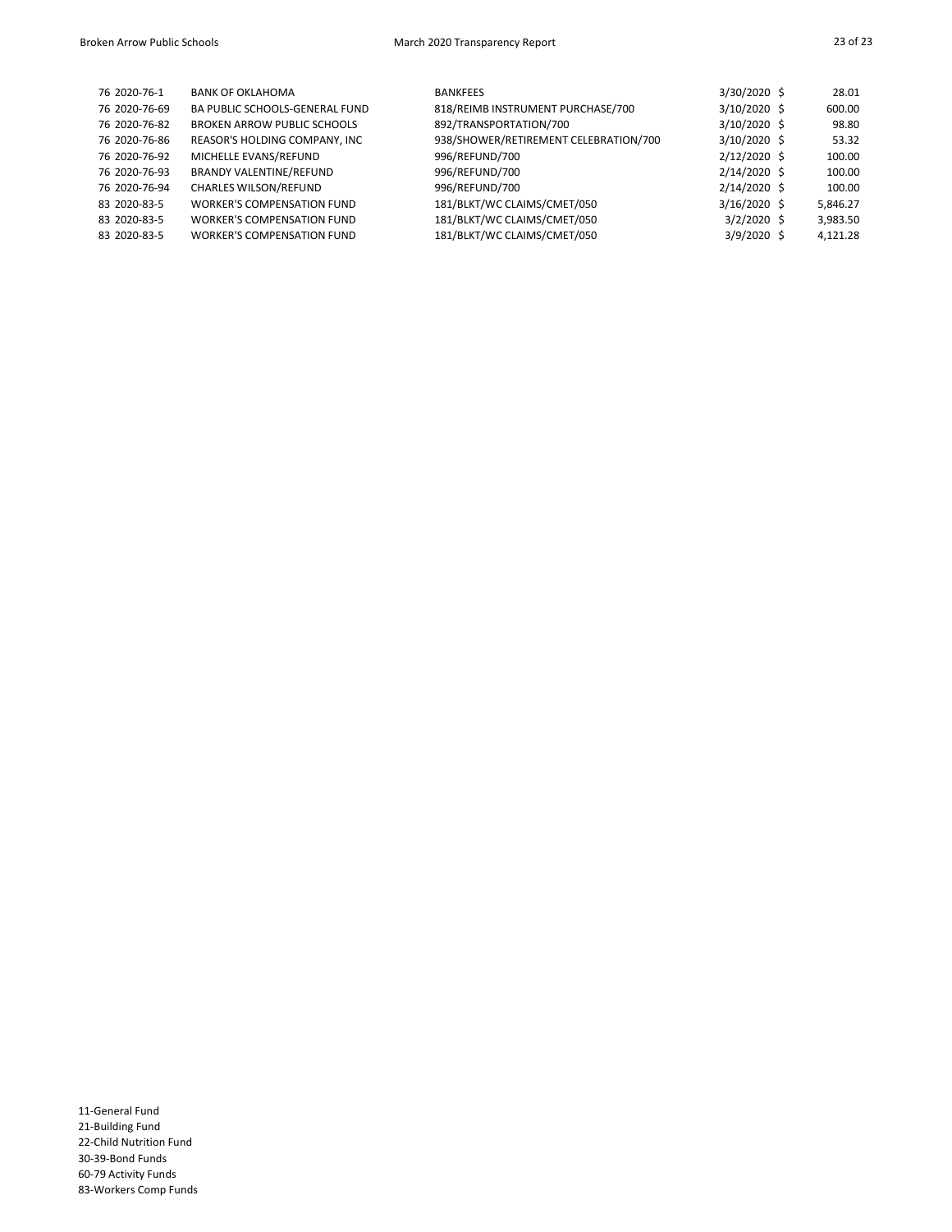| | | | | |
|---|---|---|---|---|
| 76 2020-76-1 | BANK OF OKLAHOMA | BANKFEES | 3/30/2020 | $ 28.01 |
| 76 2020-76-69 | BA PUBLIC SCHOOLS-GENERAL FUND | 818/REIMB INSTRUMENT PURCHASE/700 | 3/10/2020 | $ 600.00 |
| 76 2020-76-82 | BROKEN ARROW PUBLIC SCHOOLS | 892/TRANSPORTATION/700 | 3/10/2020 | $ 98.80 |
| 76 2020-76-86 | REASOR'S HOLDING COMPANY, INC | 938/SHOWER/RETIREMENT CELEBRATION/700 | 3/10/2020 | $ 53.32 |
| 76 2020-76-92 | MICHELLE EVANS/REFUND | 996/REFUND/700 | 2/12/2020 | $ 100.00 |
| 76 2020-76-93 | BRANDY VALENTINE/REFUND | 996/REFUND/700 | 2/14/2020 | $ 100.00 |
| 76 2020-76-94 | CHARLES WILSON/REFUND | 996/REFUND/700 | 2/14/2020 | $ 100.00 |
| 83 2020-83-5 | WORKER'S COMPENSATION FUND | 181/BLKT/WC CLAIMS/CMET/050 | 3/16/2020 | $ 5,846.27 |
| 83 2020-83-5 | WORKER'S COMPENSATION FUND | 181/BLKT/WC CLAIMS/CMET/050 | 3/2/2020 | $ 3,983.50 |
| 83 2020-83-5 | WORKER'S COMPENSATION FUND | 181/BLKT/WC CLAIMS/CMET/050 | 3/9/2020 | $ 4,121.28 |

11-General Fund
21-Building Fund
22-Child Nutrition Fund
30-39-Bond Funds
60-79 Activity Funds
83-Workers Comp Funds